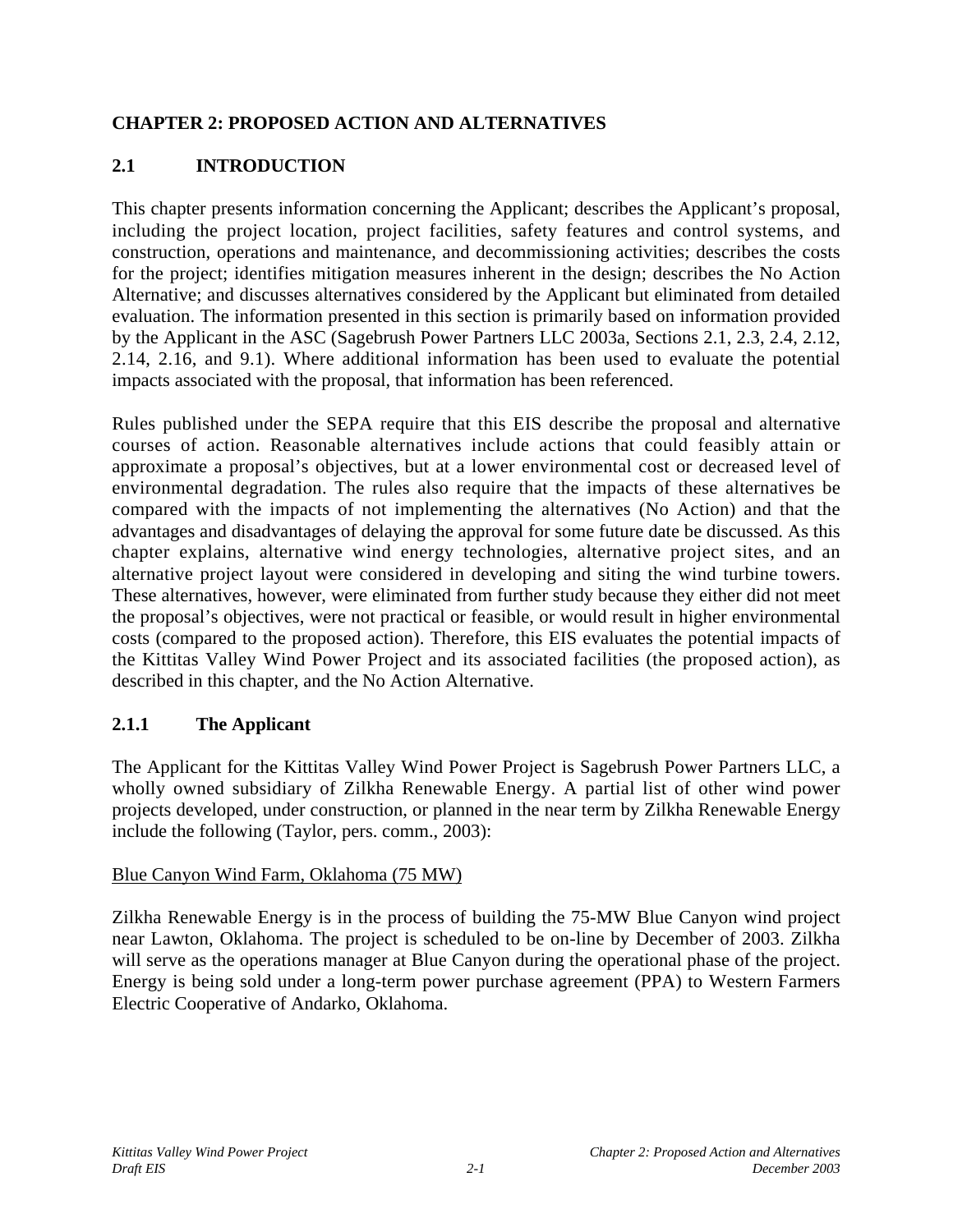# CHAPTER 2: PROPOSED ACTION AND ALTERNATIVES

## 2.1 INTRODUCTION

This chapter presents information concerning the Applicant; describes the Applicant's proposal, including the project location, project facilities, safety features and control systems, and construction, operations and maintenance, and decommissioning activities; describes the costs for the project; identifies mitigation measures inherent in the design; describes the No Action Alternative; and discusses alternatives considered by the Applicant but eliminated from detailed evaluation. The information presented in this section is primarily based on information provided by the Applicant in the ASC (Sagebrush Power Partners LLC 2003a, Sections 2.1, 2.3, 2.4, 2.12, 2.14, 2.16, and 9.1). Where additional information has been used to evaluate the potential impacts associated with the proposal, that information has been referenced.

Rules published under the SEPA require that this EIS describe the proposal and alternative courses of action. Reasonable alternatives include actions that could feasibly attain or approximate a proposal's objectives, but at a lower environmental cost or decreased level of environmental degradation. The rules also require that the impacts of these alternatives be compared with the impacts of not implementing the alternatives (No Action) and that the advantages and disadvantages of delaying the approval for some future date be discussed. As this chapter explains, alternative wind energy technologies, alternative project sites, and an alternative project layout were considered in developing and siting the wind turbine towers. These alternatives, however, were eliminated from further study because they either did not meet the proposal's objectives, were not practical or feasible, or would result in higher environmental costs (compared to the proposed action). Therefore, this EIS evaluates the potential impacts of the Kittitas Valley Wind Power Project and its associated facilities (the proposed action), as described in this chapter, and the No Action Alternative.

### 2.1.1 The Applicant

The Applicant for the Kittitas Valley Wind Power Project is Sagebrush Power Partners LLC, a wholly owned subsidiary of Zilkha Renewable Energy. A partial list of other wind power projects developed, under construction, or planned in the near term by Zilkha Renewable Energy include the following (Taylor, pers. comm., 2003):

<u>Blue Canyon Wind Farm, Oklahoma (75 MW)</u>

Zilkha Renewable Energy is in the process of building the 75-MW Blue Canyon wind project near Lawton, Oklahoma. The project is scheduled to be on-line by December of 2003. Zilkha will serve as the operations manager at Blue Canyon during the operational phase of the project. Energy is being sold under a long-term power purchase agreement (PPA) to Western Farmers Electric Cooperative of Andarko, Oklahoma.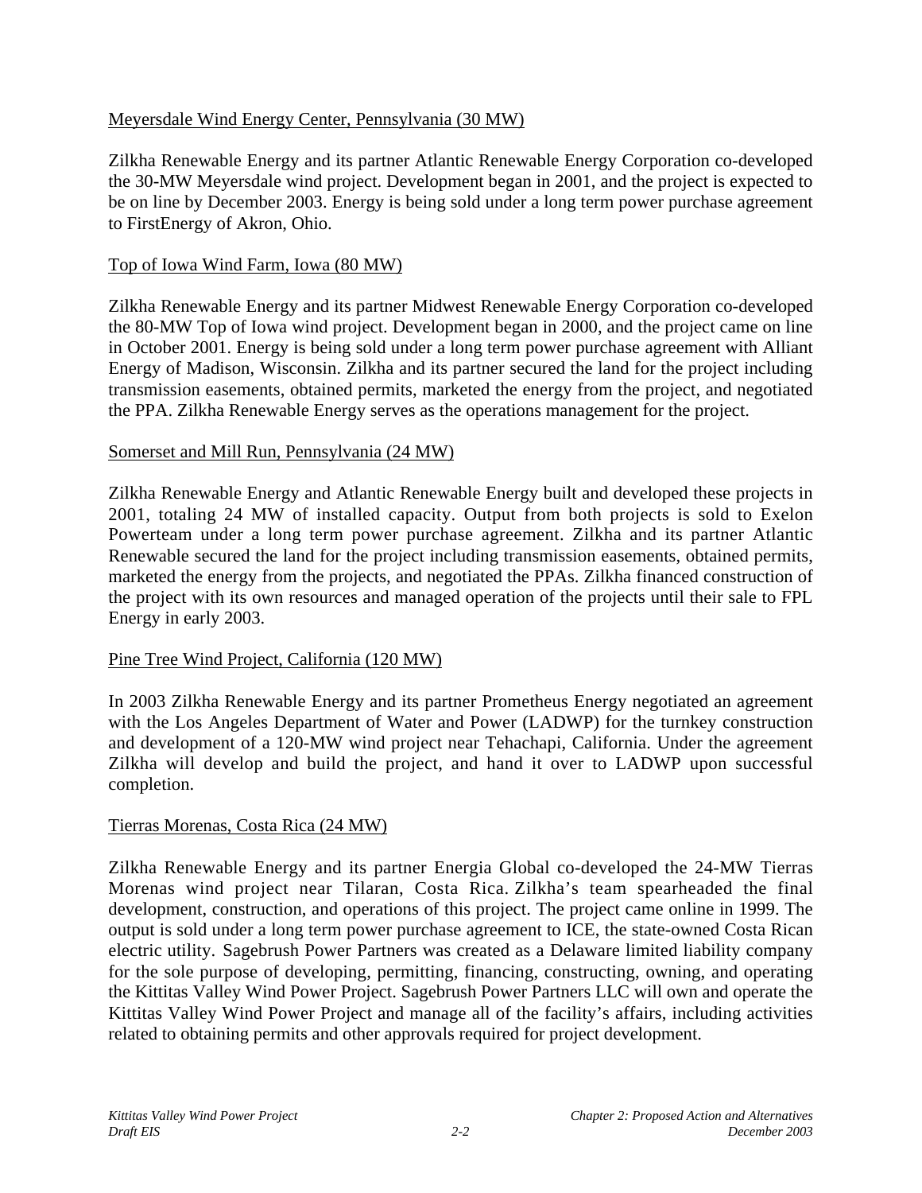Meyersdale Wind Energy Center, Pennsylvania (30 MW)

Zilkha Renewable Energy and its partner Atlantic Renewable Energy Corporation co-developed the 30-MW Meyersdale wind project. Development began in 2001, and the project is expected to be on line by December 2003. Energy is being sold under a long term power purchase agreement to FirstEnergy of Akron, Ohio.

Top of Iowa Wind Farm, Iowa (80 MW)

Zilkha Renewable Energy and its partner Midwest Renewable Energy Corporation co-developed the 80-MW Top of Iowa wind project. Development began in 2000, and the project came on line in October 2001. Energy is being sold under a long term power purchase agreement with Alliant Energy of Madison, Wisconsin. Zilkha and its partner secured the land for the project including transmission easements, obtained permits, marketed the energy from the project, and negotiated the PPA. Zilkha Renewable Energy serves as the operations management for the project.

Somerset and Mill Run, Pennsylvania (24 MW)

Zilkha Renewable Energy and Atlantic Renewable Energy built and developed these projects in 2001, totaling 24 MW of installed capacity. Output from both projects is sold to Exelon Powerteam under a long term power purchase agreement. Zilkha and its partner Atlantic Renewable secured the land for the project including transmission easements, obtained permits, marketed the energy from the projects, and negotiated the PPAs. Zilkha financed construction of the project with its own resources and managed operation of the projects until their sale to FPL Energy in early 2003.

Pine Tree Wind Project, California (120 MW)

In 2003 Zilkha Renewable Energy and its partner Prometheus Energy negotiated an agreement with the Los Angeles Department of Water and Power (LADWP) for the turnkey construction and development of a 120-MW wind project near Tehachapi, California. Under the agreement Zilkha will develop and build the project, and hand it over to LADWP upon successful completion.

Tierras Morenas, Costa Rica (24 MW)

Zilkha Renewable Energy and its partner Energia Global co-developed the 24-MW Tierras Morenas wind project near Tilaran, Costa Rica. Zilkha's team spearheaded the final development, construction, and operations of this project. The project came online in 1999. The output is sold under a long term power purchase agreement to ICE, the state-owned Costa Rican electric utility. Sagebrush Power Partners was created as a Delaware limited liability company for the sole purpose of developing, permitting, financing, constructing, owning, and operating the Kittitas Valley Wind Power Project. Sagebrush Power Partners LLC will own and operate the Kittitas Valley Wind Power Project and manage all of the facility's affairs, including activities related to obtaining permits and other approvals required for project development.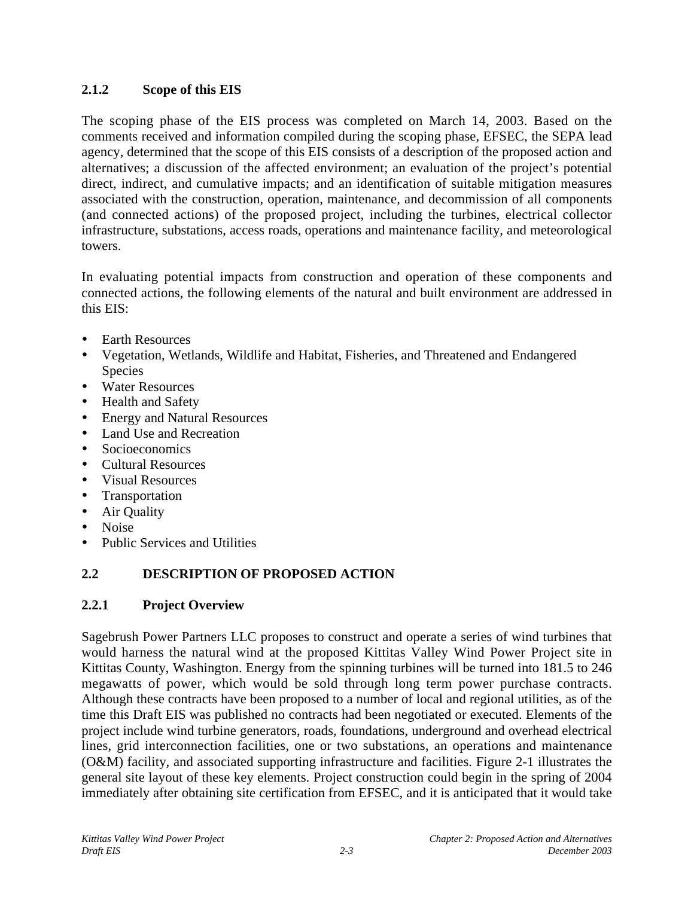### 2.1.2 Scope of this EIS

The scoping phase of the EIS process was completed on March 14, 2003. Based on the comments received and information compiled during the scoping phase, EFSEC, the SEPA lead agency, determined that the scope of this EIS consists of a description of the proposed action and alternatives; a discussion of the affected environment; an evaluation of the project's potential direct, indirect, and cumulative impacts; and an identification of suitable mitigation measures associated with the construction, operation, maintenance, and decommission of all components (and connected actions) of the proposed project, including the turbines, electrical collector infrastructure, substations, access roads, operations and maintenance facility, and meteorological towers.

In evaluating potential impacts from construction and operation of these components and connected actions, the following elements of the natural and built environment are addressed in this EIS:

- Earth Resources
- Vegetation, Wetlands, Wildlife and Habitat, Fisheries, and Threatened and Endangered Species
- Water Resources
- Health and Safety
- Energy and Natural Resources
- Land Use and Recreation
- Socioeconomics
- Cultural Resources
- Visual Resources
- Transportation
- Air Quality
- Noise
- Public Services and Utilities

## 2.2 DESCRIPTION OF PROPOSED ACTION

### 2.2.1 Project Overview

Sagebrush Power Partners LLC proposes to construct and operate a series of wind turbines that would harness the natural wind at the proposed Kittitas Valley Wind Power Project site in Kittitas County, Washington. Energy from the spinning turbines will be turned into 181.5 to 246 megawatts of power, which would be sold through long term power purchase contracts. Although these contracts have been proposed to a number of local and regional utilities, as of the time this Draft EIS was published no contracts had been negotiated or executed. Elements of the project include wind turbine generators, roads, foundations, underground and overhead electrical lines, grid interconnection facilities, one or two substations, an operations and maintenance (O&M) facility, and associated supporting infrastructure and facilities. Figure 2-1 illustrates the general site layout of these key elements. Project construction could begin in the spring of 2004 immediately after obtaining site certification from EFSEC, and it is anticipated that it would take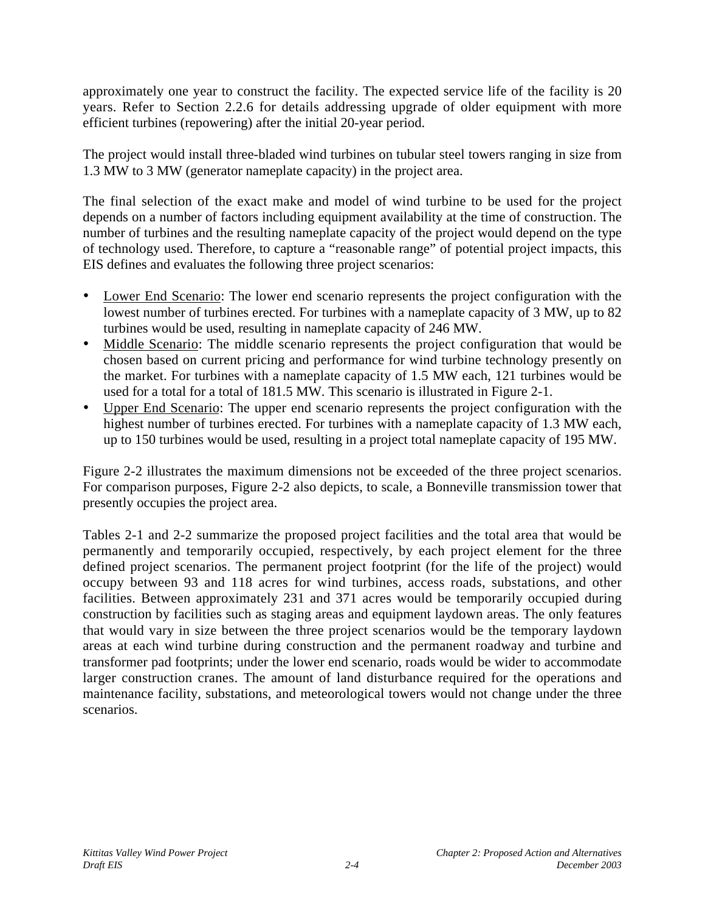approximately one year to construct the facility. The expected service life of the facility is 20 years. Refer to Section 2.2.6 for details addressing upgrade of older equipment with more efficient turbines (repowering) after the initial 20-year period.

The project would install three-bladed wind turbines on tubular steel towers ranging in size from 1.3 MW to 3 MW (generator nameplate capacity) in the project area.

The final selection of the exact make and model of wind turbine to be used for the project depends on a number of factors including equipment availability at the time of construction. The number of turbines and the resulting nameplate capacity of the project would depend on the type of technology used. Therefore, to capture a "reasonable range" of potential project impacts, this EIS defines and evaluates the following three project scenarios:

- <u>Lower End Scenario</u>: The lower end scenario represents the project configuration with the lowest number of turbines erected. For turbines with a nameplate capacity of 3 MW, up to 82 turbines would be used, resulting in nameplate capacity of 246 MW.
- <u>Middle Scenario</u>: The middle scenario represents the project configuration that would be chosen based on current pricing and performance for wind turbine technology presently on the market. For turbines with a nameplate capacity of 1.5 MW each, 121 turbines would be used for a total for a total of 181.5 MW. This scenario is illustrated in Figure 2-1.
- <u>Upper End Scenario</u>: The upper end scenario represents the project configuration with the highest number of turbines erected. For turbines with a nameplate capacity of 1.3 MW each, up to 150 turbines would be used, resulting in a project total nameplate capacity of 195 MW.

Figure 2-2 illustrates the maximum dimensions not be exceeded of the three project scenarios. For comparison purposes, Figure 2-2 also depicts, to scale, a Bonneville transmission tower that presently occupies the project area.

Tables 2-1 and 2-2 summarize the proposed project facilities and the total area that would be permanently and temporarily occupied, respectively, by each project element for the three defined project scenarios. The permanent project footprint (for the life of the project) would occupy between 93 and 118 acres for wind turbines, access roads, substations, and other facilities. Between approximately 231 and 371 acres would be temporarily occupied during construction by facilities such as staging areas and equipment laydown areas. The only features that would vary in size between the three project scenarios would be the temporary laydown areas at each wind turbine during construction and the permanent roadway and turbine and transformer pad footprints; under the lower end scenario, roads would be wider to accommodate larger construction cranes. The amount of land disturbance required for the operations and maintenance facility, substations, and meteorological towers would not change under the three scenarios.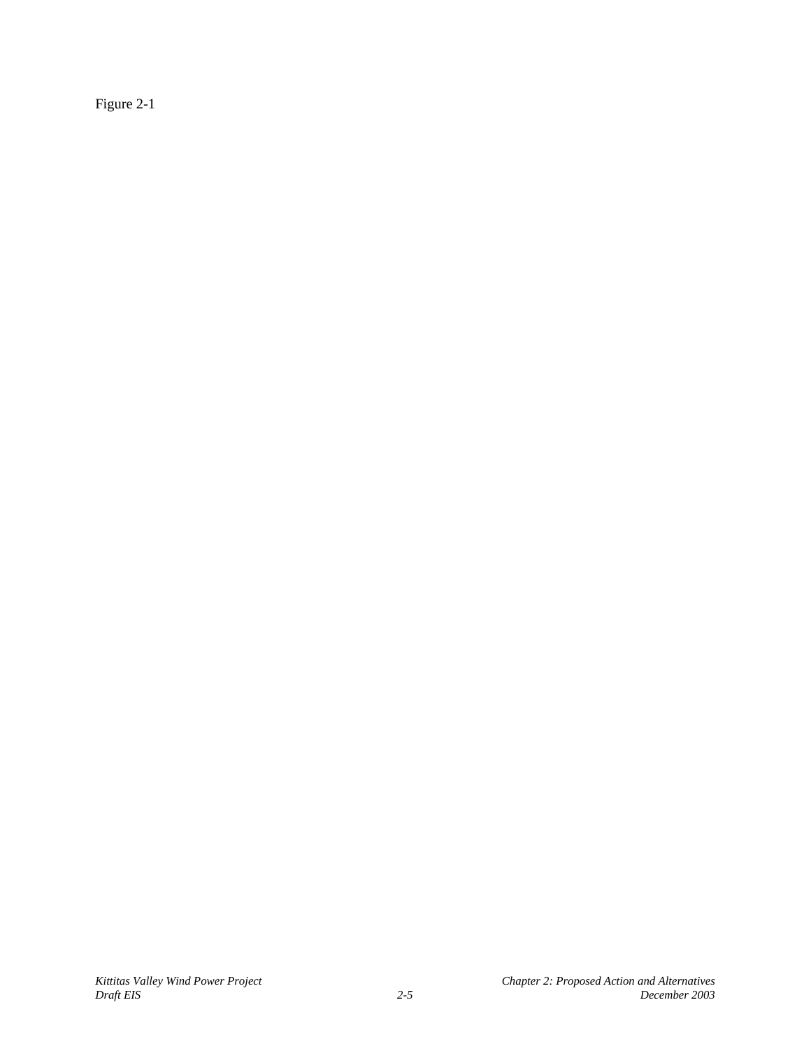Figure 2-1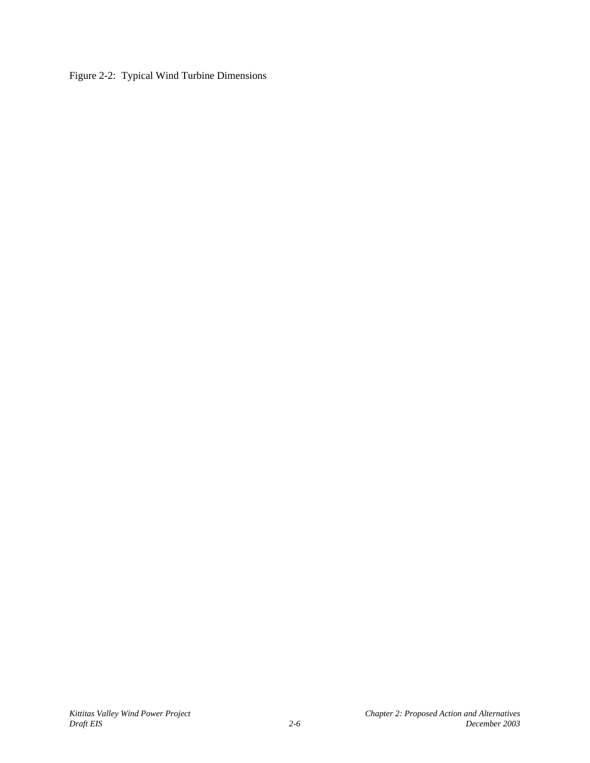Figure 2-2: Typical Wind Turbine Dimensions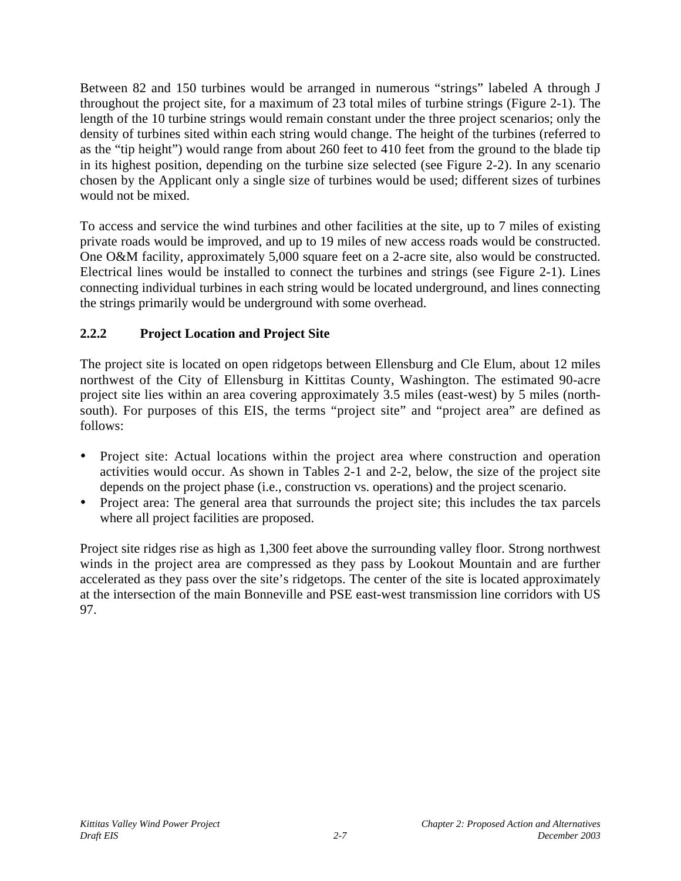Between 82 and 150 turbines would be arranged in numerous "strings" labeled A through J throughout the project site, for a maximum of 23 total miles of turbine strings (Figure 2-1). The length of the 10 turbine strings would remain constant under the three project scenarios; only the density of turbines sited within each string would change. The height of the turbines (referred to as the "tip height") would range from about 260 feet to 410 feet from the ground to the blade tip in its highest position, depending on the turbine size selected (see Figure 2-2). In any scenario chosen by the Applicant only a single size of turbines would be used; different sizes of turbines would not be mixed.

To access and service the wind turbines and other facilities at the site, up to 7 miles of existing private roads would be improved, and up to 19 miles of new access roads would be constructed. One O&M facility, approximately 5,000 square feet on a 2-acre site, also would be constructed. Electrical lines would be installed to connect the turbines and strings (see Figure 2-1). Lines connecting individual turbines in each string would be located underground, and lines connecting the strings primarily would be underground with some overhead.

### 2.2.2 Project Location and Project Site

The project site is located on open ridgetops between Ellensburg and Cle Elum, about 12 miles northwest of the City of Ellensburg in Kittitas County, Washington. The estimated 90-acre project site lies within an area covering approximately 3.5 miles (east-west) by 5 miles (north-south). For purposes of this EIS, the terms "project site" and "project area" are defined as follows:

- Project site: Actual locations within the project area where construction and operation activities would occur. As shown in Tables 2-1 and 2-2, below, the size of the project site depends on the project phase (i.e., construction vs. operations) and the project scenario.
- Project area: The general area that surrounds the project site; this includes the tax parcels where all project facilities are proposed.

Project site ridges rise as high as 1,300 feet above the surrounding valley floor. Strong northwest winds in the project area are compressed as they pass by Lookout Mountain and are further accelerated as they pass over the site's ridgetops. The center of the site is located approximately at the intersection of the main Bonneville and PSE east-west transmission line corridors with US 97.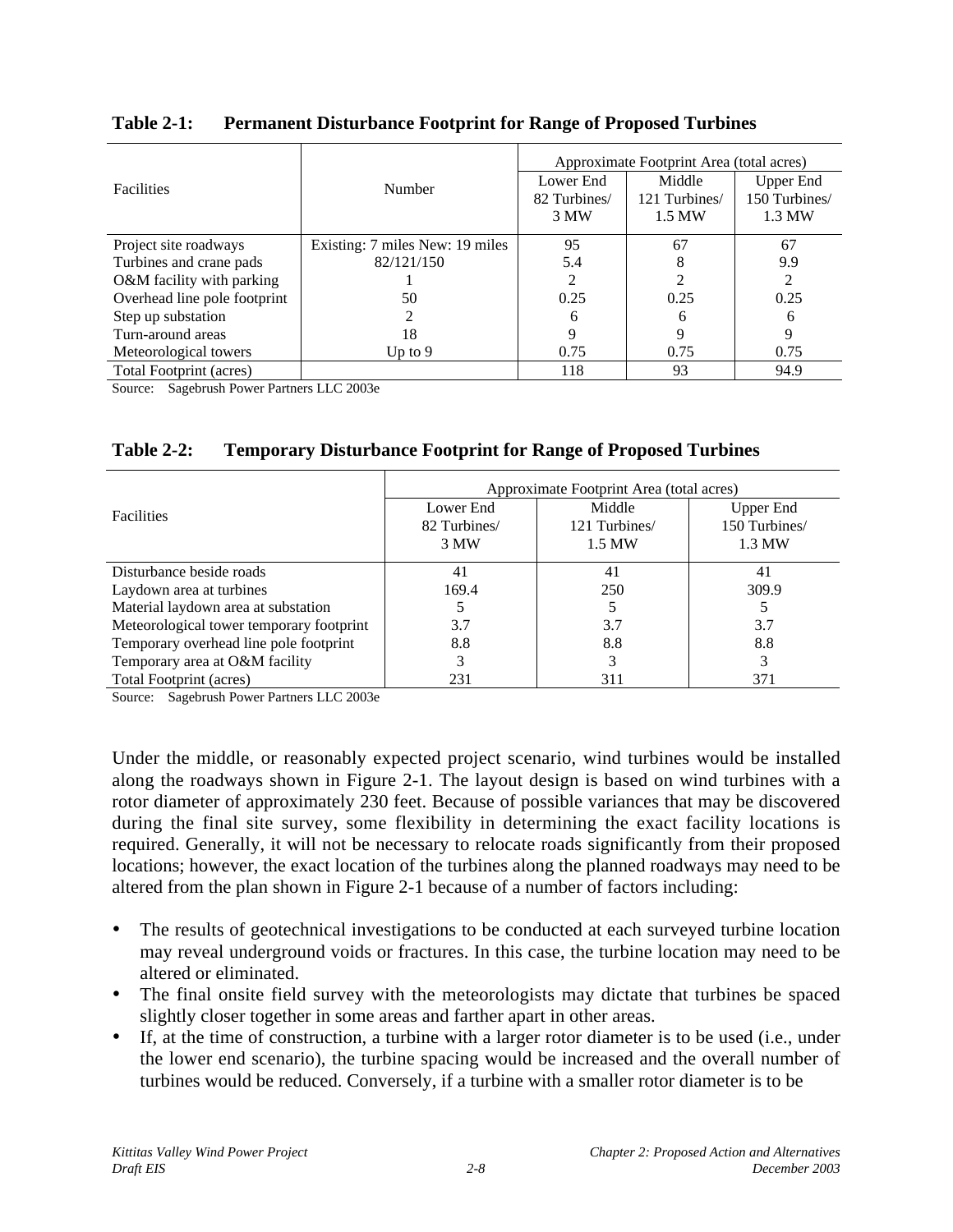**Table 2-1: Permanent Disturbance Footprint for Range of Proposed Turbines**

| Facilities | Number | Approximate Footprint Area (total acres) | | |
|---|---|---|---|---|
| | | Lower End 82 Turbines/ 3 MW | Middle 121 Turbines/ 1.5 MW | Upper End 150 Turbines/ 1.3 MW |
| Project site roadways | Existing: 7 miles New: 19 miles | 95 | 67 | 67 |
| Turbines and crane pads | 82/121/150 | 5.4 | 8 | 9.9 |
| O&M facility with parking | 1 | 2 | 2 | 2 |
| Overhead line pole footprint | 50 | 0.25 | 0.25 | 0.25 |
| Step up substation | 2 | 6 | 6 | 6 |
| Turn-around areas | 18 | 9 | 9 | 9 |
| Meteorological towers | Up to 9 | 0.75 | 0.75 | 0.75 |
| Total Footprint (acres) | | 118 | 93 | 94.9 |

Source: Sagebrush Power Partners LLC 2003e

**Table 2-2: Temporary Disturbance Footprint for Range of Proposed Turbines**

| Facilities | Approximate Footprint Area (total acres) | | |
|---|---|---|---|
| | Lower End 82 Turbines/ 3 MW | Middle 121 Turbines/ 1.5 MW | Upper End 150 Turbines/ 1.3 MW |
| Disturbance beside roads | 41 | 41 | 41 |
| Laydown area at turbines | 169.4 | 250 | 309.9 |
| Material laydown area at substation | 5 | 5 | 5 |
| Meteorological tower temporary footprint | 3.7 | 3.7 | 3.7 |
| Temporary overhead line pole footprint | 8.8 | 8.8 | 8.8 |
| Temporary area at O&M facility | 3 | 3 | 3 |
| Total Footprint (acres) | 231 | 311 | 371 |

Source: Sagebrush Power Partners LLC 2003e

Under the middle, or reasonably expected project scenario, wind turbines would be installed along the roadways shown in Figure 2-1. The layout design is based on wind turbines with a rotor diameter of approximately 230 feet. Because of possible variances that may be discovered during the final site survey, some flexibility in determining the exact facility locations is required. Generally, it will not be necessary to relocate roads significantly from their proposed locations; however, the exact location of the turbines along the planned roadways may need to be altered from the plan shown in Figure 2-1 because of a number of factors including:

- The results of geotechnical investigations to be conducted at each surveyed turbine location may reveal underground voids or fractures. In this case, the turbine location may need to be altered or eliminated.
- The final onsite field survey with the meteorologists may dictate that turbines be spaced slightly closer together in some areas and farther apart in other areas.
- If, at the time of construction, a turbine with a larger rotor diameter is to be used (i.e., under the lower end scenario), the turbine spacing would be increased and the overall number of turbines would be reduced. Conversely, if a turbine with a smaller rotor diameter is to be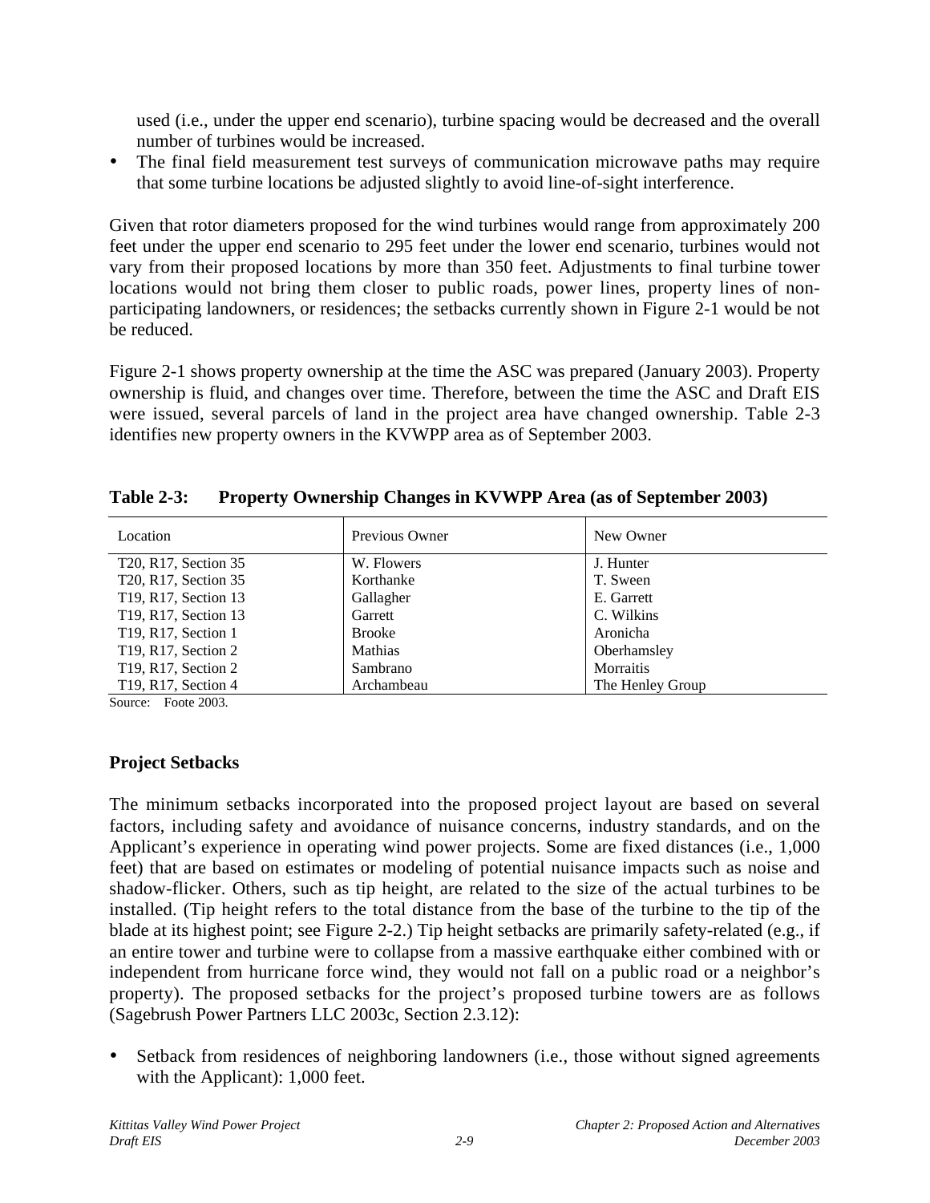used (i.e., under the upper end scenario), turbine spacing would be decreased and the overall number of turbines would be increased.

- The final field measurement test surveys of communication microwave paths may require that some turbine locations be adjusted slightly to avoid line-of-sight interference.

Given that rotor diameters proposed for the wind turbines would range from approximately 200 feet under the upper end scenario to 295 feet under the lower end scenario, turbines would not vary from their proposed locations by more than 350 feet. Adjustments to final turbine tower locations would not bring them closer to public roads, power lines, property lines of non-participating landowners, or residences; the setbacks currently shown in Figure 2-1 would be not be reduced.

Figure 2-1 shows property ownership at the time the ASC was prepared (January 2003). Property ownership is fluid, and changes over time. Therefore, between the time the ASC and Draft EIS were issued, several parcels of land in the project area have changed ownership. Table 2-3 identifies new property owners in the KVWPP area as of September 2003.

**Table 2-3: Property Ownership Changes in KVWPP Area (as of September 2003)**

| Location | Previous Owner | New Owner |
|---|---|---|
| T20, R17, Section 35 | W. Flowers | J. Hunter |
| T20, R17, Section 35 | Korthanke | T. Sween |
| T19, R17, Section 13 | Gallagher | E. Garrett |
| T19, R17, Section 13 | Garrett | C. Wilkins |
| T19, R17, Section 1 | Brooke | Aronicha |
| T19, R17, Section 2 | Mathias | Oberhamsley |
| T19, R17, Section 2 | Sambrano | Morraitis |
| T19, R17, Section 4 | Archambeau | The Henley Group |

Source: Foote 2003.

### Project Setbacks

The minimum setbacks incorporated into the proposed project layout are based on several factors, including safety and avoidance of nuisance concerns, industry standards, and on the Applicant's experience in operating wind power projects. Some are fixed distances (i.e., 1,000 feet) that are based on estimates or modeling of potential nuisance impacts such as noise and shadow-flicker. Others, such as tip height, are related to the size of the actual turbines to be installed. (Tip height refers to the total distance from the base of the turbine to the tip of the blade at its highest point; see Figure 2-2.) Tip height setbacks are primarily safety-related (e.g., if an entire tower and turbine were to collapse from a massive earthquake either combined with or independent from hurricane force wind, they would not fall on a public road or a neighbor's property). The proposed setbacks for the project's proposed turbine towers are as follows (Sagebrush Power Partners LLC 2003c, Section 2.3.12):

- Setback from residences of neighboring landowners (i.e., those without signed agreements with the Applicant): 1,000 feet.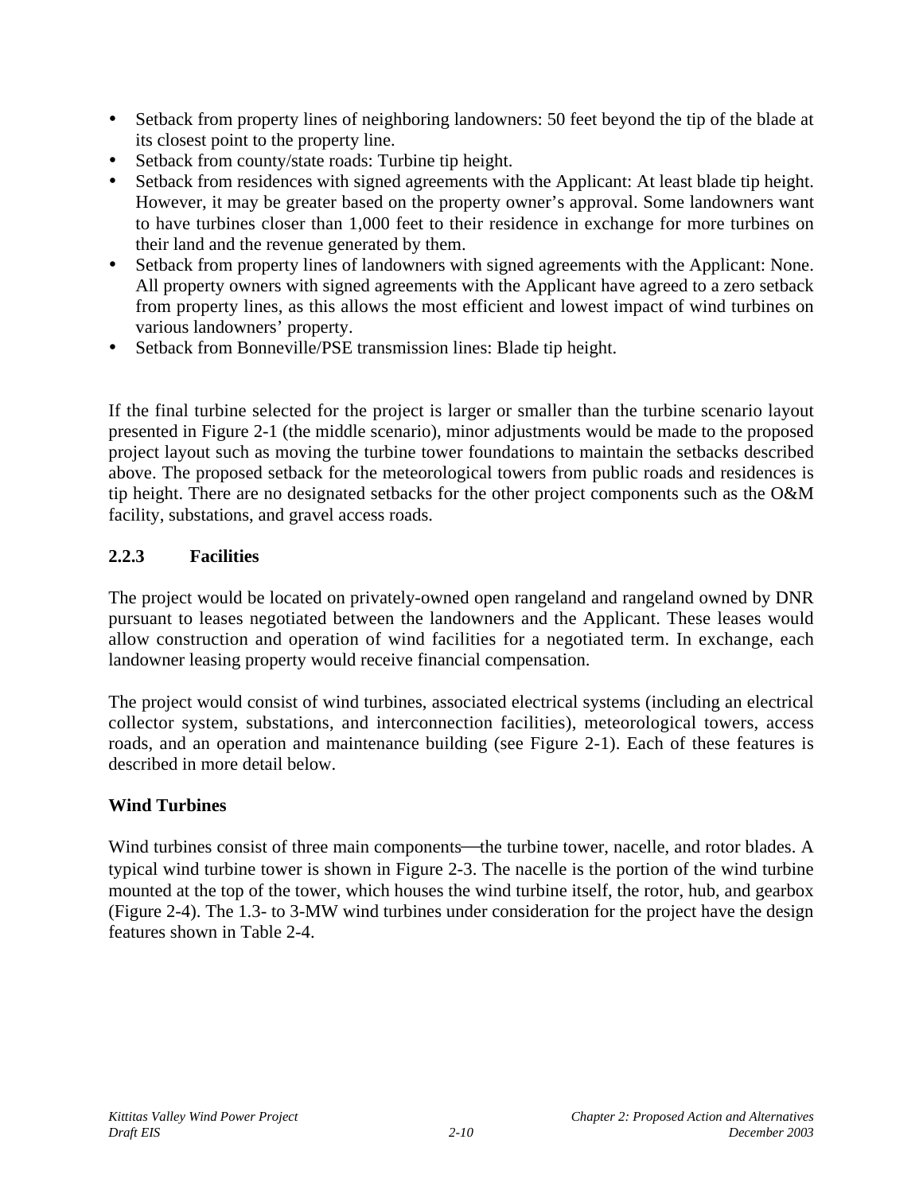- Setback from property lines of neighboring landowners: 50 feet beyond the tip of the blade at its closest point to the property line.
- Setback from county/state roads: Turbine tip height.
- Setback from residences with signed agreements with the Applicant: At least blade tip height. However, it may be greater based on the property owner's approval. Some landowners want to have turbines closer than 1,000 feet to their residence in exchange for more turbines on their land and the revenue generated by them.
- Setback from property lines of landowners with signed agreements with the Applicant: None. All property owners with signed agreements with the Applicant have agreed to a zero setback from property lines, as this allows the most efficient and lowest impact of wind turbines on various landowners' property.
- Setback from Bonneville/PSE transmission lines: Blade tip height.

If the final turbine selected for the project is larger or smaller than the turbine scenario layout presented in Figure 2-1 (the middle scenario), minor adjustments would be made to the proposed project layout such as moving the turbine tower foundations to maintain the setbacks described above. The proposed setback for the meteorological towers from public roads and residences is tip height. There are no designated setbacks for the other project components such as the O&M facility, substations, and gravel access roads.

### 2.2.3 Facilities

The project would be located on privately-owned open rangeland and rangeland owned by DNR pursuant to leases negotiated between the landowners and the Applicant. These leases would allow construction and operation of wind facilities for a negotiated term. In exchange, each landowner leasing property would receive financial compensation.

The project would consist of wind turbines, associated electrical systems (including an electrical collector system, substations, and interconnection facilities), meteorological towers, access roads, and an operation and maintenance building (see Figure 2-1). Each of these features is described in more detail below.

**Wind Turbines**

Wind turbines consist of three main components—the turbine tower, nacelle, and rotor blades. A typical wind turbine tower is shown in Figure 2-3. The nacelle is the portion of the wind turbine mounted at the top of the tower, which houses the wind turbine itself, the rotor, hub, and gearbox (Figure 2-4). The 1.3- to 3-MW wind turbines under consideration for the project have the design features shown in Table 2-4.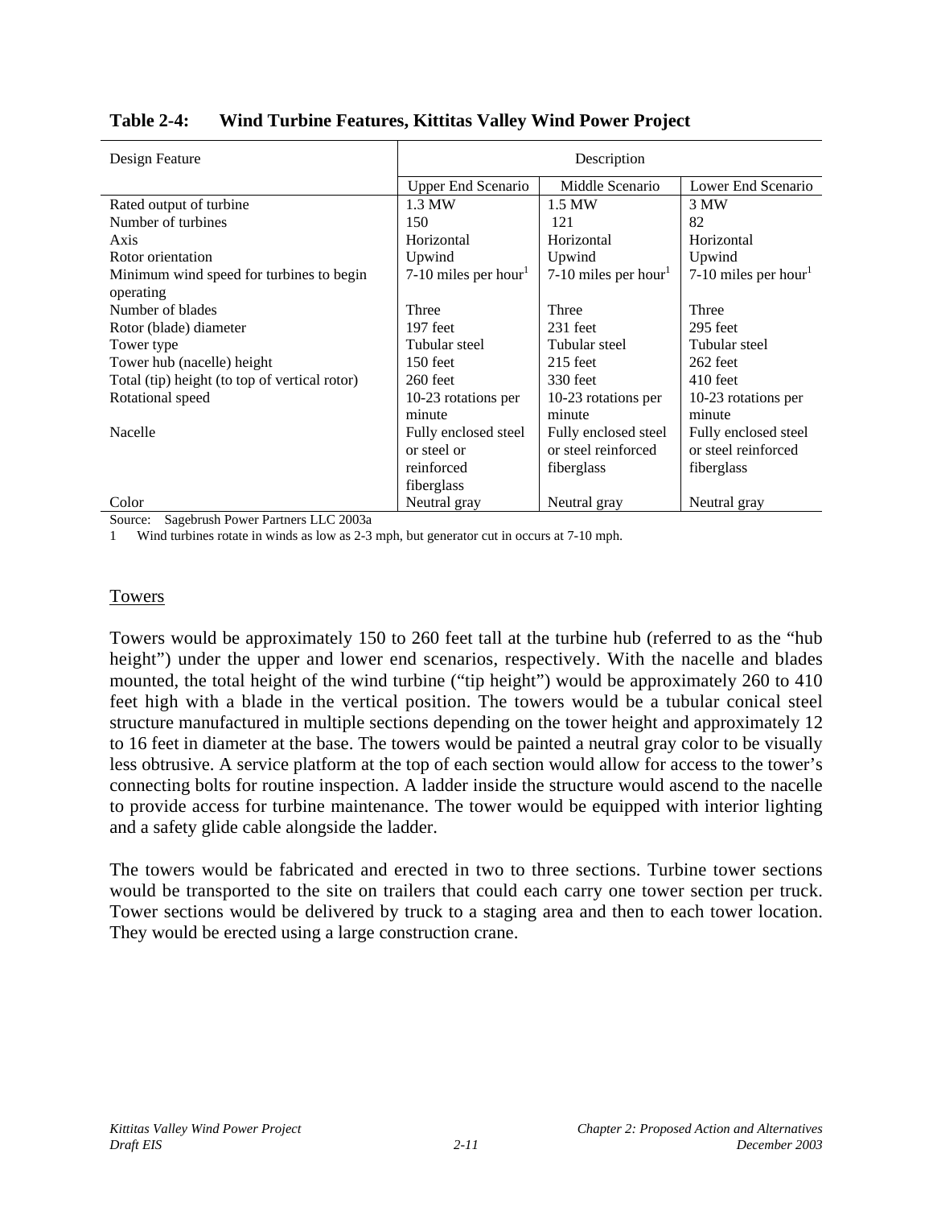**Table 2-4: Wind Turbine Features, Kittitas Valley Wind Power Project**

| Design Feature | Description | | |
|---|---|---|---|
| | Upper End Scenario | Middle Scenario | Lower End Scenario |
| Rated output of turbine | 1.3 MW | 1.5 MW | 3 MW |
| Number of turbines | 150 | 121 | 82 |
| Axis | Horizontal | Horizontal | Horizontal |
| Rotor orientation | Upwind | Upwind | Upwind |
| Minimum wind speed for turbines to begin operating | 7-10 miles per hour[1] | 7-10 miles per hour[1] | 7-10 miles per hour[1] |
| Number of blades | Three | Three | Three |
| Rotor (blade) diameter | 197 feet | 231 feet | 295 feet |
| Tower type | Tubular steel | Tubular steel | Tubular steel |
| Tower hub (nacelle) height | 150 feet | 215 feet | 262 feet |
| Total (tip) height (to top of vertical rotor) | 260 feet | 330 feet | 410 feet |
| Rotational speed | 10-23 rotations per minute | 10-23 rotations per minute | 10-23 rotations per minute |
| Nacelle | Fully enclosed steel or steel or reinforced fiberglass | Fully enclosed steel or steel reinforced fiberglass | Fully enclosed steel or steel reinforced fiberglass |
| Color | Neutral gray | Neutral gray | Neutral gray |

Source: Sagebrush Power Partners LLC 2003a

1 Wind turbines rotate in winds as low as 2-3 mph, but generator cut in occurs at 7-10 mph.

## Towers

Towers would be approximately 150 to 260 feet tall at the turbine hub (referred to as the "hub height") under the upper and lower end scenarios, respectively. With the nacelle and blades mounted, the total height of the wind turbine ("tip height") would be approximately 260 to 410 feet high with a blade in the vertical position. The towers would be a tubular conical steel structure manufactured in multiple sections depending on the tower height and approximately 12 to 16 feet in diameter at the base. The towers would be painted a neutral gray color to be visually less obtrusive. A service platform at the top of each section would allow for access to the tower's connecting bolts for routine inspection. A ladder inside the structure would ascend to the nacelle to provide access for turbine maintenance. The tower would be equipped with interior lighting and a safety glide cable alongside the ladder.

The towers would be fabricated and erected in two to three sections. Turbine tower sections would be transported to the site on trailers that could each carry one tower section per truck. Tower sections would be delivered by truck to a staging area and then to each tower location. They would be erected using a large construction crane.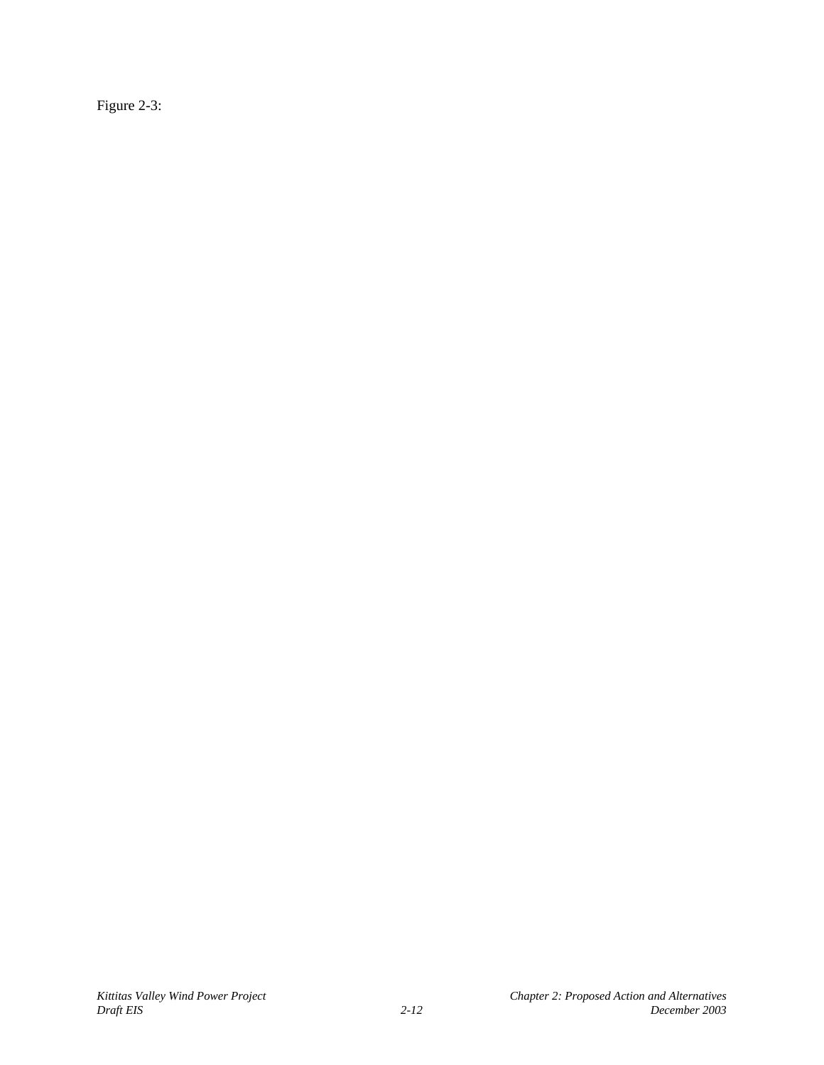Figure 2-3: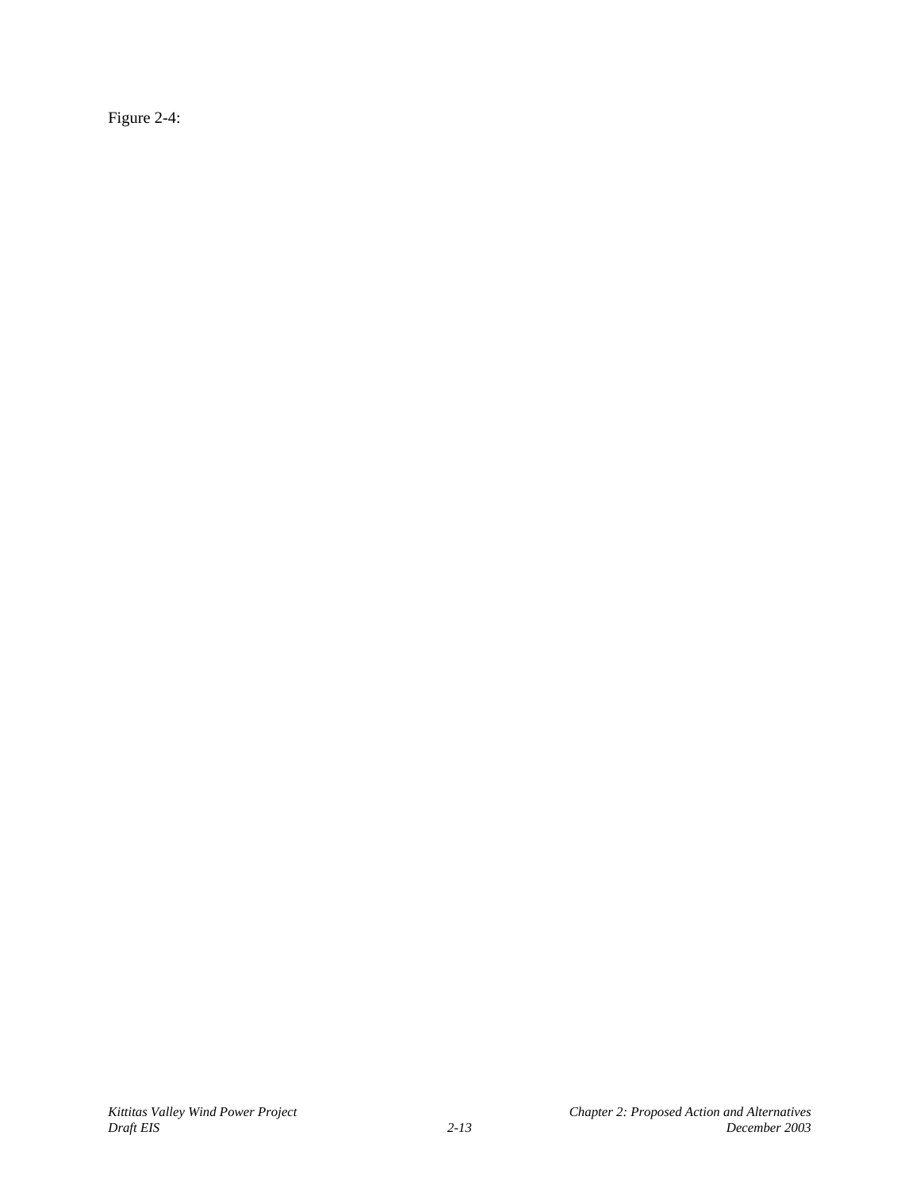Figure 2-4: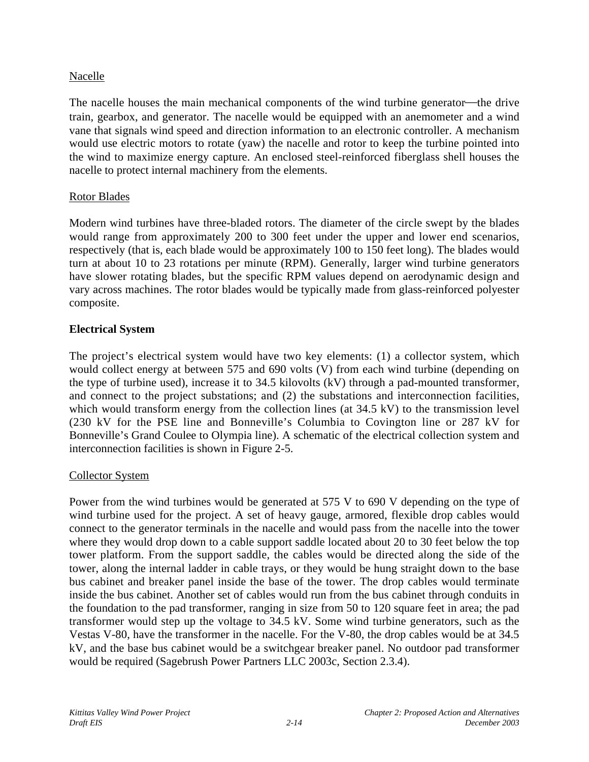Nacelle

The nacelle houses the main mechanical components of the wind turbine generator—the drive train, gearbox, and generator. The nacelle would be equipped with an anemometer and a wind vane that signals wind speed and direction information to an electronic controller. A mechanism would use electric motors to rotate (yaw) the nacelle and rotor to keep the turbine pointed into the wind to maximize energy capture. An enclosed steel-reinforced fiberglass shell houses the nacelle to protect internal machinery from the elements.

Rotor Blades

Modern wind turbines have three-bladed rotors. The diameter of the circle swept by the blades would range from approximately 200 to 300 feet under the upper and lower end scenarios, respectively (that is, each blade would be approximately 100 to 150 feet long). The blades would turn at about 10 to 23 rotations per minute (RPM). Generally, larger wind turbine generators have slower rotating blades, but the specific RPM values depend on aerodynamic design and vary across machines. The rotor blades would be typically made from glass-reinforced polyester composite.

**Electrical System**

The project's electrical system would have two key elements: (1) a collector system, which would collect energy at between 575 and 690 volts (V) from each wind turbine (depending on the type of turbine used), increase it to 34.5 kilovolts (kV) through a pad-mounted transformer, and connect to the project substations; and (2) the substations and interconnection facilities, which would transform energy from the collection lines (at 34.5 kV) to the transmission level (230 kV for the PSE line and Bonneville's Columbia to Covington line or 287 kV for Bonneville's Grand Coulee to Olympia line). A schematic of the electrical collection system and interconnection facilities is shown in Figure 2-5.

Collector System

Power from the wind turbines would be generated at 575 V to 690 V depending on the type of wind turbine used for the project. A set of heavy gauge, armored, flexible drop cables would connect to the generator terminals in the nacelle and would pass from the nacelle into the tower where they would drop down to a cable support saddle located about 20 to 30 feet below the top tower platform. From the support saddle, the cables would be directed along the side of the tower, along the internal ladder in cable trays, or they would be hung straight down to the base bus cabinet and breaker panel inside the base of the tower. The drop cables would terminate inside the bus cabinet. Another set of cables would run from the bus cabinet through conduits in the foundation to the pad transformer, ranging in size from 50 to 120 square feet in area; the pad transformer would step up the voltage to 34.5 kV. Some wind turbine generators, such as the Vestas V-80, have the transformer in the nacelle. For the V-80, the drop cables would be at 34.5 kV, and the base bus cabinet would be a switchgear breaker panel. No outdoor pad transformer would be required (Sagebrush Power Partners LLC 2003c, Section 2.3.4).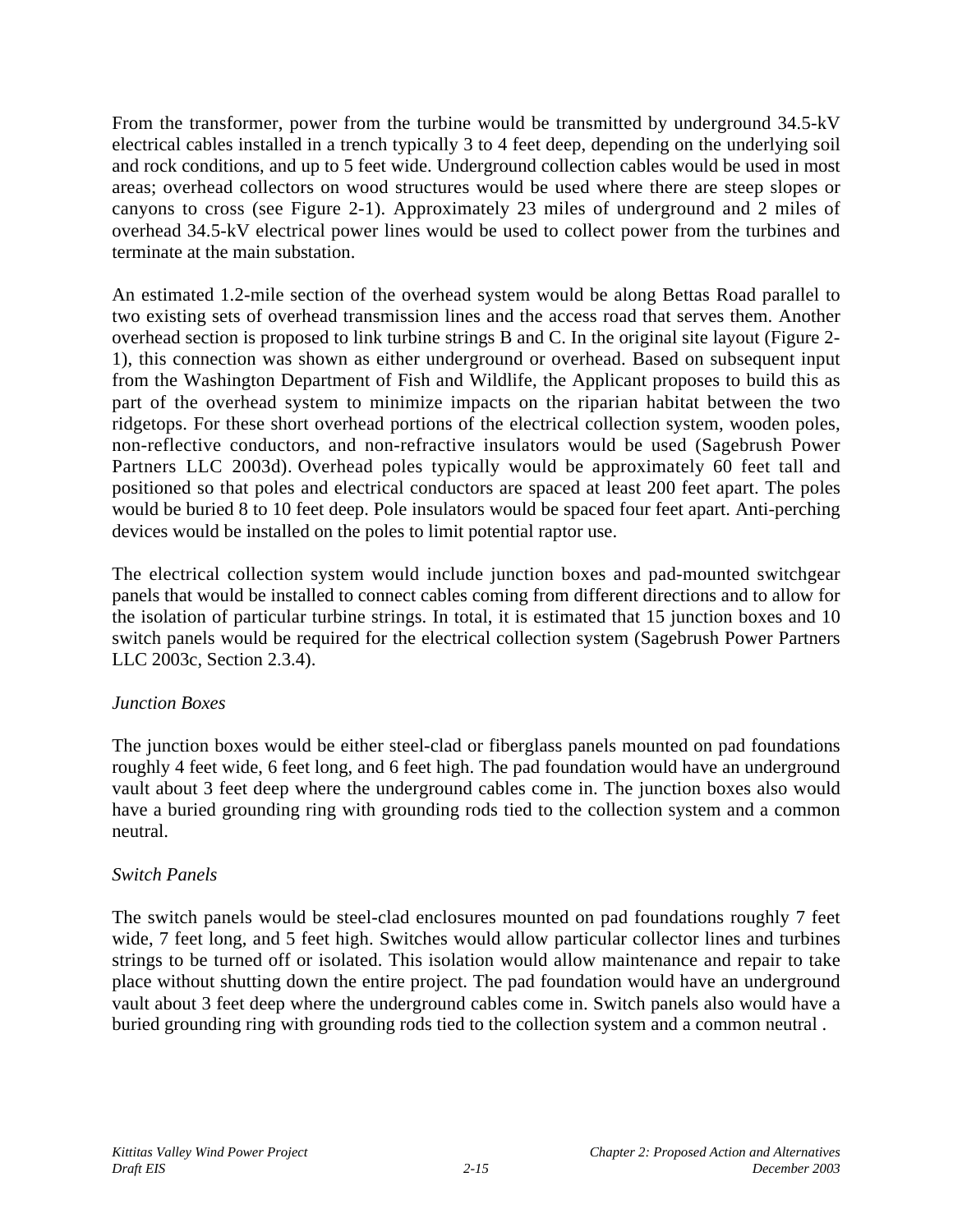From the transformer, power from the turbine would be transmitted by underground 34.5-kV electrical cables installed in a trench typically 3 to 4 feet deep, depending on the underlying soil and rock conditions, and up to 5 feet wide. Underground collection cables would be used in most areas; overhead collectors on wood structures would be used where there are steep slopes or canyons to cross (see Figure 2-1). Approximately 23 miles of underground and 2 miles of overhead 34.5-kV electrical power lines would be used to collect power from the turbines and terminate at the main substation.

An estimated 1.2-mile section of the overhead system would be along Bettas Road parallel to two existing sets of overhead transmission lines and the access road that serves them. Another overhead section is proposed to link turbine strings B and C. In the original site layout (Figure 2-1), this connection was shown as either underground or overhead. Based on subsequent input from the Washington Department of Fish and Wildlife, the Applicant proposes to build this as part of the overhead system to minimize impacts on the riparian habitat between the two ridgetops. For these short overhead portions of the electrical collection system, wooden poles, non-reflective conductors, and non-refractive insulators would be used (Sagebrush Power Partners LLC 2003d). Overhead poles typically would be approximately 60 feet tall and positioned so that poles and electrical conductors are spaced at least 200 feet apart. The poles would be buried 8 to 10 feet deep. Pole insulators would be spaced four feet apart. Anti-perching devices would be installed on the poles to limit potential raptor use.

The electrical collection system would include junction boxes and pad-mounted switchgear panels that would be installed to connect cables coming from different directions and to allow for the isolation of particular turbine strings. In total, it is estimated that 15 junction boxes and 10 switch panels would be required for the electrical collection system (Sagebrush Power Partners LLC 2003c, Section 2.3.4).

*Junction Boxes*

The junction boxes would be either steel-clad or fiberglass panels mounted on pad foundations roughly 4 feet wide, 6 feet long, and 6 feet high. The pad foundation would have an underground vault about 3 feet deep where the underground cables come in. The junction boxes also would have a buried grounding ring with grounding rods tied to the collection system and a common neutral.

*Switch Panels*

The switch panels would be steel-clad enclosures mounted on pad foundations roughly 7 feet wide, 7 feet long, and 5 feet high. Switches would allow particular collector lines and turbines strings to be turned off or isolated. This isolation would allow maintenance and repair to take place without shutting down the entire project. The pad foundation would have an underground vault about 3 feet deep where the underground cables come in. Switch panels also would have a buried grounding ring with grounding rods tied to the collection system and a common neutral .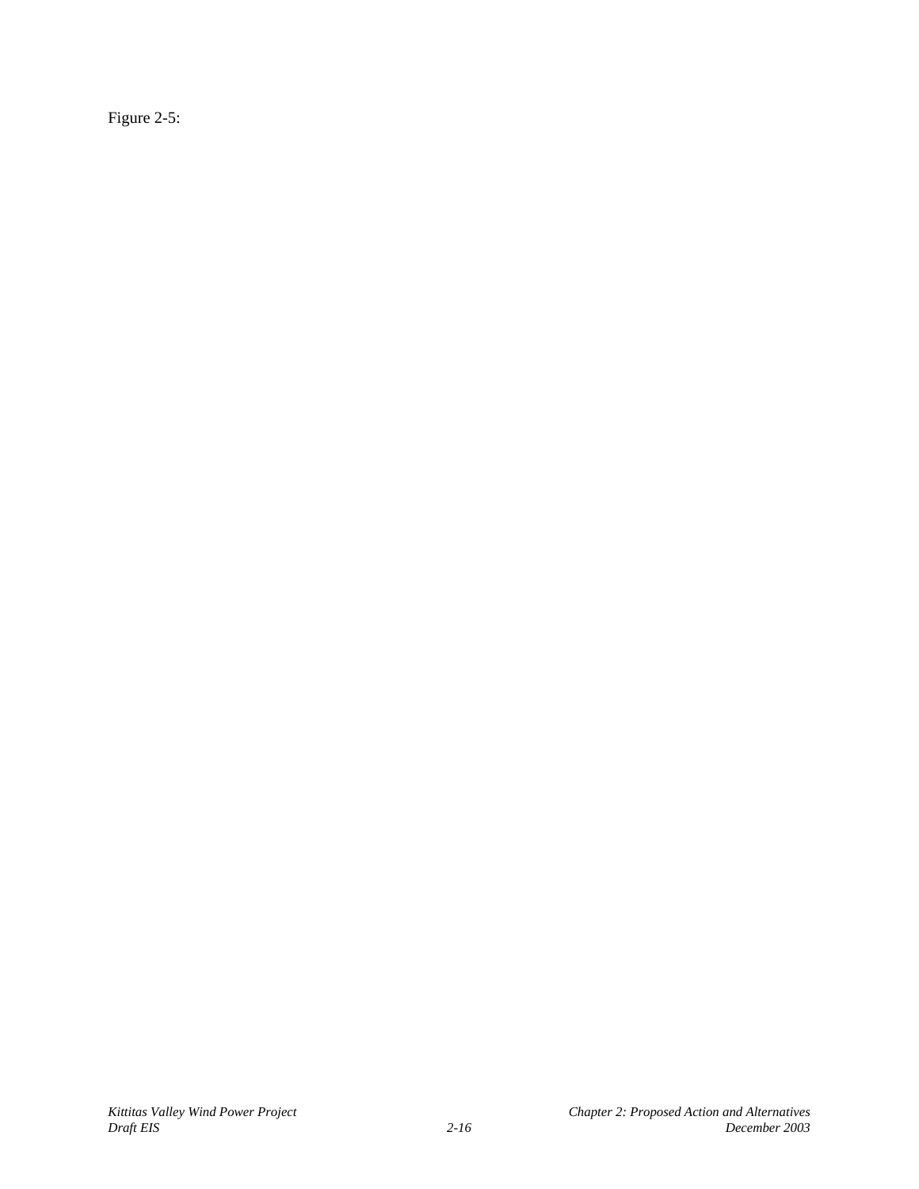Figure 2-5: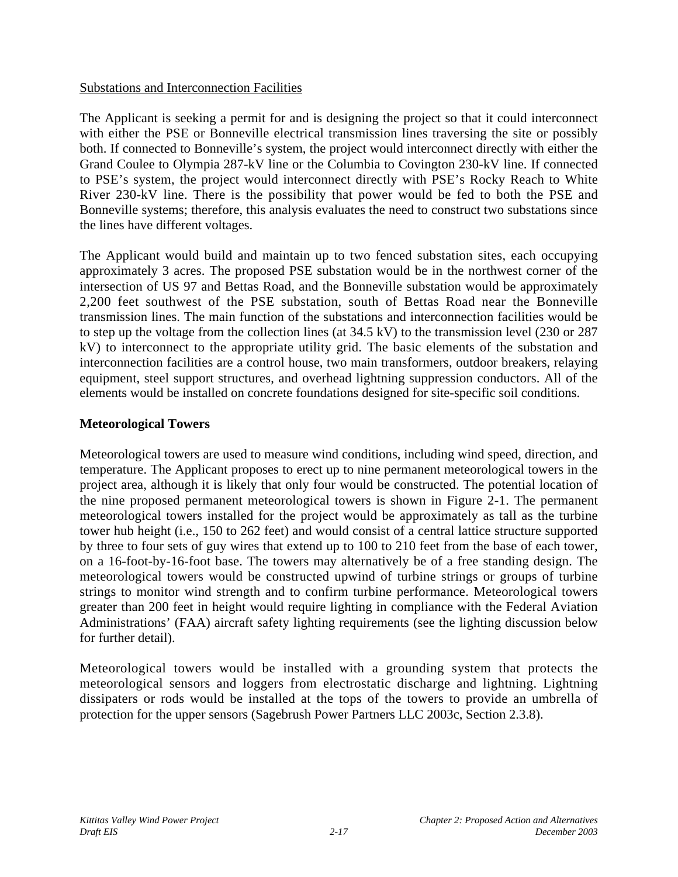Substitutions and Interconnection Facilities

The Applicant is seeking a permit for and is designing the project so that it could interconnect with either the PSE or Bonneville electrical transmission lines traversing the site or possibly both. If connected to Bonneville's system, the project would interconnect directly with either the Grand Coulee to Olympia 287-kV line or the Columbia to Covington 230-kV line. If connected to PSE's system, the project would interconnect directly with PSE's Rocky Reach to White River 230-kV line. There is the possibility that power would be fed to both the PSE and Bonneville systems; therefore, this analysis evaluates the need to construct two substations since the lines have different voltages.

The Applicant would build and maintain up to two fenced substation sites, each occupying approximately 3 acres. The proposed PSE substation would be in the northwest corner of the intersection of US 97 and Bettas Road, and the Bonneville substation would be approximately 2,200 feet southwest of the PSE substation, south of Bettas Road near the Bonneville transmission lines. The main function of the substations and interconnection facilities would be to step up the voltage from the collection lines (at 34.5 kV) to the transmission level (230 or 287 kV) to interconnect to the appropriate utility grid. The basic elements of the substation and interconnection facilities are a control house, two main transformers, outdoor breakers, relaying equipment, steel support structures, and overhead lightning suppression conductors. All of the elements would be installed on concrete foundations designed for site-specific soil conditions.

**Meteorological Towers**

Meteorological towers are used to measure wind conditions, including wind speed, direction, and temperature. The Applicant proposes to erect up to nine permanent meteorological towers in the project area, although it is likely that only four would be constructed. The potential location of the nine proposed permanent meteorological towers is shown in Figure 2-1. The permanent meteorological towers installed for the project would be approximately as tall as the turbine tower hub height (i.e., 150 to 262 feet) and would consist of a central lattice structure supported by three to four sets of guy wires that extend up to 100 to 210 feet from the base of each tower, on a 16-foot-by-16-foot base. The towers may alternatively be of a free standing design. The meteorological towers would be constructed upwind of turbine strings or groups of turbine strings to monitor wind strength and to confirm turbine performance. Meteorological towers greater than 200 feet in height would require lighting in compliance with the Federal Aviation Administrations' (FAA) aircraft safety lighting requirements (see the lighting discussion below for further detail).

Meteorological towers would be installed with a grounding system that protects the meteorological sensors and loggers from electrostatic discharge and lightning. Lightning dissipaters or rods would be installed at the tops of the towers to provide an umbrella of protection for the upper sensors (Sagebrush Power Partners LLC 2003c, Section 2.3.8).

Substations and Interconnection Facilities

The Applicant is seeking a permit for and is designing the project so that it could interconnect with either the PSE or Bonneville electrical transmission lines traversing the site or possibly both. If connected to Bonneville's system, the project would interconnect directly with either the Grand Coulee to Olympia 287-kV line or the Columbia to Covington 230-kV line. If connected to PSE's system, the project would interconnect directly with PSE's Rocky Reach to White River 230-kV line. There is the possibility that power would be fed to both the PSE and Bonneville systems; therefore, this analysis evaluates the need to construct two substations since the lines have different voltages.

The Applicant would build and maintain up to two fenced substation sites, each occupying approximately 3 acres. The proposed PSE substation would be in the northwest corner of the intersection of US 97 and Bettas Road, and the Bonneville substation would be approximately 2,200 feet southwest of the PSE substation, south of Bettas Road near the Bonneville transmission lines. The main function of the substations and interconnection facilities would be to step up the voltage from the collection lines (at 34.5 kV) to the transmission level (230 or 287 kV) to interconnect to the appropriate utility grid. The basic elements of the substation and interconnection facilities are a control house, two main transformers, outdoor breakers, relaying equipment, steel support structures, and overhead lightning suppression conductors. All of the elements would be installed on concrete foundations designed for site-specific soil conditions.

**Meteorological Towers**

Meteorological towers are used to measure wind conditions, including wind speed, direction, and temperature. The Applicant proposes to erect up to nine permanent meteorological towers in the project area, although it is likely that only four would be constructed. The potential location of the nine proposed permanent meteorological towers is shown in Figure 2-1. The permanent meteorological towers installed for the project would be approximately as tall as the turbine tower hub height (i.e., 150 to 262 feet) and would consist of a central lattice structure supported by three to four sets of guy wires that extend up to 100 to 210 feet from the base of each tower, on a 16-foot-by-16-foot base. The towers may alternatively be of a free standing design. The meteorological towers would be constructed upwind of turbine strings or groups of turbine strings to monitor wind strength and to confirm turbine performance. Meteorological towers greater than 200 feet in height would require lighting in compliance with the Federal Aviation Administrations' (FAA) aircraft safety lighting requirements (see the lighting discussion below for further detail).

Meteorological towers would be installed with a grounding system that protects the meteorological sensors and loggers from electrostatic discharge and lightning. Lightning dissipaters or rods would be installed at the tops of the towers to provide an umbrella of protection for the upper sensors (Sagebrush Power Partners LLC 2003c, Section 2.3.8).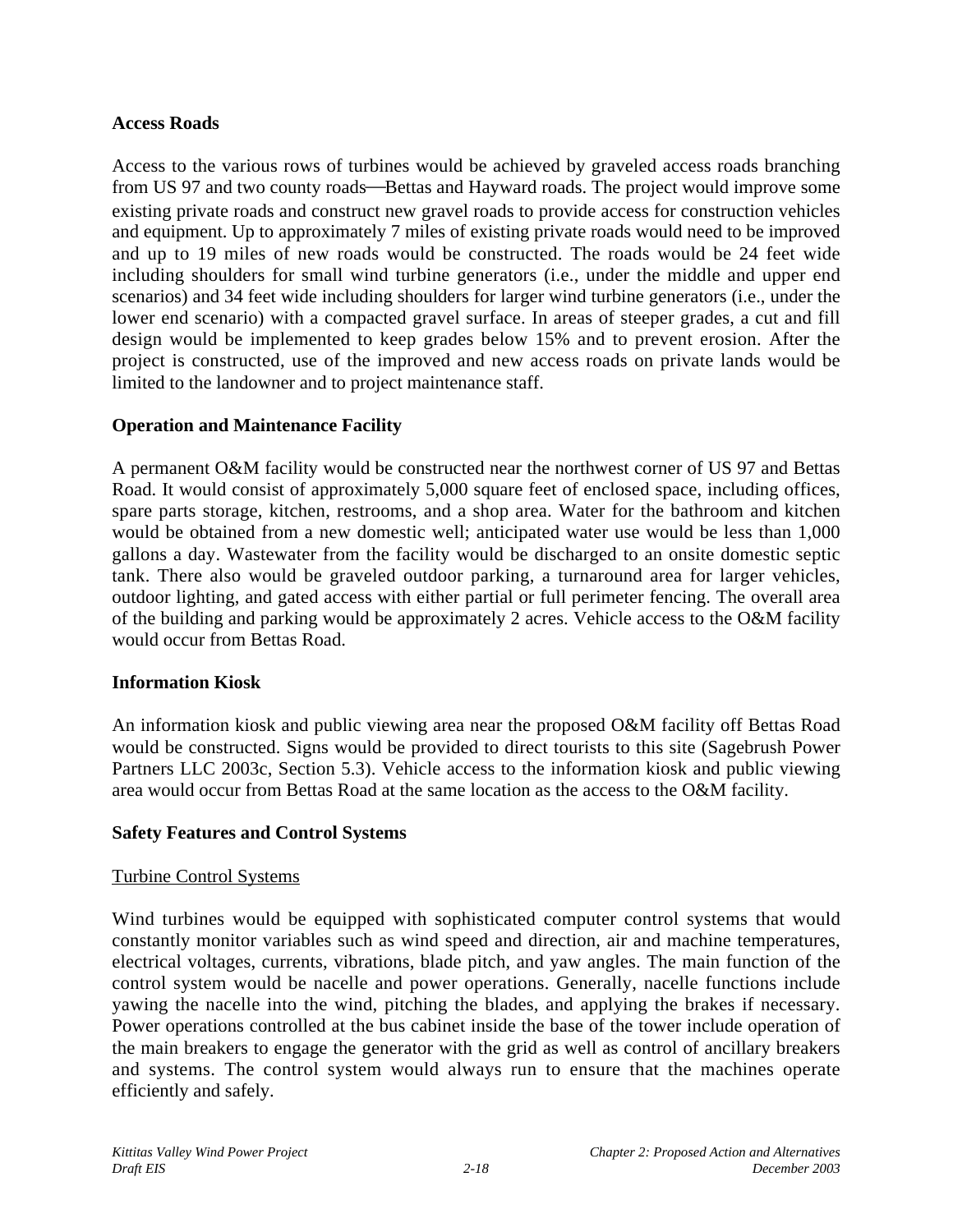**Access Roads**

Access to the various rows of turbines would be achieved by graveled access roads branching from US 97 and two county roads—Bettas and Hayward roads. The project would improve some existing private roads and construct new gravel roads to provide access for construction vehicles and equipment. Up to approximately 7 miles of existing private roads would need to be improved and up to 19 miles of new roads would be constructed. The roads would be 24 feet wide including shoulders for small wind turbine generators (i.e., under the middle and upper end scenarios) and 34 feet wide including shoulders for larger wind turbine generators (i.e., under the lower end scenario) with a compacted gravel surface. In areas of steeper grades, a cut and fill design would be implemented to keep grades below 15% and to prevent erosion. After the project is constructed, use of the improved and new access roads on private lands would be limited to the landowner and to project maintenance staff.

**Operation and Maintenance Facility**

A permanent O&M facility would be constructed near the northwest corner of US 97 and Bettas Road. It would consist of approximately 5,000 square feet of enclosed space, including offices, spare parts storage, kitchen, restrooms, and a shop area. Water for the bathroom and kitchen would be obtained from a new domestic well; anticipated water use would be less than 1,000 gallons a day. Wastewater from the facility would be discharged to an onsite domestic septic tank. There also would be graveled outdoor parking, a turnaround area for larger vehicles, outdoor lighting, and gated access with either partial or full perimeter fencing. The overall area of the building and parking would be approximately 2 acres. Vehicle access to the O&M facility would occur from Bettas Road.

**Information Kiosk**

An information kiosk and public viewing area near the proposed O&M facility off Bettas Road would be constructed. Signs would be provided to direct tourists to this site (Sagebrush Power Partners LLC 2003c, Section 5.3). Vehicle access to the information kiosk and public viewing area would occur from Bettas Road at the same location as the access to the O&M facility.

**Safety Features and Control Systems**

Turbine Control Systems

Wind turbines would be equipped with sophisticated computer control systems that would constantly monitor variables such as wind speed and direction, air and machine temperatures, electrical voltages, currents, vibrations, blade pitch, and yaw angles. The main function of the control system would be nacelle and power operations. Generally, nacelle functions include yawing the nacelle into the wind, pitching the blades, and applying the brakes if necessary. Power operations controlled at the bus cabinet inside the base of the tower include operation of the main breakers to engage the generator with the grid as well as control of ancillary breakers and systems. The control system would always run to ensure that the machines operate efficiently and safely.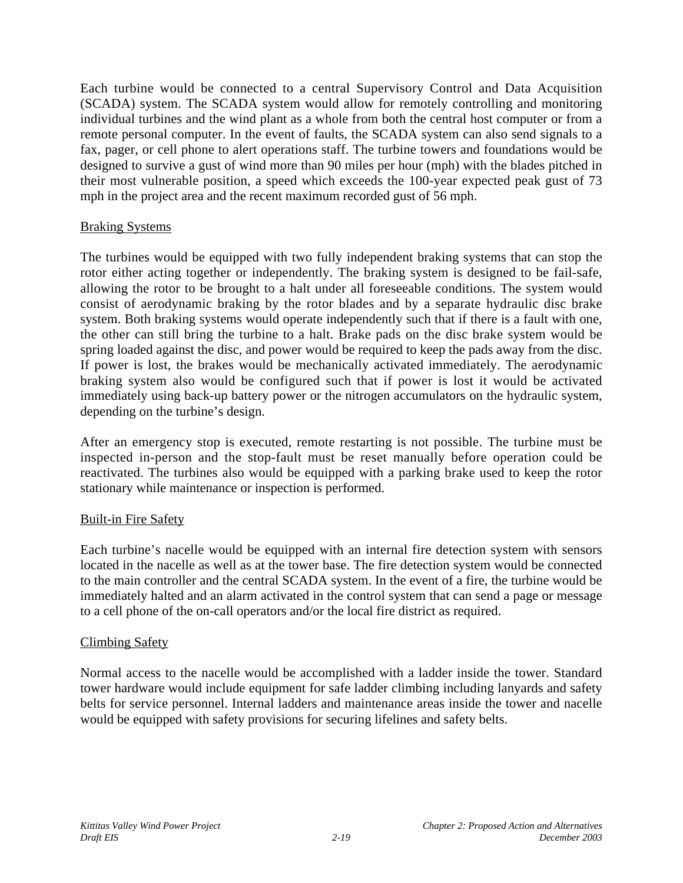Each turbine would be connected to a central Supervisory Control and Data Acquisition (SCADA) system. The SCADA system would allow for remotely controlling and monitoring individual turbines and the wind plant as a whole from both the central host computer or from a remote personal computer. In the event of faults, the SCADA system can also send signals to a fax, pager, or cell phone to alert operations staff. The turbine towers and foundations would be designed to survive a gust of wind more than 90 miles per hour (mph) with the blades pitched in their most vulnerable position, a speed which exceeds the 100-year expected peak gust of 73 mph in the project area and the recent maximum recorded gust of 56 mph.

Braking Systems

The turbines would be equipped with two fully independent braking systems that can stop the rotor either acting together or independently. The braking system is designed to be fail-safe, allowing the rotor to be brought to a halt under all foreseeable conditions. The system would consist of aerodynamic braking by the rotor blades and by a separate hydraulic disc brake system. Both braking systems would operate independently such that if there is a fault with one, the other can still bring the turbine to a halt. Brake pads on the disc brake system would be spring loaded against the disc, and power would be required to keep the pads away from the disc. If power is lost, the brakes would be mechanically activated immediately. The aerodynamic braking system also would be configured such that if power is lost it would be activated immediately using back-up battery power or the nitrogen accumulators on the hydraulic system, depending on the turbine's design.

After an emergency stop is executed, remote restarting is not possible. The turbine must be inspected in-person and the stop-fault must be reset manually before operation could be reactivated. The turbines also would be equipped with a parking brake used to keep the rotor stationary while maintenance or inspection is performed.

Built-in Fire Safety

Each turbine's nacelle would be equipped with an internal fire detection system with sensors located in the nacelle as well as at the tower base. The fire detection system would be connected to the main controller and the central SCADA system. In the event of a fire, the turbine would be immediately halted and an alarm activated in the control system that can send a page or message to a cell phone of the on-call operators and/or the local fire district as required.

Climbing Safety

Normal access to the nacelle would be accomplished with a ladder inside the tower. Standard tower hardware would include equipment for safe ladder climbing including lanyards and safety belts for service personnel. Internal ladders and maintenance areas inside the tower and nacelle would be equipped with safety provisions for securing lifelines and safety belts.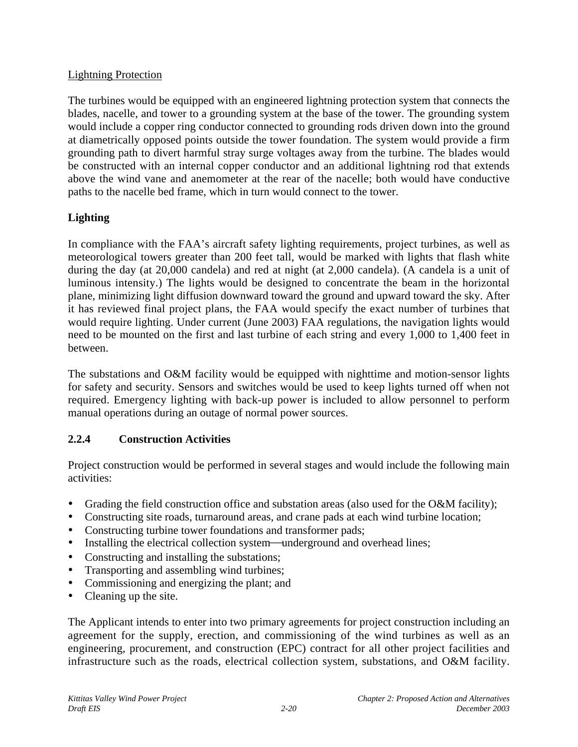Lightning Protection

The turbines would be equipped with an engineered lightning protection system that connects the blades, nacelle, and tower to a grounding system at the base of the tower. The grounding system would include a copper ring conductor connected to grounding rods driven down into the ground at diametrically opposed points outside the tower foundation. The system would provide a firm grounding path to divert harmful stray surge voltages away from the turbine. The blades would be constructed with an internal copper conductor and an additional lightning rod that extends above the wind vane and anemometer at the rear of the nacelle; both would have conductive paths to the nacelle bed frame, which in turn would connect to the tower.

**Lighting**

In compliance with the FAA's aircraft safety lighting requirements, project turbines, as well as meteorological towers greater than 200 feet tall, would be marked with lights that flash white during the day (at 20,000 candela) and red at night (at 2,000 candela). (A candela is a unit of luminous intensity.) The lights would be designed to concentrate the beam in the horizontal plane, minimizing light diffusion downward toward the ground and upward toward the sky. After it has reviewed final project plans, the FAA would specify the exact number of turbines that would require lighting. Under current (June 2003) FAA regulations, the navigation lights would need to be mounted on the first and last turbine of each string and every 1,000 to 1,400 feet in between.

The substations and O&M facility would be equipped with nighttime and motion-sensor lights for safety and security. Sensors and switches would be used to keep lights turned off when not required. Emergency lighting with back-up power is included to allow personnel to perform manual operations during an outage of normal power sources.

### 2.2.4 Construction Activities

Project construction would be performed in several stages and would include the following main activities:

- Grading the field construction office and substation areas (also used for the O&M facility);
- Constructing site roads, turnaround areas, and crane pads at each wind turbine location;
- Constructing turbine tower foundations and transformer pads;
- Installing the electrical collection system—underground and overhead lines;
- Constructing and installing the substations;
- Transporting and assembling wind turbines;
- Commissioning and energizing the plant; and
- Cleaning up the site.

The Applicant intends to enter into two primary agreements for project construction including an agreement for the supply, erection, and commissioning of the wind turbines as well as an engineering, procurement, and construction (EPC) contract for all other project facilities and infrastructure such as the roads, electrical collection system, substations, and O&M facility.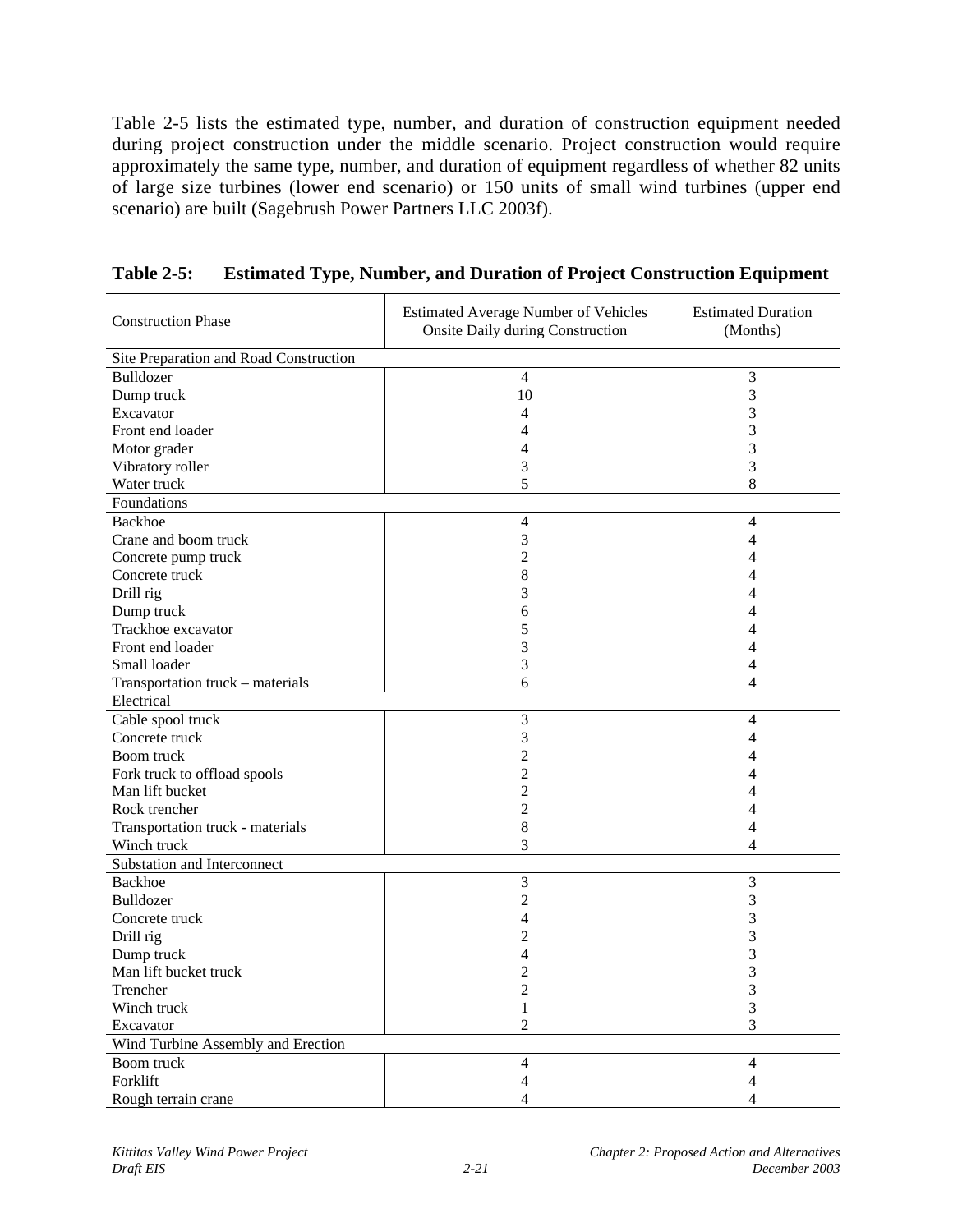Table 2-5 lists the estimated type, number, and duration of construction equipment needed during project construction under the middle scenario. Project construction would require approximately the same type, number, and duration of equipment regardless of whether 82 units of large size turbines (lower end scenario) or 150 units of small wind turbines (upper end scenario) are built (Sagebrush Power Partners LLC 2003f).

**Table 2-5: Estimated Type, Number, and Duration of Project Construction Equipment**

| Construction Phase | Estimated Average Number of Vehicles Onsite Daily during Construction | Estimated Duration (Months) |
|---|---|---|
| Site Preparation and Road Construction | | |
| Bulldozer | 4 | 3 |
| Dump truck | 10 | 3 |
| Excavator | 4 | 3 |
| Front end loader | 4 | 3 |
| Motor grader | 4 | 3 |
| Vibratory roller | 3 | 3 |
| Water truck | 5 | 8 |
| Foundations | | |
| Backhoe | 4 | 4 |
| Crane and boom truck | 3 | 4 |
| Concrete pump truck | 2 | 4 |
| Concrete truck | 8 | 4 |
| Drill rig | 3 | 4 |
| Dump truck | 6 | 4 |
| Trackhoe excavator | 5 | 4 |
| Front end loader | 3 | 4 |
| Small loader | 3 | 4 |
| Transportation truck – materials | 6 | 4 |
| Electrical | | |
| Cable spool truck | 3 | 4 |
| Concrete truck | 3 | 4 |
| Boom truck | 2 | 4 |
| Fork truck to offload spools | 2 | 4 |
| Man lift bucket | 2 | 4 |
| Rock trencher | 2 | 4 |
| Transportation truck - materials | 8 | 4 |
| Winch truck | 3 | 4 |
| Substation and Interconnect | | |
| Backhoe | 3 | 3 |
| Bulldozer | 2 | 3 |
| Concrete truck | 4 | 3 |
| Drill rig | 2 | 3 |
| Dump truck | 4 | 3 |
| Man lift bucket truck | 2 | 3 |
| Trencher | 2 | 3 |
| Winch truck | 1 | 3 |
| Excavator | 2 | 3 |
| Wind Turbine Assembly and Erection | | |
| Boom truck | 4 | 4 |
| Forklift | 4 | 4 |
| Rough terrain crane | 4 | 4 |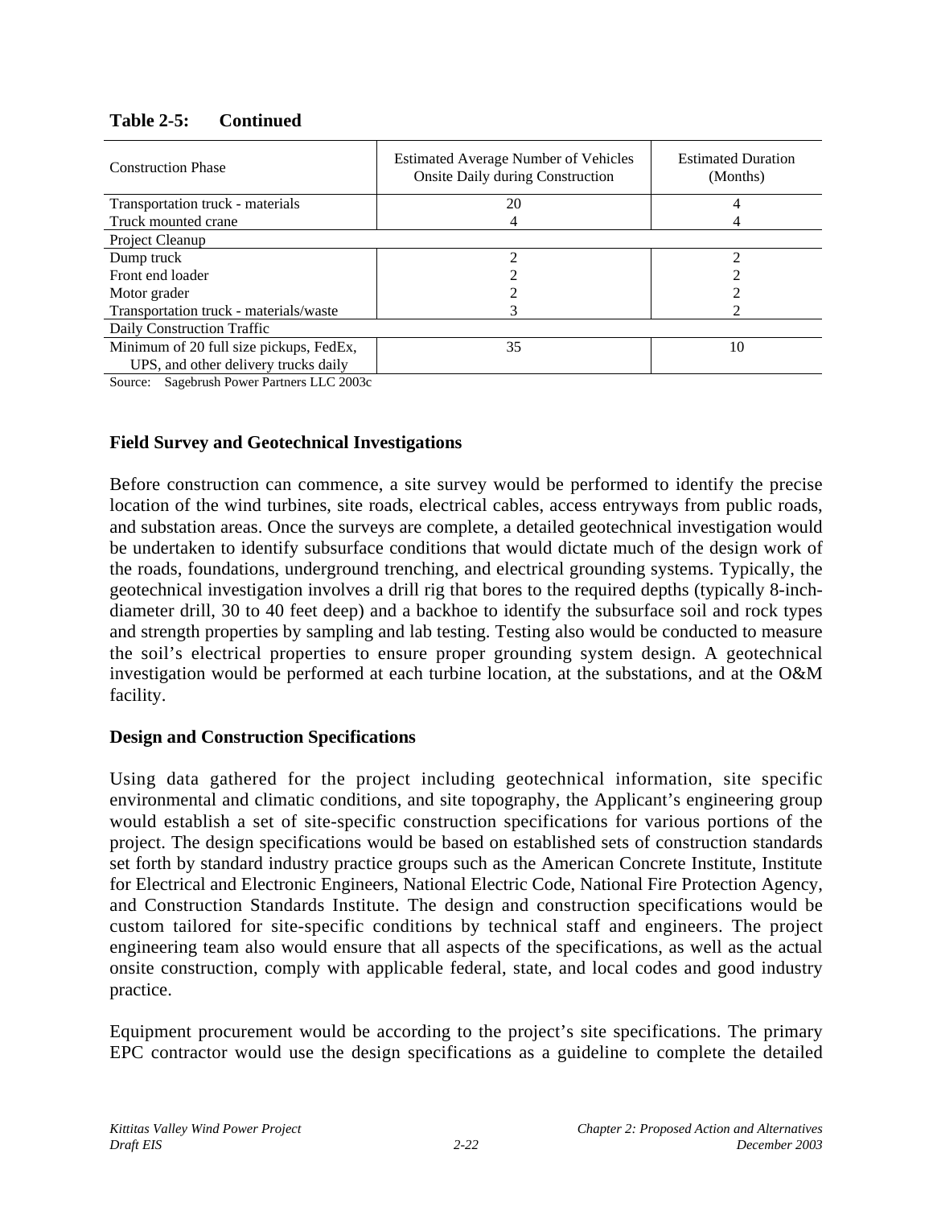**Table 2-5: Continued**

| Construction Phase | Estimated Average Number of Vehicles Onsite Daily during Construction | Estimated Duration (Months) |
|---|---|---|
| Transportation truck - materials | 20 | 4 |
| Truck mounted crane | 4 | 4 |
| Project Cleanup | | |
| Dump truck | 2 | 2 |
| Front end loader | 2 | 2 |
| Motor grader | 2 | 2 |
| Transportation truck - materials/waste | 3 | 2 |
| Daily Construction Traffic | | |
| Minimum of 20 full size pickups, FedEx, UPS, and other delivery trucks daily | 35 | 10 |

Source: Sagebrush Power Partners LLC 2003c

### Field Survey and Geotechnical Investigations

Before construction can commence, a site survey would be performed to identify the precise location of the wind turbines, site roads, electrical cables, access entryways from public roads, and substation areas. Once the surveys are complete, a detailed geotechnical investigation would be undertaken to identify subsurface conditions that would dictate much of the design work of the roads, foundations, underground trenching, and electrical grounding systems. Typically, the geotechnical investigation involves a drill rig that bores to the required depths (typically 8-inch-diameter drill, 30 to 40 feet deep) and a backhoe to identify the subsurface soil and rock types and strength properties by sampling and lab testing. Testing also would be conducted to measure the soil's electrical properties to ensure proper grounding system design. A geotechnical investigation would be performed at each turbine location, at the substations, and at the O&M facility.

### Design and Construction Specifications

Using data gathered for the project including geotechnical information, site specific environmental and climatic conditions, and site topography, the Applicant's engineering group would establish a set of site-specific construction specifications for various portions of the project. The design specifications would be based on established sets of construction standards set forth by standard industry practice groups such as the American Concrete Institute, Institute for Electrical and Electronic Engineers, National Electric Code, National Fire Protection Agency, and Construction Standards Institute. The design and construction specifications would be custom tailored for site-specific conditions by technical staff and engineers. The project engineering team also would ensure that all aspects of the specifications, as well as the actual onsite construction, comply with applicable federal, state, and local codes and good industry practice.

Equipment procurement would be according to the project's site specifications. The primary EPC contractor would use the design specifications as a guideline to complete the detailed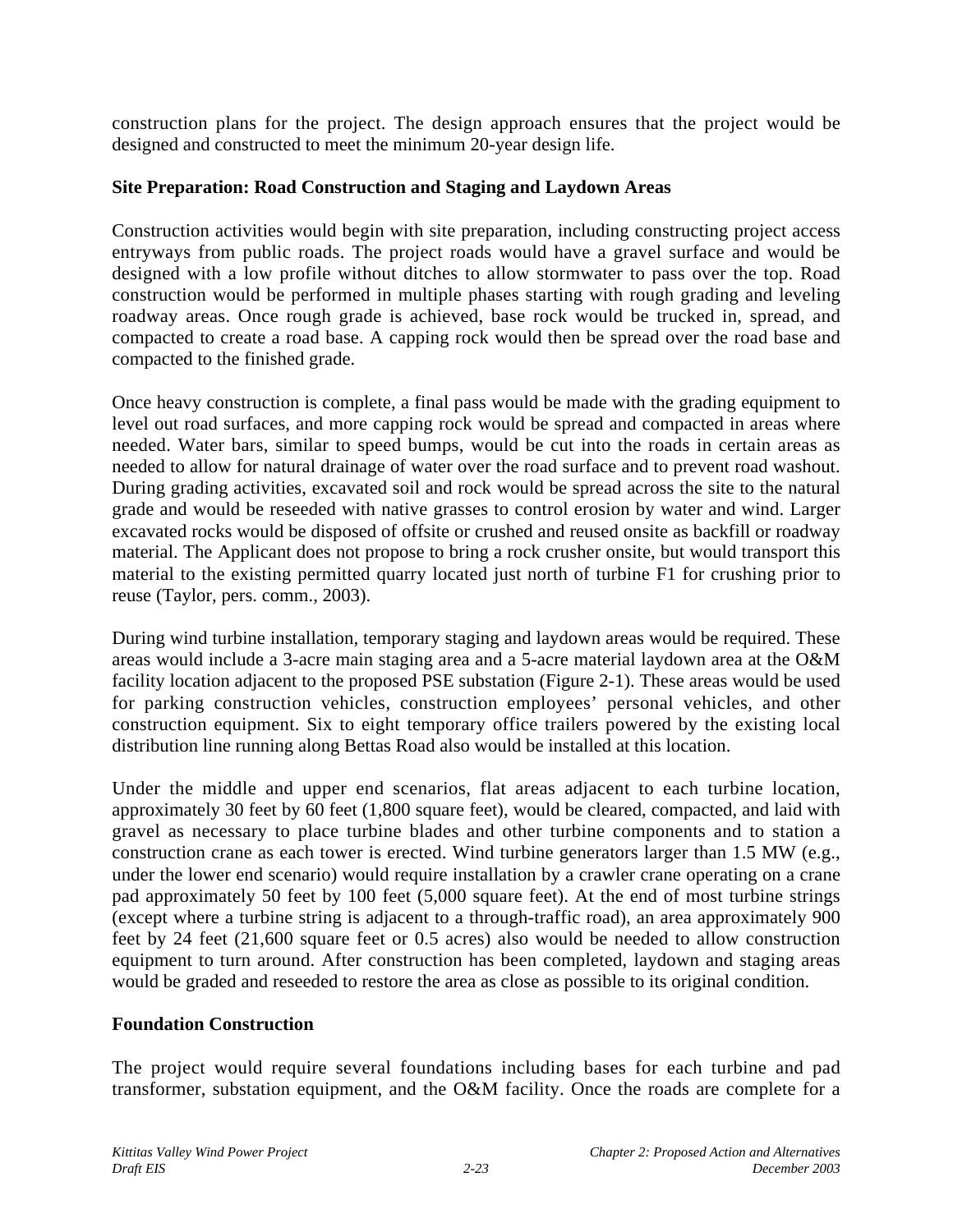construction plans for the project. The design approach ensures that the project would be designed and constructed to meet the minimum 20-year design life.

**Site Preparation: Road Construction and Staging and Laydown Areas**

Construction activities would begin with site preparation, including constructing project access entryways from public roads. The project roads would have a gravel surface and would be designed with a low profile without ditches to allow stormwater to pass over the top. Road construction would be performed in multiple phases starting with rough grading and leveling roadway areas. Once rough grade is achieved, base rock would be trucked in, spread, and compacted to create a road base. A capping rock would then be spread over the road base and compacted to the finished grade.

Once heavy construction is complete, a final pass would be made with the grading equipment to level out road surfaces, and more capping rock would be spread and compacted in areas where needed. Water bars, similar to speed bumps, would be cut into the roads in certain areas as needed to allow for natural drainage of water over the road surface and to prevent road washout. During grading activities, excavated soil and rock would be spread across the site to the natural grade and would be reseeded with native grasses to control erosion by water and wind. Larger excavated rocks would be disposed of offsite or crushed and reused onsite as backfill or roadway material. The Applicant does not propose to bring a rock crusher onsite, but would transport this material to the existing permitted quarry located just north of turbine F1 for crushing prior to reuse (Taylor, pers. comm., 2003).

During wind turbine installation, temporary staging and laydown areas would be required. These areas would include a 3-acre main staging area and a 5-acre material laydown area at the O&M facility location adjacent to the proposed PSE substation (Figure 2-1). These areas would be used for parking construction vehicles, construction employees' personal vehicles, and other construction equipment. Six to eight temporary office trailers powered by the existing local distribution line running along Bettas Road also would be installed at this location.

Under the middle and upper end scenarios, flat areas adjacent to each turbine location, approximately 30 feet by 60 feet (1,800 square feet), would be cleared, compacted, and laid with gravel as necessary to place turbine blades and other turbine components and to station a construction crane as each tower is erected. Wind turbine generators larger than 1.5 MW (e.g., under the lower end scenario) would require installation by a crawler crane operating on a crane pad approximately 50 feet by 100 feet (5,000 square feet). At the end of most turbine strings (except where a turbine string is adjacent to a through-traffic road), an area approximately 900 feet by 24 feet (21,600 square feet or 0.5 acres) also would be needed to allow construction equipment to turn around. After construction has been completed, laydown and staging areas would be graded and reseeded to restore the area as close as possible to its original condition.

**Foundation Construction**

The project would require several foundations including bases for each turbine and pad transformer, substation equipment, and the O&M facility. Once the roads are complete for a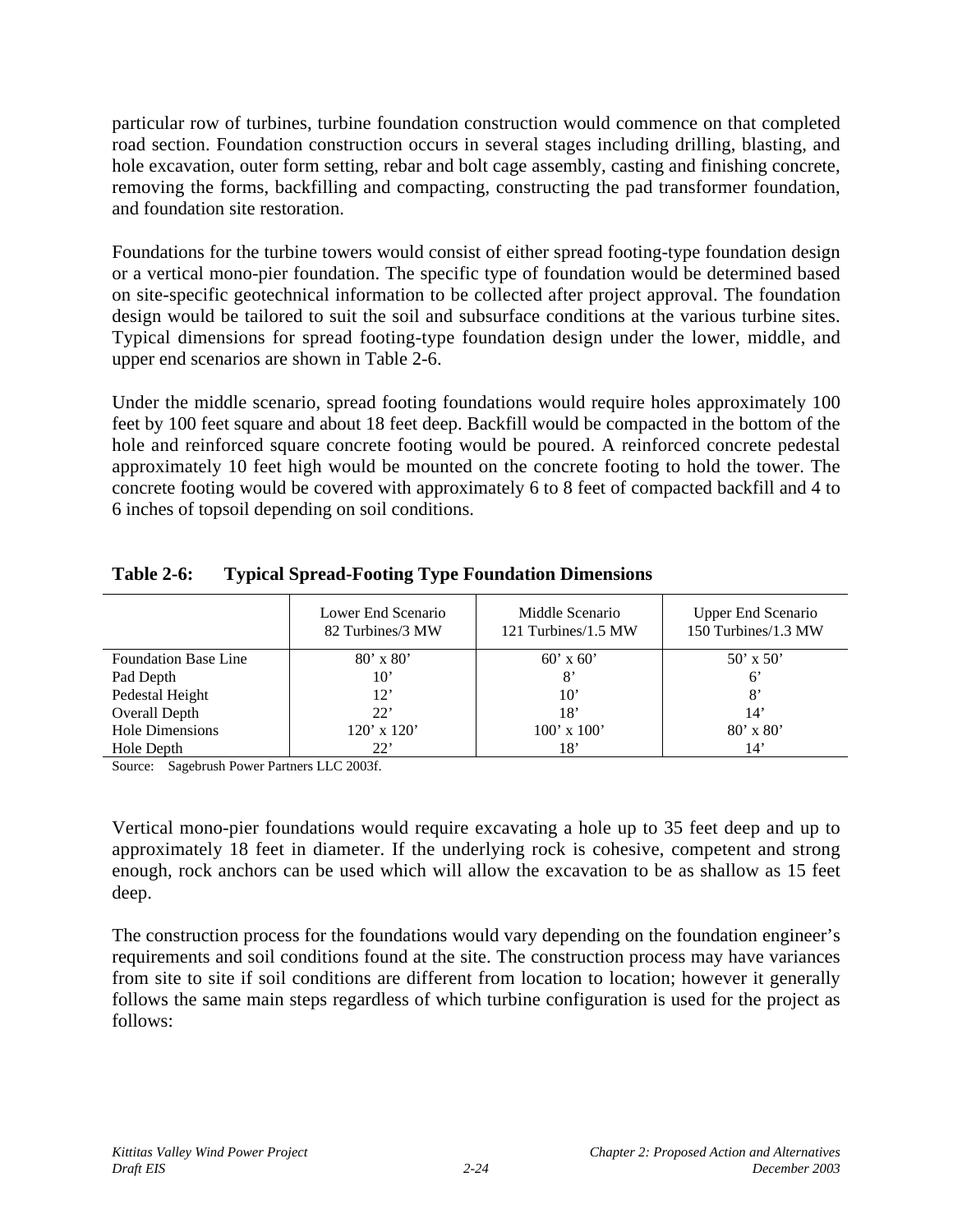particular row of turbines, turbine foundation construction would commence on that completed road section. Foundation construction occurs in several stages including drilling, blasting, and hole excavation, outer form setting, rebar and bolt cage assembly, casting and finishing concrete, removing the forms, backfilling and compacting, constructing the pad transformer foundation, and foundation site restoration.

Foundations for the turbine towers would consist of either spread footing-type foundation design or a vertical mono-pier foundation. The specific type of foundation would be determined based on site-specific geotechnical information to be collected after project approval. The foundation design would be tailored to suit the soil and subsurface conditions at the various turbine sites. Typical dimensions for spread footing-type foundation design under the lower, middle, and upper end scenarios are shown in Table 2-6.

Under the middle scenario, spread footing foundations would require holes approximately 100 feet by 100 feet square and about 18 feet deep. Backfill would be compacted in the bottom of the hole and reinforced square concrete footing would be poured. A reinforced concrete pedestal approximately 10 feet high would be mounted on the concrete footing to hold the tower. The concrete footing would be covered with approximately 6 to 8 feet of compacted backfill and 4 to 6 inches of topsoil depending on soil conditions.

**Table 2-6: Typical Spread-Footing Type Foundation Dimensions**

| | Lower End Scenario 82 Turbines/3 MW | Middle Scenario 121 Turbines/1.5 MW | Upper End Scenario 150 Turbines/1.3 MW |
|---|---|---|---|
| Foundation Base Line | 80' x 80' | 60' x 60' | 50' x 50' |
| Pad Depth | 10' | 8' | 6' |
| Pedestal Height | 12' | 10' | 8' |
| Overall Depth | 22' | 18' | 14' |
| Hole Dimensions | 120' x 120' | 100' x 100' | 80' x 80' |
| Hole Depth | 22' | 18' | 14' |

Source: Sagebrush Power Partners LLC 2003f.

Vertical mono-pier foundations would require excavating a hole up to 35 feet deep and up to approximately 18 feet in diameter. If the underlying rock is cohesive, competent and strong enough, rock anchors can be used which will allow the excavation to be as shallow as 15 feet deep.

The construction process for the foundations would vary depending on the foundation engineer's requirements and soil conditions found at the site. The construction process may have variances from site to site if soil conditions are different from location to location; however it generally follows the same main steps regardless of which turbine configuration is used for the project as follows: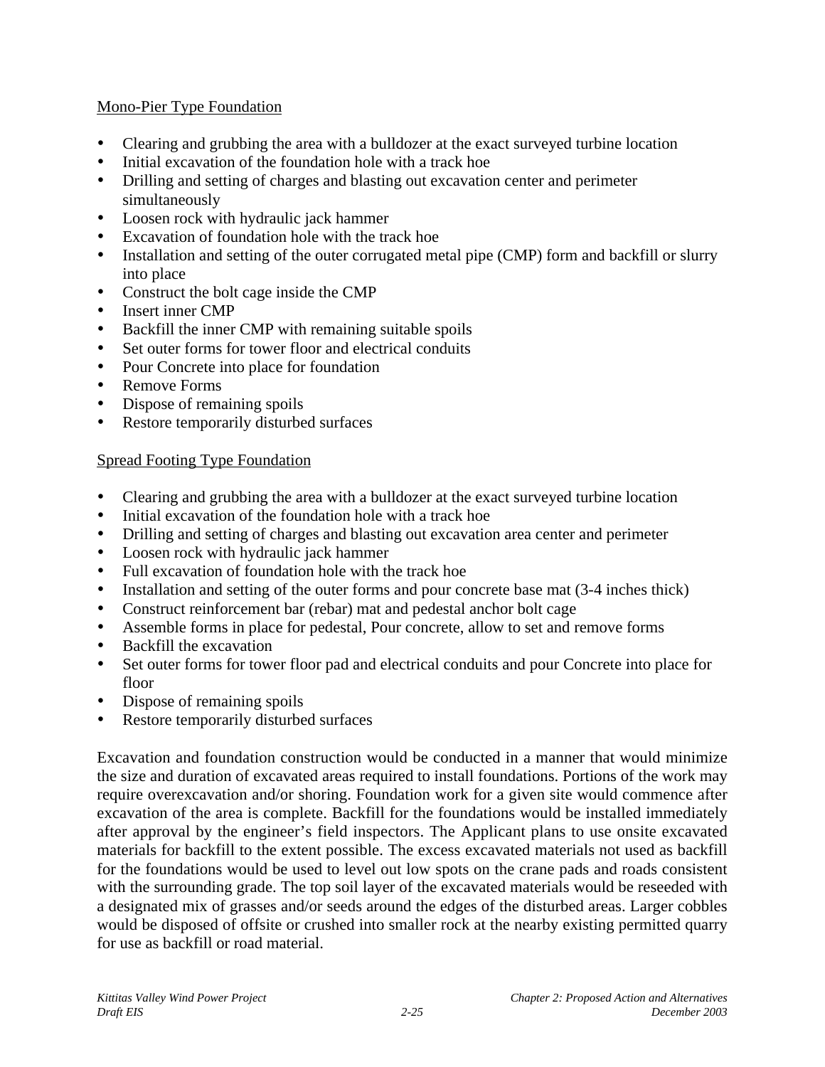<u>Mono-Pier Type Foundation</u>

- Clearing and grubbing the area with a bulldozer at the exact surveyed turbine location
- Initial excavation of the foundation hole with a track hoe
- Drilling and setting of charges and blasting out excavation center and perimeter simultaneously
- Loosen rock with hydraulic jack hammer
- Excavation of foundation hole with the track hoe
- Installation and setting of the outer corrugated metal pipe (CMP) form and backfill or slurry into place
- Construct the bolt cage inside the CMP
- Insert inner CMP
- Backfill the inner CMP with remaining suitable spoils
- Set outer forms for tower floor and electrical conduits
- Pour Concrete into place for foundation
- Remove Forms
- Dispose of remaining spoils
- Restore temporarily disturbed surfaces

<u>Spread Footing Type Foundation</u>

- Clearing and grubbing the area with a bulldozer at the exact surveyed turbine location
- Initial excavation of the foundation hole with a track hoe
- Drilling and setting of charges and blasting out excavation area center and perimeter
- Loosen rock with hydraulic jack hammer
- Full excavation of foundation hole with the track hoe
- Installation and setting of the outer forms and pour concrete base mat (3-4 inches thick)
- Construct reinforcement bar (rebar) mat and pedestal anchor bolt cage
- Assemble forms in place for pedestal, Pour concrete, allow to set and remove forms
- Backfill the excavation
- Set outer forms for tower floor pad and electrical conduits and pour Concrete into place for floor
- Dispose of remaining spoils
- Restore temporarily disturbed surfaces

Excavation and foundation construction would be conducted in a manner that would minimize the size and duration of excavated areas required to install foundations. Portions of the work may require overexcavation and/or shoring. Foundation work for a given site would commence after excavation of the area is complete. Backfill for the foundations would be installed immediately after approval by the engineer's field inspectors. The Applicant plans to use onsite excavated materials for backfill to the extent possible. The excess excavated materials not used as backfill for the foundations would be used to level out low spots on the crane pads and roads consistent with the surrounding grade. The top soil layer of the excavated materials would be reseeded with a designated mix of grasses and/or seeds around the edges of the disturbed areas. Larger cobbles would be disposed of offsite or crushed into smaller rock at the nearby existing permitted quarry for use as backfill or road material.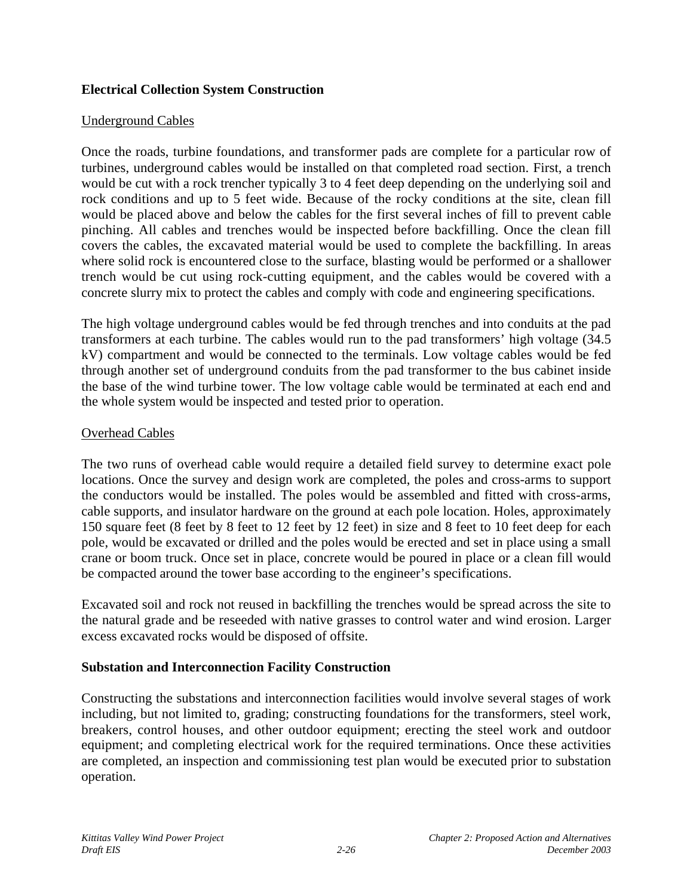### Electrical Collection System Construction

Underground Cables

Once the roads, turbine foundations, and transformer pads are complete for a particular row of turbines, underground cables would be installed on that completed road section. First, a trench would be cut with a rock trencher typically 3 to 4 feet deep depending on the underlying soil and rock conditions and up to 5 feet wide. Because of the rocky conditions at the site, clean fill would be placed above and below the cables for the first several inches of fill to prevent cable pinching. All cables and trenches would be inspected before backfilling. Once the clean fill covers the cables, the excavated material would be used to complete the backfilling. In areas where solid rock is encountered close to the surface, blasting would be performed or a shallower trench would be cut using rock-cutting equipment, and the cables would be covered with a concrete slurry mix to protect the cables and comply with code and engineering specifications.

The high voltage underground cables would be fed through trenches and into conduits at the pad transformers at each turbine. The cables would run to the pad transformers' high voltage (34.5 kV) compartment and would be connected to the terminals. Low voltage cables would be fed through another set of underground conduits from the pad transformer to the bus cabinet inside the base of the wind turbine tower. The low voltage cable would be terminated at each end and the whole system would be inspected and tested prior to operation.

Overhead Cables

The two runs of overhead cable would require a detailed field survey to determine exact pole locations. Once the survey and design work are completed, the poles and cross-arms to support the conductors would be installed. The poles would be assembled and fitted with cross-arms, cable supports, and insulator hardware on the ground at each pole location. Holes, approximately 150 square feet (8 feet by 8 feet to 12 feet by 12 feet) in size and 8 feet to 10 feet deep for each pole, would be excavated or drilled and the poles would be erected and set in place using a small crane or boom truck. Once set in place, concrete would be poured in place or a clean fill would be compacted around the tower base according to the engineer's specifications.

Excavated soil and rock not reused in backfilling the trenches would be spread across the site to the natural grade and be reseeded with native grasses to control water and wind erosion. Larger excess excavated rocks would be disposed of offsite.

### Substation and Interconnection Facility Construction

Constructing the substations and interconnection facilities would involve several stages of work including, but not limited to, grading; constructing foundations for the transformers, steel work, breakers, control houses, and other outdoor equipment; erecting the steel work and outdoor equipment; and completing electrical work for the required terminations. Once these activities are completed, an inspection and commissioning test plan would be executed prior to substation operation.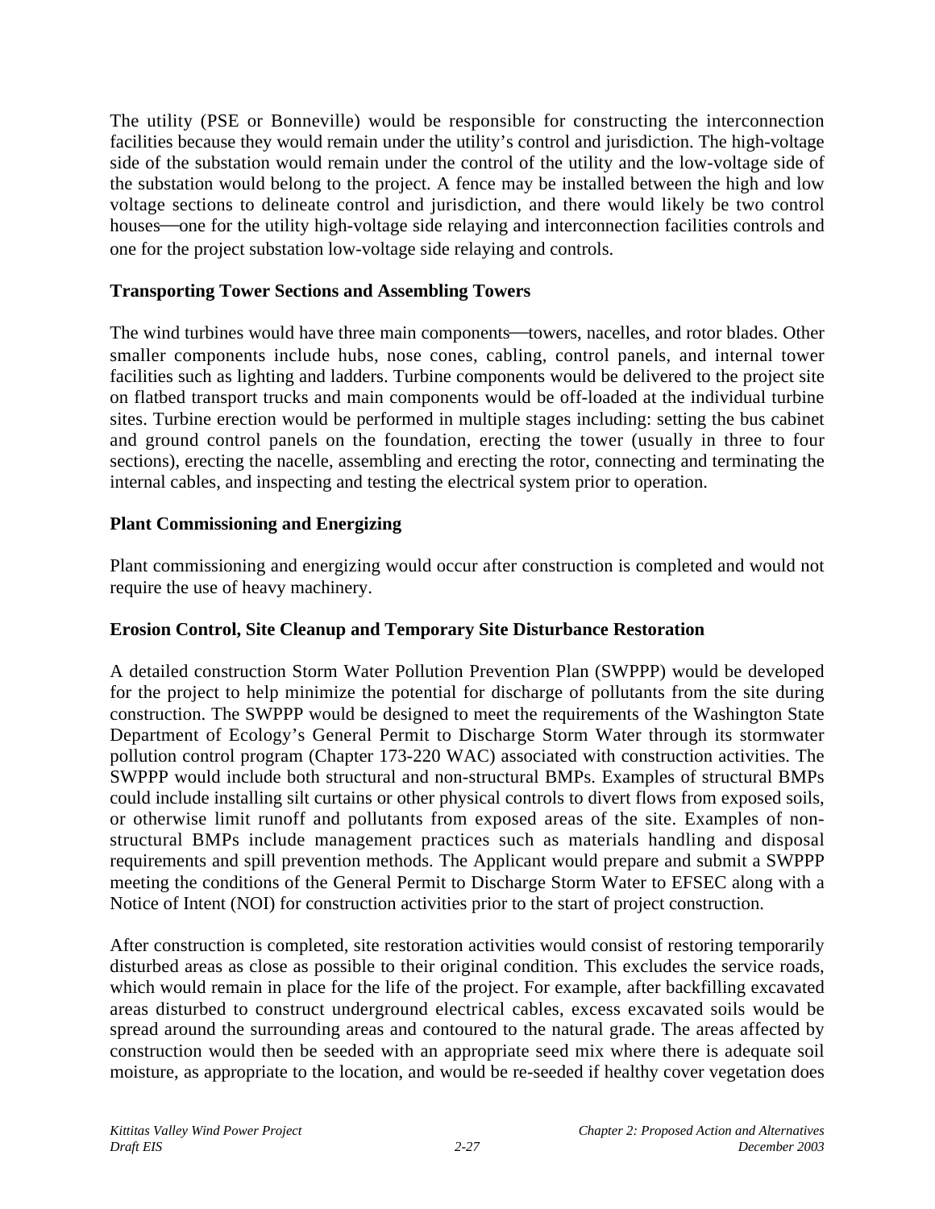The utility (PSE or Bonneville) would be responsible for constructing the interconnection facilities because they would remain under the utility's control and jurisdiction. The high-voltage side of the substation would remain under the control of the utility and the low-voltage side of the substation would belong to the project. A fence may be installed between the high and low voltage sections to delineate control and jurisdiction, and there would likely be two control houses—one for the utility high-voltage side relaying and interconnection facilities controls and one for the project substation low-voltage side relaying and controls.

### Transporting Tower Sections and Assembling Towers

The wind turbines would have three main components—towers, nacelles, and rotor blades. Other smaller components include hubs, nose cones, cabling, control panels, and internal tower facilities such as lighting and ladders. Turbine components would be delivered to the project site on flatbed transport trucks and main components would be off-loaded at the individual turbine sites. Turbine erection would be performed in multiple stages including: setting the bus cabinet and ground control panels on the foundation, erecting the tower (usually in three to four sections), erecting the nacelle, assembling and erecting the rotor, connecting and terminating the internal cables, and inspecting and testing the electrical system prior to operation.

### Plant Commissioning and Energizing

Plant commissioning and energizing would occur after construction is completed and would not require the use of heavy machinery.

### Erosion Control, Site Cleanup and Temporary Site Disturbance Restoration

A detailed construction Storm Water Pollution Prevention Plan (SWPPP) would be developed for the project to help minimize the potential for discharge of pollutants from the site during construction. The SWPPP would be designed to meet the requirements of the Washington State Department of Ecology's General Permit to Discharge Storm Water through its stormwater pollution control program (Chapter 173-220 WAC) associated with construction activities. The SWPPP would include both structural and non-structural BMPs. Examples of structural BMPs could include installing silt curtains or other physical controls to divert flows from exposed soils, or otherwise limit runoff and pollutants from exposed areas of the site. Examples of non-structural BMPs include management practices such as materials handling and disposal requirements and spill prevention methods. The Applicant would prepare and submit a SWPPP meeting the conditions of the General Permit to Discharge Storm Water to EFSEC along with a Notice of Intent (NOI) for construction activities prior to the start of project construction.

After construction is completed, site restoration activities would consist of restoring temporarily disturbed areas as close as possible to their original condition. This excludes the service roads, which would remain in place for the life of the project. For example, after backfilling excavated areas disturbed to construct underground electrical cables, excess excavated soils would be spread around the surrounding areas and contoured to the natural grade. The areas affected by construction would then be seeded with an appropriate seed mix where there is adequate soil moisture, as appropriate to the location, and would be re-seeded if healthy cover vegetation does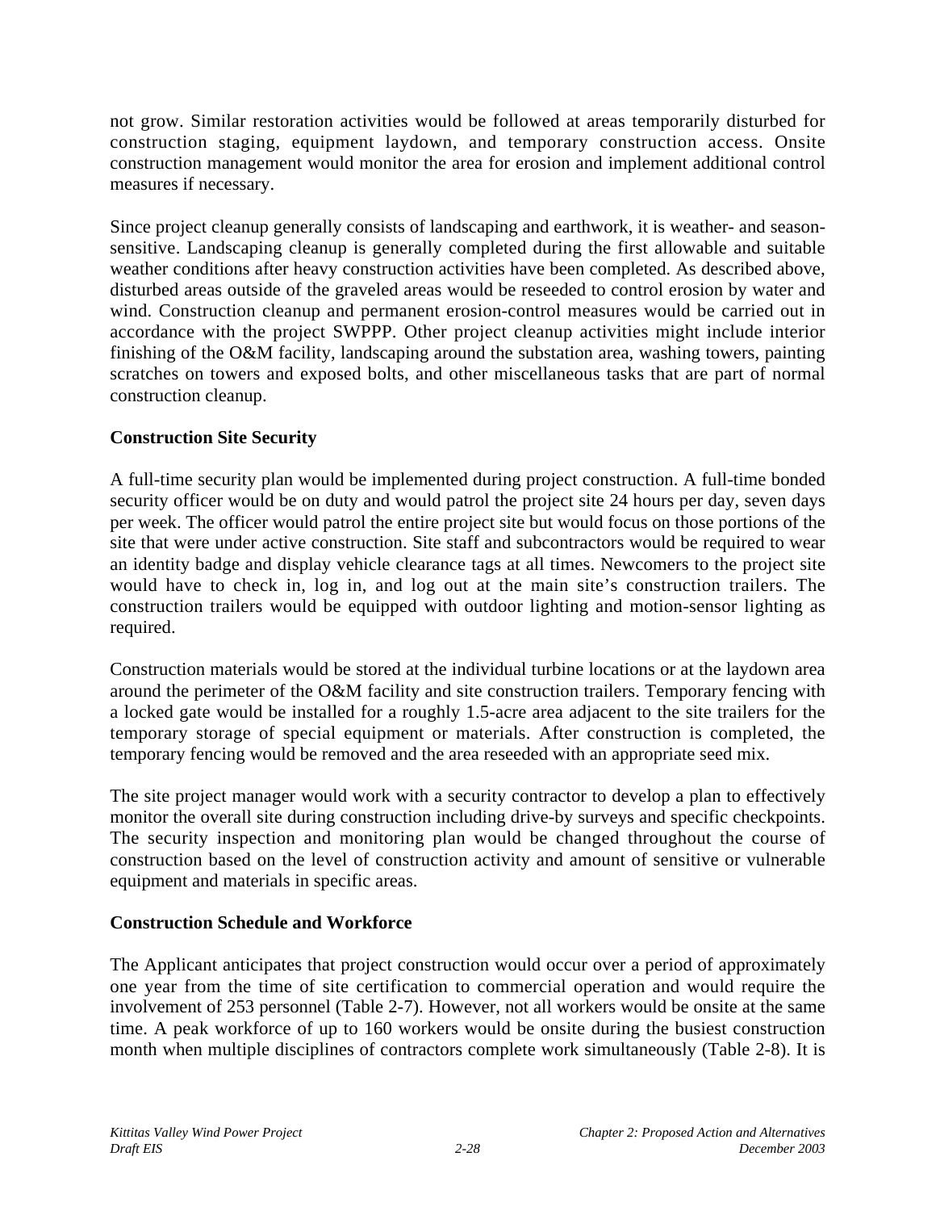not grow. Similar restoration activities would be followed at areas temporarily disturbed for construction staging, equipment laydown, and temporary construction access. Onsite construction management would monitor the area for erosion and implement additional control measures if necessary.

Since project cleanup generally consists of landscaping and earthwork, it is weather- and season-sensitive. Landscaping cleanup is generally completed during the first allowable and suitable weather conditions after heavy construction activities have been completed. As described above, disturbed areas outside of the graveled areas would be reseeded to control erosion by water and wind. Construction cleanup and permanent erosion-control measures would be carried out in accordance with the project SWPPP. Other project cleanup activities might include interior finishing of the O&M facility, landscaping around the substation area, washing towers, painting scratches on towers and exposed bolts, and other miscellaneous tasks that are part of normal construction cleanup.

**Construction Site Security**

A full-time security plan would be implemented during project construction. A full-time bonded security officer would be on duty and would patrol the project site 24 hours per day, seven days per week. The officer would patrol the entire project site but would focus on those portions of the site that were under active construction. Site staff and subcontractors would be required to wear an identity badge and display vehicle clearance tags at all times. Newcomers to the project site would have to check in, log in, and log out at the main site's construction trailers. The construction trailers would be equipped with outdoor lighting and motion-sensor lighting as required.

Construction materials would be stored at the individual turbine locations or at the laydown area around the perimeter of the O&M facility and site construction trailers. Temporary fencing with a locked gate would be installed for a roughly 1.5-acre area adjacent to the site trailers for the temporary storage of special equipment or materials. After construction is completed, the temporary fencing would be removed and the area reseeded with an appropriate seed mix.

The site project manager would work with a security contractor to develop a plan to effectively monitor the overall site during construction including drive-by surveys and specific checkpoints. The security inspection and monitoring plan would be changed throughout the course of construction based on the level of construction activity and amount of sensitive or vulnerable equipment and materials in specific areas.

**Construction Schedule and Workforce**

The Applicant anticipates that project construction would occur over a period of approximately one year from the time of site certification to commercial operation and would require the involvement of 253 personnel (Table 2-7). However, not all workers would be onsite at the same time. A peak workforce of up to 160 workers would be onsite during the busiest construction month when multiple disciplines of contractors complete work simultaneously (Table 2-8). It is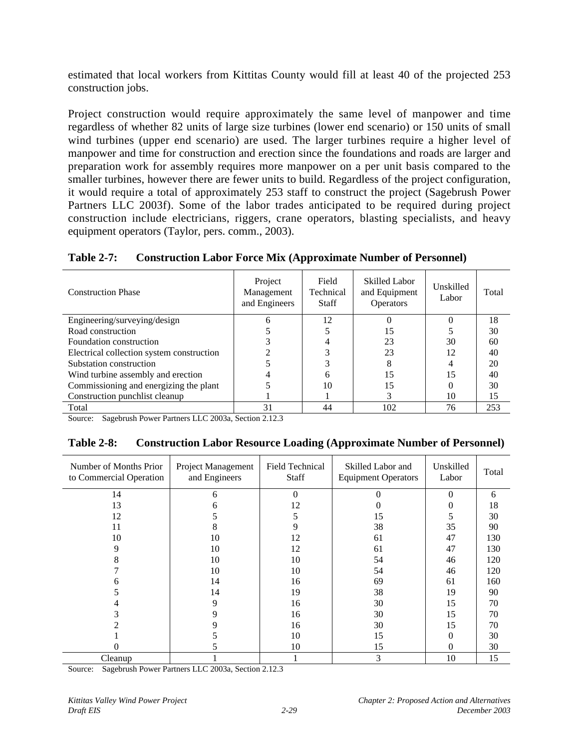estimated that local workers from Kittitas County would fill at least 40 of the projected 253 construction jobs.

Project construction would require approximately the same level of manpower and time regardless of whether 82 units of large size turbines (lower end scenario) or 150 units of small wind turbines (upper end scenario) are used. The larger turbines require a higher level of manpower and time for construction and erection since the foundations and roads are larger and preparation work for assembly requires more manpower on a per unit basis compared to the smaller turbines, however there are fewer units to build. Regardless of the project configuration, it would require a total of approximately 253 staff to construct the project (Sagebrush Power Partners LLC 2003f). Some of the labor trades anticipated to be required during project construction include electricians, riggers, crane operators, blasting specialists, and heavy equipment operators (Taylor, pers. comm., 2003).

**Table 2-7: Construction Labor Force Mix (Approximate Number of Personnel)**

| Construction Phase | Project Management and Engineers | Field Technical Staff | Skilled Labor and Equipment Operators | Unskilled Labor | Total |
|---|---|---|---|---|---|
| Engineering/surveying/design | 6 | 12 | 0 | 0 | 18 |
| Road construction | 5 | 5 | 15 | 5 | 30 |
| Foundation construction | 3 | 4 | 23 | 30 | 60 |
| Electrical collection system construction | 2 | 3 | 23 | 12 | 40 |
| Substation construction | 5 | 3 | 8 | 4 | 20 |
| Wind turbine assembly and erection | 4 | 6 | 15 | 15 | 40 |
| Commissioning and energizing the plant | 5 | 10 | 15 | 0 | 30 |
| Construction punchlist cleanup | 1 | 1 | 3 | 10 | 15 |
| Total | 31 | 44 | 102 | 76 | 253 |

Source: Sagebrush Power Partners LLC 2003a, Section 2.12.3

**Table 2-8: Construction Labor Resource Loading (Approximate Number of Personnel)**

| Number of Months Prior to Commercial Operation | Project Management and Engineers | Field Technical Staff | Skilled Labor and Equipment Operators | Unskilled Labor | Total |
|---|---|---|---|---|---|
| 14 | 6 | 0 | 0 | 0 | 6 |
| 13 | 6 | 12 | 0 | 0 | 18 |
| 12 | 5 | 5 | 15 | 5 | 30 |
| 11 | 8 | 9 | 38 | 35 | 90 |
| 10 | 10 | 12 | 61 | 47 | 130 |
| 9 | 10 | 12 | 61 | 47 | 130 |
| 8 | 10 | 10 | 54 | 46 | 120 |
| 7 | 10 | 10 | 54 | 46 | 120 |
| 6 | 14 | 16 | 69 | 61 | 160 |
| 5 | 14 | 19 | 38 | 19 | 90 |
| 4 | 9 | 16 | 30 | 15 | 70 |
| 3 | 9 | 16 | 30 | 15 | 70 |
| 2 | 9 | 16 | 30 | 15 | 70 |
| 1 | 5 | 10 | 15 | 0 | 30 |
| 0 | 5 | 10 | 15 | 0 | 30 |
| Cleanup | 1 | 1 | 3 | 10 | 15 |

Source: Sagebrush Power Partners LLC 2003a, Section 2.12.3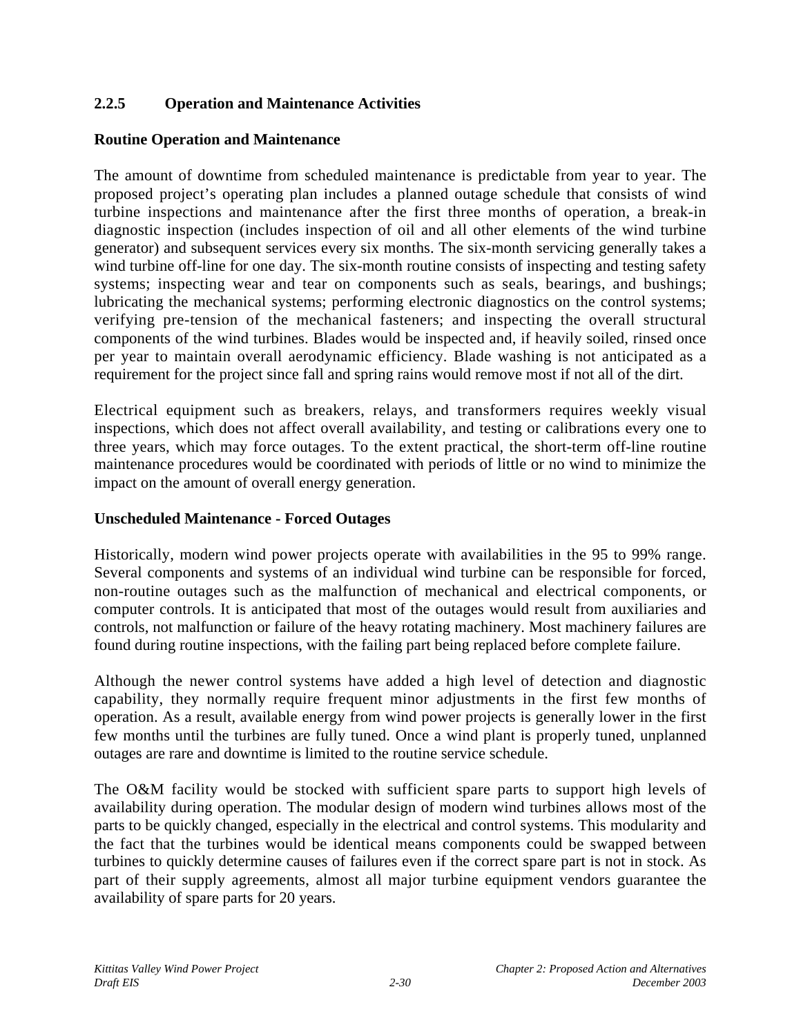### 2.2.5 Operation and Maintenance Activities

**Routine Operation and Maintenance**

The amount of downtime from scheduled maintenance is predictable from year to year. The proposed project's operating plan includes a planned outage schedule that consists of wind turbine inspections and maintenance after the first three months of operation, a break-in diagnostic inspection (includes inspection of oil and all other elements of the wind turbine generator) and subsequent services every six months. The six-month servicing generally takes a wind turbine off-line for one day. The six-month routine consists of inspecting and testing safety systems; inspecting wear and tear on components such as seals, bearings, and bushings; lubricating the mechanical systems; performing electronic diagnostics on the control systems; verifying pre-tension of the mechanical fasteners; and inspecting the overall structural components of the wind turbines. Blades would be inspected and, if heavily soiled, rinsed once per year to maintain overall aerodynamic efficiency. Blade washing is not anticipated as a requirement for the project since fall and spring rains would remove most if not all of the dirt.

Electrical equipment such as breakers, relays, and transformers requires weekly visual inspections, which does not affect overall availability, and testing or calibrations every one to three years, which may force outages. To the extent practical, the short-term off-line routine maintenance procedures would be coordinated with periods of little or no wind to minimize the impact on the amount of overall energy generation.

**Unscheduled Maintenance - Forced Outages**

Historically, modern wind power projects operate with availabilities in the 95 to 99% range. Several components and systems of an individual wind turbine can be responsible for forced, non-routine outages such as the malfunction of mechanical and electrical components, or computer controls. It is anticipated that most of the outages would result from auxiliaries and controls, not malfunction or failure of the heavy rotating machinery. Most machinery failures are found during routine inspections, with the failing part being replaced before complete failure.

Although the newer control systems have added a high level of detection and diagnostic capability, they normally require frequent minor adjustments in the first few months of operation. As a result, available energy from wind power projects is generally lower in the first few months until the turbines are fully tuned. Once a wind plant is properly tuned, unplanned outages are rare and downtime is limited to the routine service schedule.

The O&M facility would be stocked with sufficient spare parts to support high levels of availability during operation. The modular design of modern wind turbines allows most of the parts to be quickly changed, especially in the electrical and control systems. This modularity and the fact that the turbines would be identical means components could be swapped between turbines to quickly determine causes of failures even if the correct spare part is not in stock. As part of their supply agreements, almost all major turbine equipment vendors guarantee the availability of spare parts for 20 years.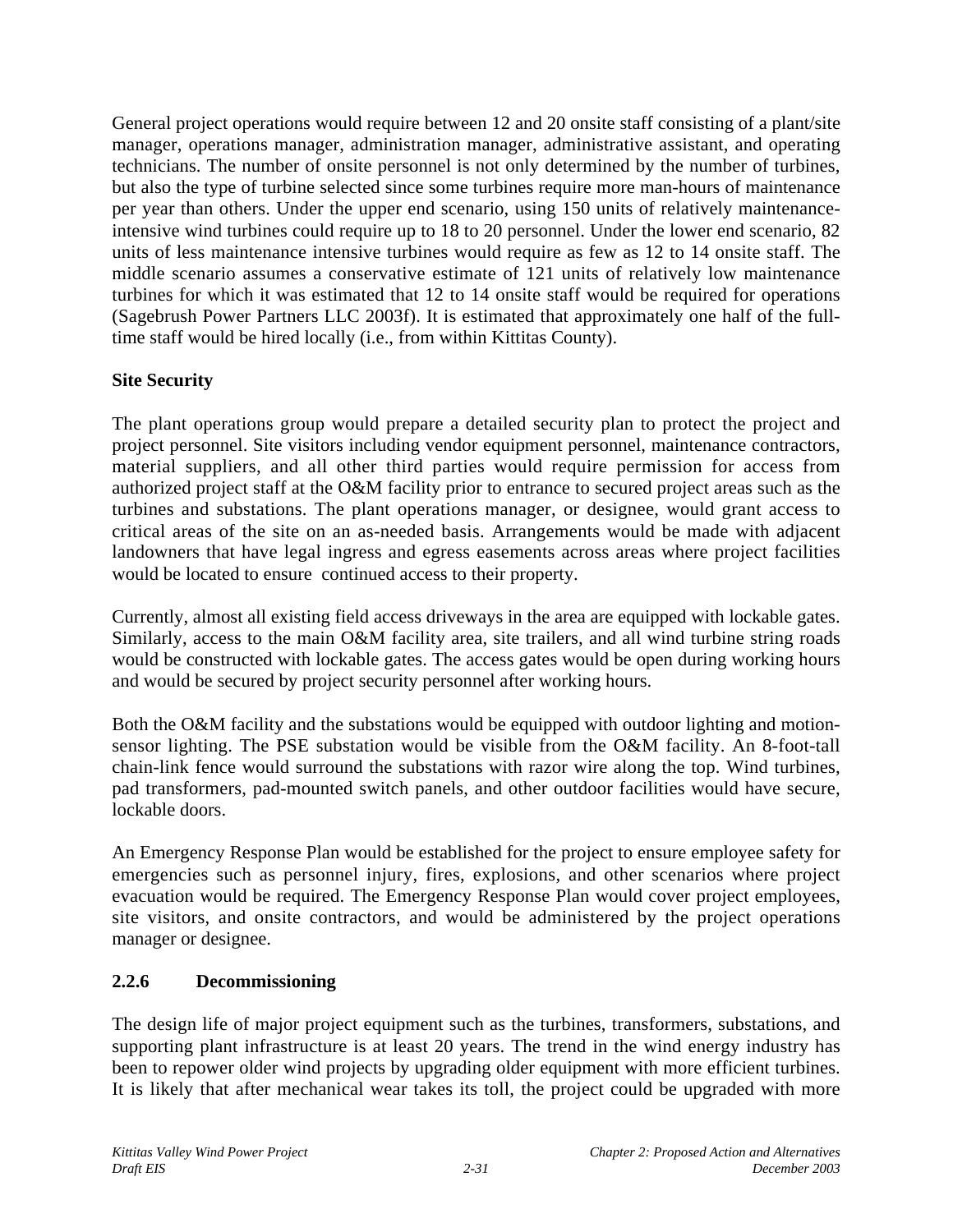General project operations would require between 12 and 20 onsite staff consisting of a plant/site manager, operations manager, administration manager, administrative assistant, and operating technicians. The number of onsite personnel is not only determined by the number of turbines, but also the type of turbine selected since some turbines require more man-hours of maintenance per year than others. Under the upper end scenario, using 150 units of relatively maintenance-intensive wind turbines could require up to 18 to 20 personnel. Under the lower end scenario, 82 units of less maintenance intensive turbines would require as few as 12 to 14 onsite staff. The middle scenario assumes a conservative estimate of 121 units of relatively low maintenance turbines for which it was estimated that 12 to 14 onsite staff would be required for operations (Sagebrush Power Partners LLC 2003f). It is estimated that approximately one half of the full-time staff would be hired locally (i.e., from within Kittitas County).

**Site Security**

The plant operations group would prepare a detailed security plan to protect the project and project personnel. Site visitors including vendor equipment personnel, maintenance contractors, material suppliers, and all other third parties would require permission for access from authorized project staff at the O&M facility prior to entrance to secured project areas such as the turbines and substations. The plant operations manager, or designee, would grant access to critical areas of the site on an as-needed basis. Arrangements would be made with adjacent landowners that have legal ingress and egress easements across areas where project facilities would be located to ensure continued access to their property.

Currently, almost all existing field access driveways in the area are equipped with lockable gates. Similarly, access to the main O&M facility area, site trailers, and all wind turbine string roads would be constructed with lockable gates. The access gates would be open during working hours and would be secured by project security personnel after working hours.

Both the O&M facility and the substations would be equipped with outdoor lighting and motion-sensor lighting. The PSE substation would be visible from the O&M facility. An 8-foot-tall chain-link fence would surround the substations with razor wire along the top. Wind turbines, pad transformers, pad-mounted switch panels, and other outdoor facilities would have secure, lockable doors.

An Emergency Response Plan would be established for the project to ensure employee safety for emergencies such as personnel injury, fires, explosions, and other scenarios where project evacuation would be required. The Emergency Response Plan would cover project employees, site visitors, and onsite contractors, and would be administered by the project operations manager or designee.

### 2.2.6 Decommissioning

The design life of major project equipment such as the turbines, transformers, substations, and supporting plant infrastructure is at least 20 years. The trend in the wind energy industry has been to repower older wind projects by upgrading older equipment with more efficient turbines. It is likely that after mechanical wear takes its toll, the project could be upgraded with more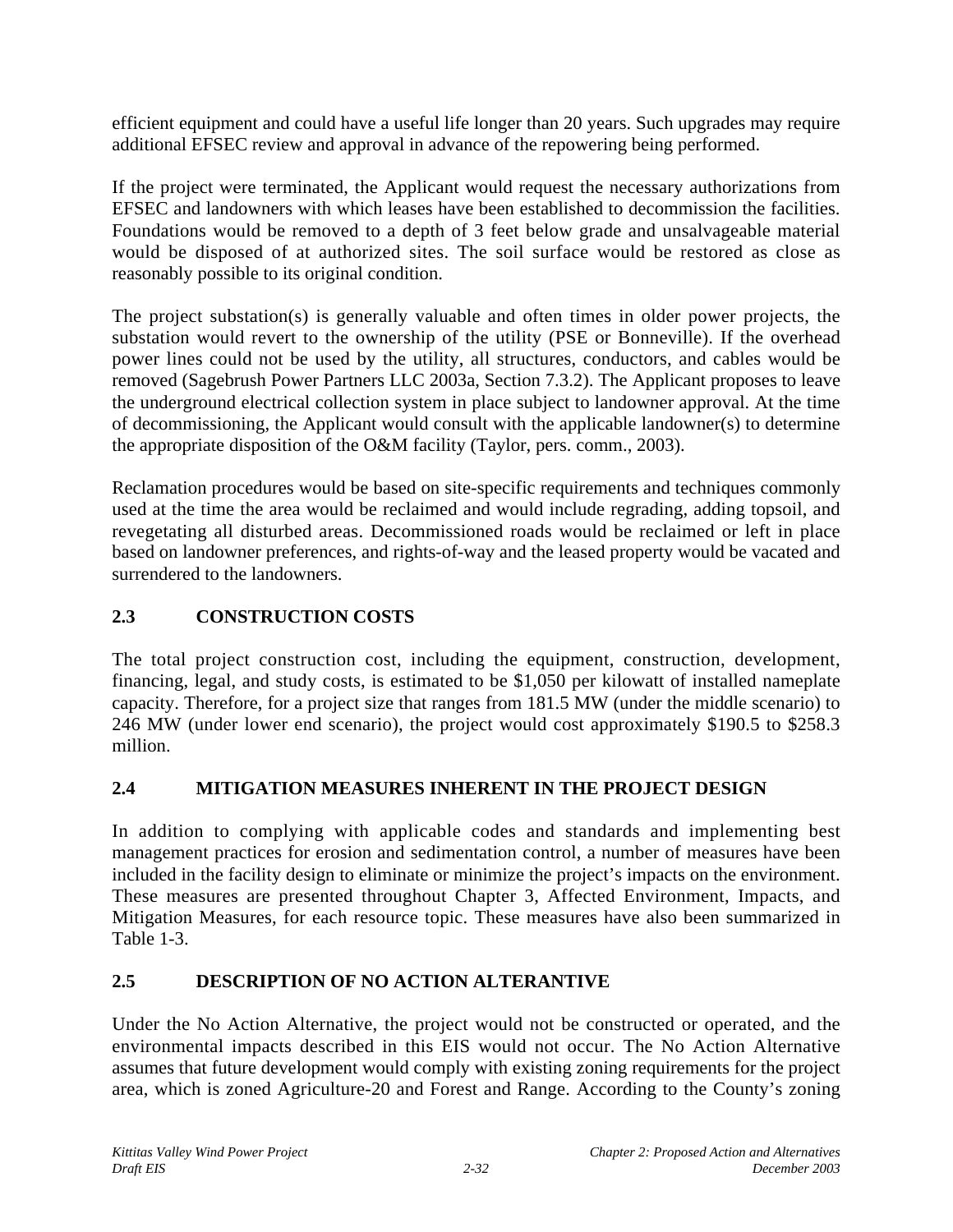efficient equipment and could have a useful life longer than 20 years. Such upgrades may require additional EFSEC review and approval in advance of the repowering being performed.

If the project were terminated, the Applicant would request the necessary authorizations from EFSEC and landowners with which leases have been established to decommission the facilities. Foundations would be removed to a depth of 3 feet below grade and unsalvageable material would be disposed of at authorized sites. The soil surface would be restored as close as reasonably possible to its original condition.

The project substation(s) is generally valuable and often times in older power projects, the substation would revert to the ownership of the utility (PSE or Bonneville). If the overhead power lines could not be used by the utility, all structures, conductors, and cables would be removed (Sagebrush Power Partners LLC 2003a, Section 7.3.2). The Applicant proposes to leave the underground electrical collection system in place subject to landowner approval. At the time of decommissioning, the Applicant would consult with the applicable landowner(s) to determine the appropriate disposition of the O&M facility (Taylor, pers. comm., 2003).

Reclamation procedures would be based on site-specific requirements and techniques commonly used at the time the area would be reclaimed and would include regrading, adding topsoil, and revegetating all disturbed areas. Decommissioned roads would be reclaimed or left in place based on landowner preferences, and rights-of-way and the leased property would be vacated and surrendered to the landowners.

## 2.3 CONSTRUCTION COSTS

The total project construction cost, including the equipment, construction, development, financing, legal, and study costs, is estimated to be $1,050 per kilowatt of installed nameplate capacity. Therefore, for a project size that ranges from 181.5 MW (under the middle scenario) to 246 MW (under lower end scenario), the project would cost approximately $190.5 to $258.3 million.

## 2.4 MITIGATION MEASURES INHERENT IN THE PROJECT DESIGN

In addition to complying with applicable codes and standards and implementing best management practices for erosion and sedimentation control, a number of measures have been included in the facility design to eliminate or minimize the project's impacts on the environment. These measures are presented throughout Chapter 3, Affected Environment, Impacts, and Mitigation Measures, for each resource topic. These measures have also been summarized in Table 1-3.

## 2.5 DESCRIPTION OF NO ACTION ALTERANTIVE

Under the No Action Alternative, the project would not be constructed or operated, and the environmental impacts described in this EIS would not occur. The No Action Alternative assumes that future development would comply with existing zoning requirements for the project area, which is zoned Agriculture-20 and Forest and Range. According to the County's zoning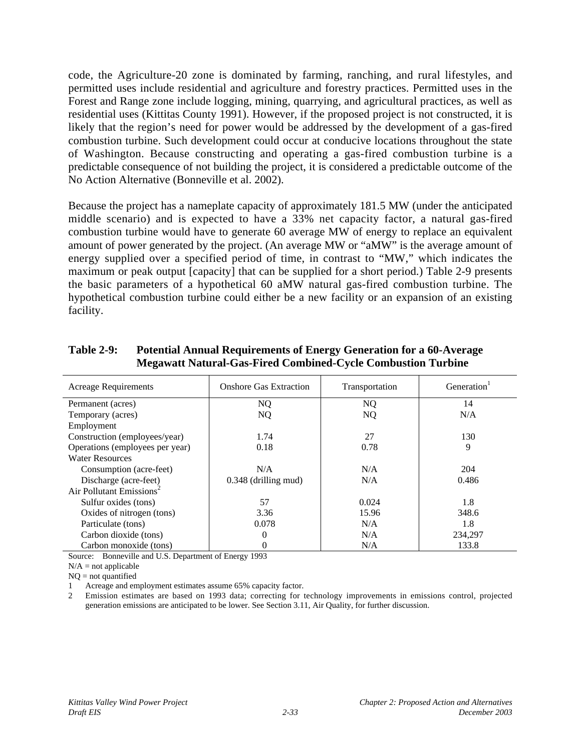code, the Agriculture-20 zone is dominated by farming, ranching, and rural lifestyles, and permitted uses include residential and agriculture and forestry practices. Permitted uses in the Forest and Range zone include logging, mining, quarrying, and agricultural practices, as well as residential uses (Kittitas County 1991). However, if the proposed project is not constructed, it is likely that the region's need for power would be addressed by the development of a gas-fired combustion turbine. Such development could occur at conducive locations throughout the state of Washington. Because constructing and operating a gas-fired combustion turbine is a predictable consequence of not building the project, it is considered a predictable outcome of the No Action Alternative (Bonneville et al. 2002).

Because the project has a nameplate capacity of approximately 181.5 MW (under the anticipated middle scenario) and is expected to have a 33% net capacity factor, a natural gas-fired combustion turbine would have to generate 60 average MW of energy to replace an equivalent amount of power generated by the project. (An average MW or "aMW" is the average amount of energy supplied over a specified period of time, in contrast to "MW," which indicates the maximum or peak output [capacity] that can be supplied for a short period.) Table 2-9 presents the basic parameters of a hypothetical 60 aMW natural gas-fired combustion turbine. The hypothetical combustion turbine could either be a new facility or an expansion of an existing facility.

**Table 2-9: Potential Annual Requirements of Energy Generation for a 60-Average Megawatt Natural-Gas-Fired Combined-Cycle Combustion Turbine**

| Acreage Requirements | Onshore Gas Extraction | Transportation | Generation[1] |
|---|---|---|---|
| Permanent (acres) | NQ | NQ | 14 |
| Temporary (acres) | NQ | NQ | N/A |
| Employment | | | |
| Construction (employees/year) | 1.74 | 27 | 130 |
| Operations (employees per year) | 0.18 | 0.78 | 9 |
| Water Resources | | | |
| Consumption (acre-feet) | N/A | N/A | 204 |
| Discharge (acre-feet) | 0.348 (drilling mud) | N/A | 0.486 |
| Air Pollutant Emissions[2] | | | |
| Sulfur oxides (tons) | 57 | 0.024 | 1.8 |
| Oxides of nitrogen (tons) | 3.36 | 15.96 | 348.6 |
| Particulate (tons) | 0.078 | N/A | 1.8 |
| Carbon dioxide (tons) | 0 | N/A | 234,297 |
| Carbon monoxide (tons) | 0 | N/A | 133.8 |

Source: Bonneville and U.S. Department of Energy 1993

N/A = not applicable

NQ = not quantified

1 Acreage and employment estimates assume 65% capacity factor.

2 Emission estimates are based on 1993 data; correcting for technology improvements in emissions control, projected generation emissions are anticipated to be lower. See Section 3.11, Air Quality, for further discussion.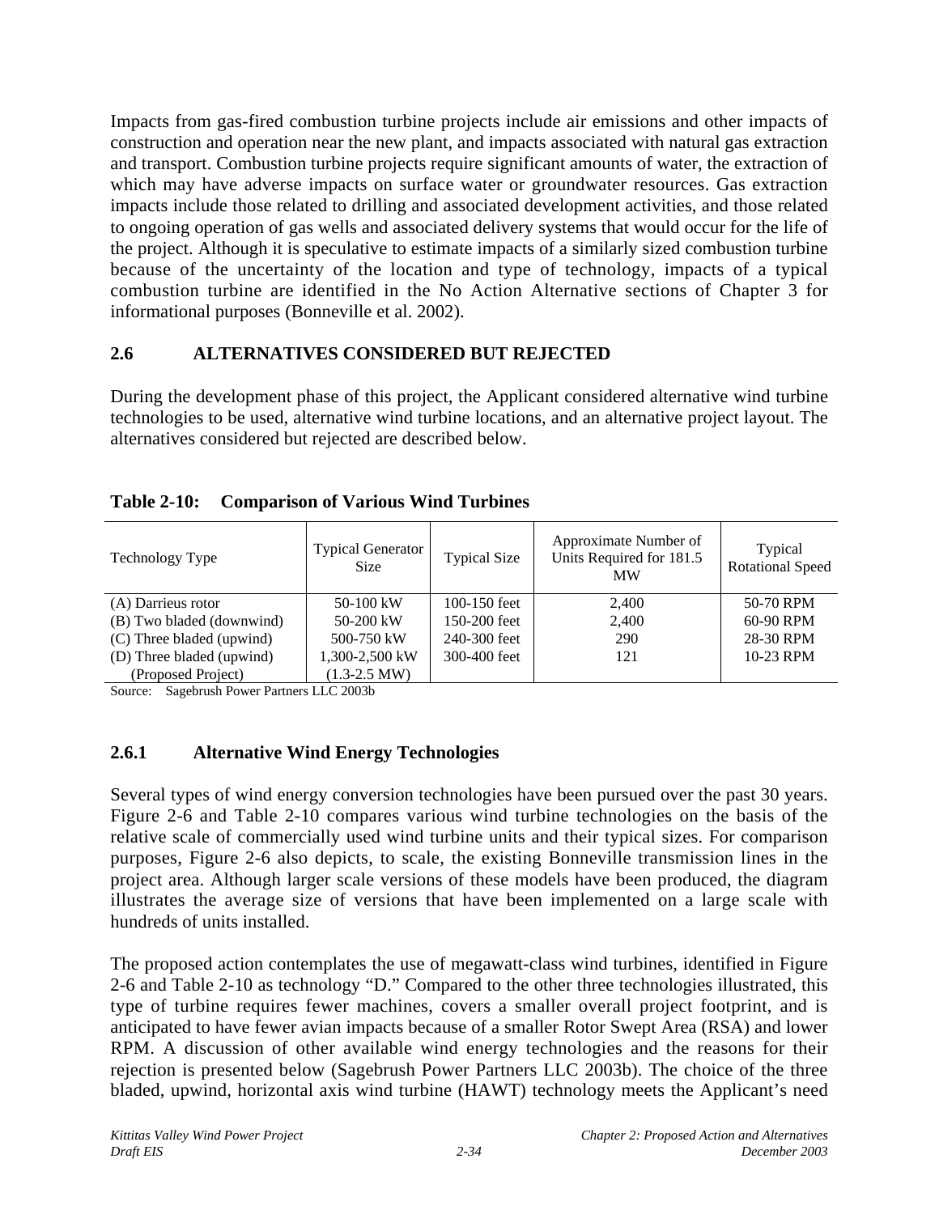Impacts from gas-fired combustion turbine projects include air emissions and other impacts of construction and operation near the new plant, and impacts associated with natural gas extraction and transport. Combustion turbine projects require significant amounts of water, the extraction of which may have adverse impacts on surface water or groundwater resources. Gas extraction impacts include those related to drilling and associated development activities, and those related to ongoing operation of gas wells and associated delivery systems that would occur for the life of the project. Although it is speculative to estimate impacts of a similarly sized combustion turbine because of the uncertainty of the location and type of technology, impacts of a typical combustion turbine are identified in the No Action Alternative sections of Chapter 3 for informational purposes (Bonneville et al. 2002).

## 2.6 ALTERNATIVES CONSIDERED BUT REJECTED

During the development phase of this project, the Applicant considered alternative wind turbine technologies to be used, alternative wind turbine locations, and an alternative project layout. The alternatives considered but rejected are described below.

**Table 2-10: Comparison of Various Wind Turbines**

| Technology Type | Typical Generator Size | Typical Size | Approximate Number of Units Required for 181.5 MW | Typical Rotational Speed |
|---|---|---|---|---|
| (A) Darrieus rotor | 50-100 kW | 100-150 feet | 2,400 | 50-70 RPM |
| (B) Two bladed (downwind) | 50-200 kW | 150-200 feet | 2,400 | 60-90 RPM |
| (C) Three bladed (upwind) | 500-750 kW | 240-300 feet | 290 | 28-30 RPM |
| (D) Three bladed (upwind) (Proposed Project) | 1,300-2,500 kW (1.3-2.5 MW) | 300-400 feet | 121 | 10-23 RPM |

Source: Sagebrush Power Partners LLC 2003b

### 2.6.1 Alternative Wind Energy Technologies

Several types of wind energy conversion technologies have been pursued over the past 30 years. Figure 2-6 and Table 2-10 compares various wind turbine technologies on the basis of the relative scale of commercially used wind turbine units and their typical sizes. For comparison purposes, Figure 2-6 also depicts, to scale, the existing Bonneville transmission lines in the project area. Although larger scale versions of these models have been produced, the diagram illustrates the average size of versions that have been implemented on a large scale with hundreds of units installed.

The proposed action contemplates the use of megawatt-class wind turbines, identified in Figure 2-6 and Table 2-10 as technology "D." Compared to the other three technologies illustrated, this type of turbine requires fewer machines, covers a smaller overall project footprint, and is anticipated to have fewer avian impacts because of a smaller Rotor Swept Area (RSA) and lower RPM. A discussion of other available wind energy technologies and the reasons for their rejection is presented below (Sagebrush Power Partners LLC 2003b). The choice of the three bladed, upwind, horizontal axis wind turbine (HAWT) technology meets the Applicant's need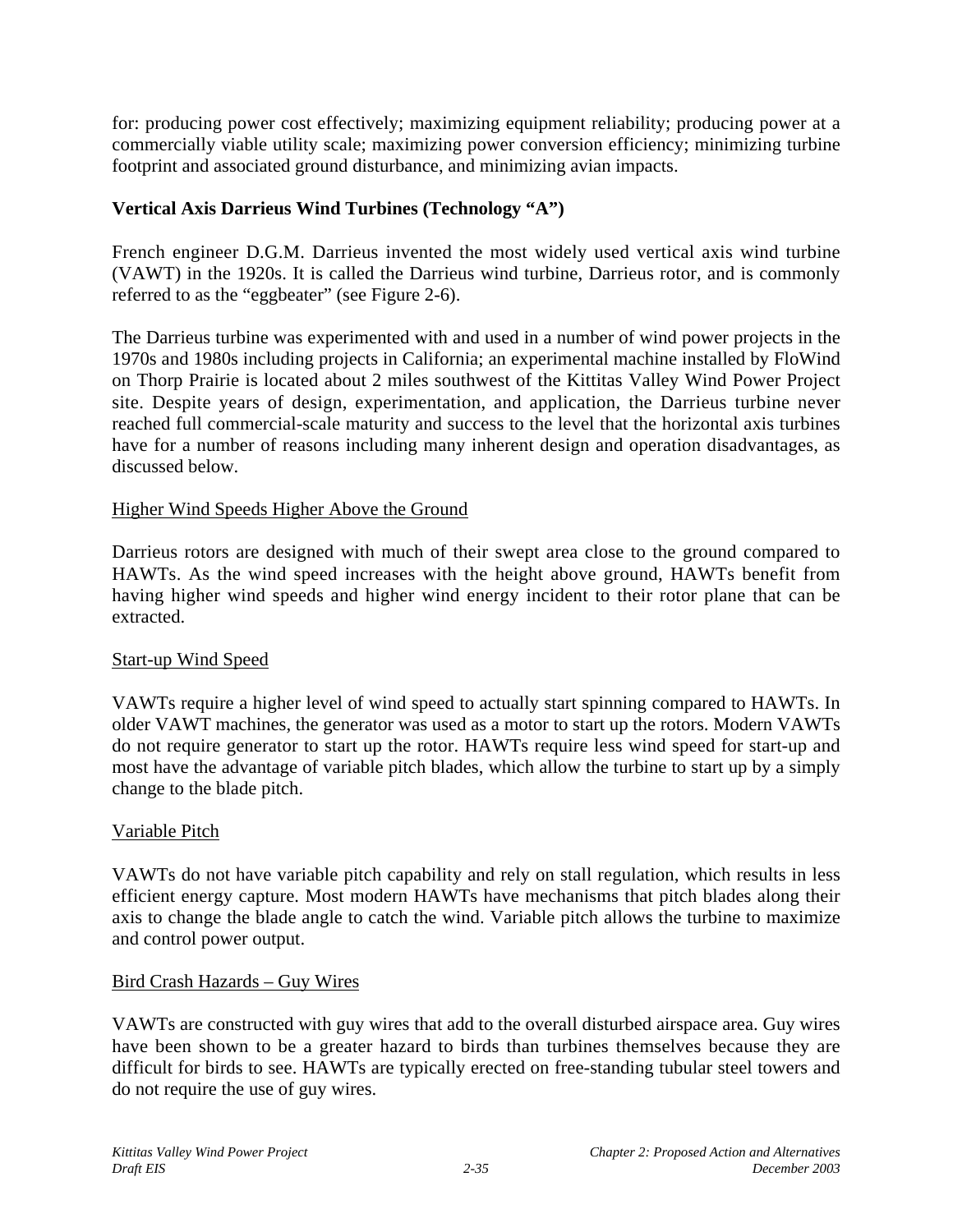for: producing power cost effectively; maximizing equipment reliability; producing power at a commercially viable utility scale; maximizing power conversion efficiency; minimizing turbine footprint and associated ground disturbance, and minimizing avian impacts.

**Vertical Axis Darrieus Wind Turbines (Technology "A")**

French engineer D.G.M. Darrieus invented the most widely used vertical axis wind turbine (VAWT) in the 1920s. It is called the Darrieus wind turbine, Darrieus rotor, and is commonly referred to as the "eggbeater" (see Figure 2-6).

The Darrieus turbine was experimented with and used in a number of wind power projects in the 1970s and 1980s including projects in California; an experimental machine installed by FloWind on Thorp Prairie is located about 2 miles southwest of the Kittitas Valley Wind Power Project site. Despite years of design, experimentation, and application, the Darrieus turbine never reached full commercial-scale maturity and success to the level that the horizontal axis turbines have for a number of reasons including many inherent design and operation disadvantages, as discussed below.

<u>Higher Wind Speeds Higher Above the Ground</u>

Darrieus rotors are designed with much of their swept area close to the ground compared to HAWTs. As the wind speed increases with the height above ground, HAWTs benefit from having higher wind speeds and higher wind energy incident to their rotor plane that can be extracted.

<u>Start-up Wind Speed</u>

VAWTs require a higher level of wind speed to actually start spinning compared to HAWTs. In older VAWT machines, the generator was used as a motor to start up the rotors. Modern VAWTs do not require generator to start up the rotor. HAWTs require less wind speed for start-up and most have the advantage of variable pitch blades, which allow the turbine to start up by a simply change to the blade pitch.

<u>Variable Pitch</u>

VAWTs do not have variable pitch capability and rely on stall regulation, which results in less efficient energy capture. Most modern HAWTs have mechanisms that pitch blades along their axis to change the blade angle to catch the wind. Variable pitch allows the turbine to maximize and control power output.

<u>Bird Crash Hazards – Guy Wires</u>

VAWTs are constructed with guy wires that add to the overall disturbed airspace area. Guy wires have been shown to be a greater hazard to birds than turbines themselves because they are difficult for birds to see. HAWTs are typically erected on free-standing tubular steel towers and do not require the use of guy wires.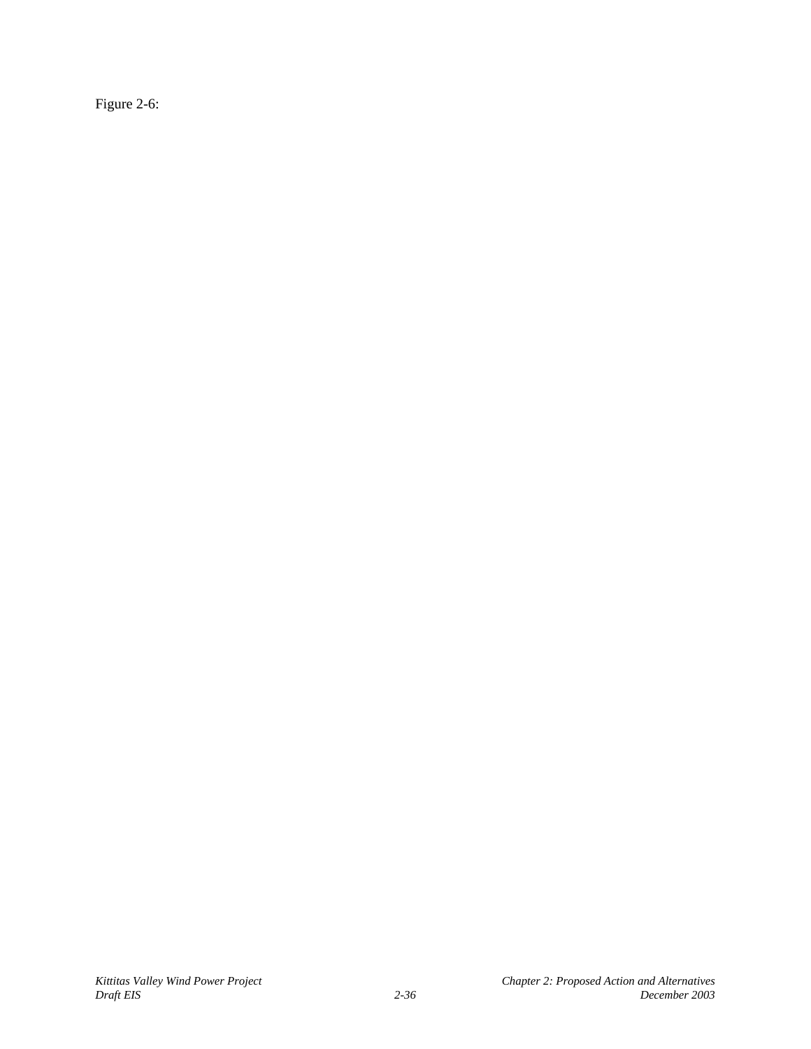Figure 2-6: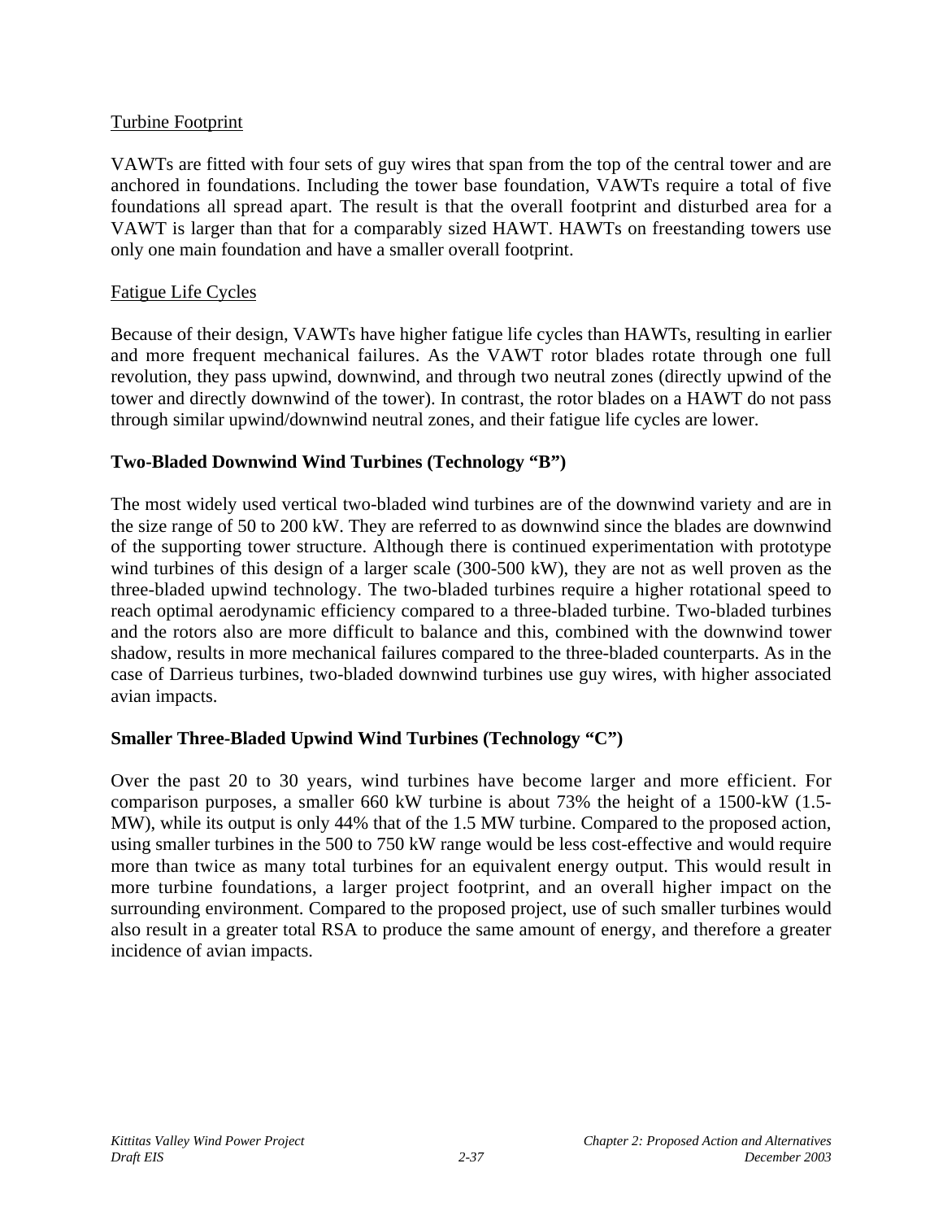<u>Turbine Footprint</u>

VAWTs are fitted with four sets of guy wires that span from the top of the central tower and are anchored in foundations. Including the tower base foundation, VAWTs require a total of five foundations all spread apart. The result is that the overall footprint and disturbed area for a VAWT is larger than that for a comparably sized HAWT. HAWTs on freestanding towers use only one main foundation and have a smaller overall footprint.

<u>Fatigue Life Cycles</u>

Because of their design, VAWTs have higher fatigue life cycles than HAWTs, resulting in earlier and more frequent mechanical failures. As the VAWT rotor blades rotate through one full revolution, they pass upwind, downwind, and through two neutral zones (directly upwind of the tower and directly downwind of the tower). In contrast, the rotor blades on a HAWT do not pass through similar upwind/downwind neutral zones, and their fatigue life cycles are lower.

**Two-Bladed Downwind Wind Turbines (Technology "B")**

The most widely used vertical two-bladed wind turbines are of the downwind variety and are in the size range of 50 to 200 kW. They are referred to as downwind since the blades are downwind of the supporting tower structure. Although there is continued experimentation with prototype wind turbines of this design of a larger scale (300-500 kW), they are not as well proven as the three-bladed upwind technology. The two-bladed turbines require a higher rotational speed to reach optimal aerodynamic efficiency compared to a three-bladed turbine. Two-bladed turbines and the rotors also are more difficult to balance and this, combined with the downwind tower shadow, results in more mechanical failures compared to the three-bladed counterparts. As in the case of Darrieus turbines, two-bladed downwind turbines use guy wires, with higher associated avian impacts.

**Smaller Three-Bladed Upwind Wind Turbines (Technology "C")**

Over the past 20 to 30 years, wind turbines have become larger and more efficient. For comparison purposes, a smaller 660 kW turbine is about 73% the height of a 1500-kW (1.5-MW), while its output is only 44% that of the 1.5 MW turbine. Compared to the proposed action, using smaller turbines in the 500 to 750 kW range would be less cost-effective and would require more than twice as many total turbines for an equivalent energy output. This would result in more turbine foundations, a larger project footprint, and an overall higher impact on the surrounding environment. Compared to the proposed project, use of such smaller turbines would also result in a greater total RSA to produce the same amount of energy, and therefore a greater incidence of avian impacts.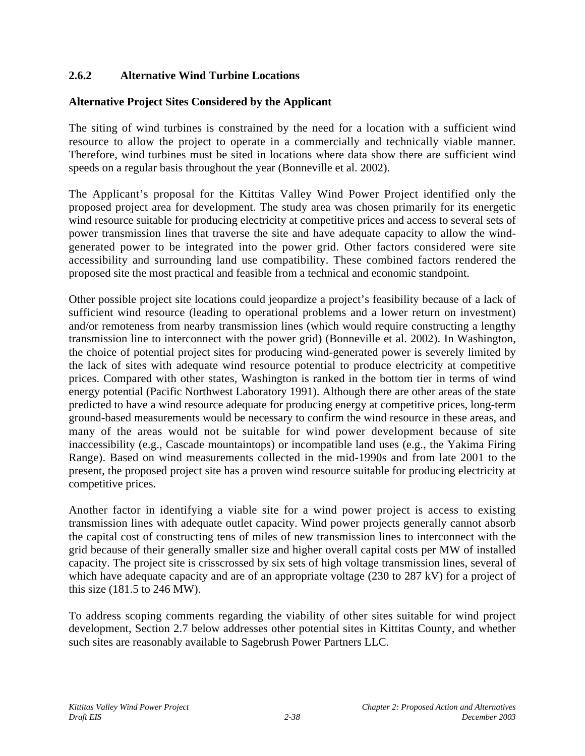### 2.6.2 Alternative Wind Turbine Locations

**Alternative Project Sites Considered by the Applicant**

The siting of wind turbines is constrained by the need for a location with a sufficient wind resource to allow the project to operate in a commercially and technically viable manner. Therefore, wind turbines must be sited in locations where data show there are sufficient wind speeds on a regular basis throughout the year (Bonneville et al. 2002).

The Applicant's proposal for the Kittitas Valley Wind Power Project identified only the proposed project area for development. The study area was chosen primarily for its energetic wind resource suitable for producing electricity at competitive prices and access to several sets of power transmission lines that traverse the site and have adequate capacity to allow the wind-generated power to be integrated into the power grid. Other factors considered were site accessibility and surrounding land use compatibility. These combined factors rendered the proposed site the most practical and feasible from a technical and economic standpoint.

Other possible project site locations could jeopardize a project's feasibility because of a lack of sufficient wind resource (leading to operational problems and a lower return on investment) and/or remoteness from nearby transmission lines (which would require constructing a lengthy transmission line to interconnect with the power grid) (Bonneville et al. 2002). In Washington, the choice of potential project sites for producing wind-generated power is severely limited by the lack of sites with adequate wind resource potential to produce electricity at competitive prices. Compared with other states, Washington is ranked in the bottom tier in terms of wind energy potential (Pacific Northwest Laboratory 1991). Although there are other areas of the state predicted to have a wind resource adequate for producing energy at competitive prices, long-term ground-based measurements would be necessary to confirm the wind resource in these areas, and many of the areas would not be suitable for wind power development because of site inaccessibility (e.g., Cascade mountaintops) or incompatible land uses (e.g., the Yakima Firing Range). Based on wind measurements collected in the mid-1990s and from late 2001 to the present, the proposed project site has a proven wind resource suitable for producing electricity at competitive prices.

Another factor in identifying a viable site for a wind power project is access to existing transmission lines with adequate outlet capacity. Wind power projects generally cannot absorb the capital cost of constructing tens of miles of new transmission lines to interconnect with the grid because of their generally smaller size and higher overall capital costs per MW of installed capacity. The project site is crisscrossed by six sets of high voltage transmission lines, several of which have adequate capacity and are of an appropriate voltage (230 to 287 kV) for a project of this size (181.5 to 246 MW).

To address scoping comments regarding the viability of other sites suitable for wind project development, Section 2.7 below addresses other potential sites in Kittitas County, and whether such sites are reasonably available to Sagebrush Power Partners LLC.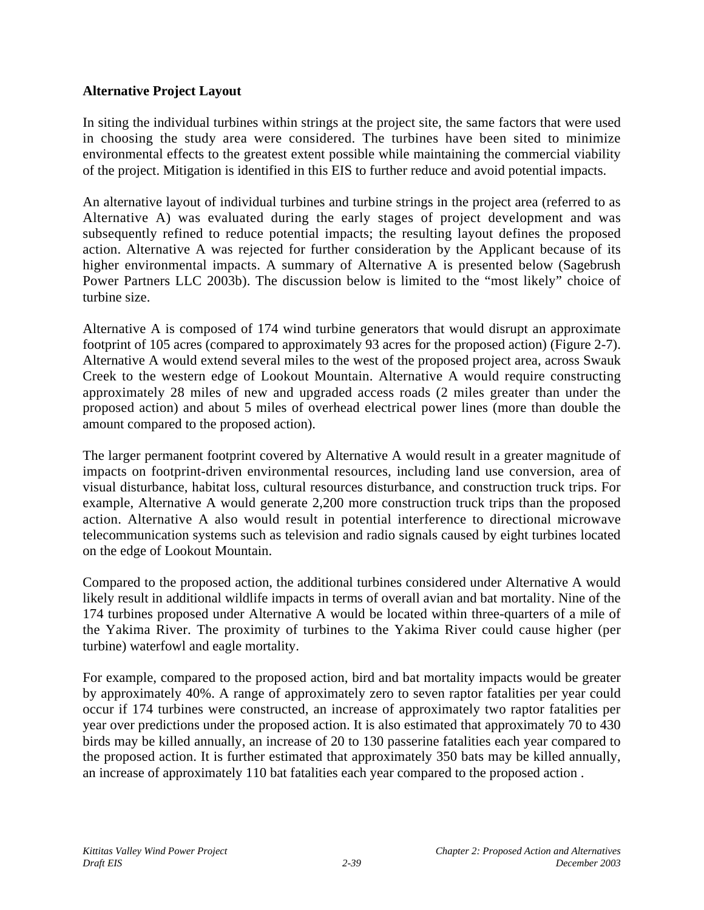**Alternative Project Layout**

In siting the individual turbines within strings at the project site, the same factors that were used in choosing the study area were considered. The turbines have been sited to minimize environmental effects to the greatest extent possible while maintaining the commercial viability of the project. Mitigation is identified in this EIS to further reduce and avoid potential impacts.

An alternative layout of individual turbines and turbine strings in the project area (referred to as Alternative A) was evaluated during the early stages of project development and was subsequently refined to reduce potential impacts; the resulting layout defines the proposed action. Alternative A was rejected for further consideration by the Applicant because of its higher environmental impacts. A summary of Alternative A is presented below (Sagebrush Power Partners LLC 2003b). The discussion below is limited to the "most likely" choice of turbine size.

Alternative A is composed of 174 wind turbine generators that would disrupt an approximate footprint of 105 acres (compared to approximately 93 acres for the proposed action) (Figure 2-7). Alternative A would extend several miles to the west of the proposed project area, across Swauk Creek to the western edge of Lookout Mountain. Alternative A would require constructing approximately 28 miles of new and upgraded access roads (2 miles greater than under the proposed action) and about 5 miles of overhead electrical power lines (more than double the amount compared to the proposed action).

The larger permanent footprint covered by Alternative A would result in a greater magnitude of impacts on footprint-driven environmental resources, including land use conversion, area of visual disturbance, habitat loss, cultural resources disturbance, and construction truck trips. For example, Alternative A would generate 2,200 more construction truck trips than the proposed action. Alternative A also would result in potential interference to directional microwave telecommunication systems such as television and radio signals caused by eight turbines located on the edge of Lookout Mountain.

Compared to the proposed action, the additional turbines considered under Alternative A would likely result in additional wildlife impacts in terms of overall avian and bat mortality. Nine of the 174 turbines proposed under Alternative A would be located within three-quarters of a mile of the Yakima River. The proximity of turbines to the Yakima River could cause higher (per turbine) waterfowl and eagle mortality.

For example, compared to the proposed action, bird and bat mortality impacts would be greater by approximately 40%. A range of approximately zero to seven raptor fatalities per year could occur if 174 turbines were constructed, an increase of approximately two raptor fatalities per year over predictions under the proposed action. It is also estimated that approximately 70 to 430 birds may be killed annually, an increase of 20 to 130 passerine fatalities each year compared to the proposed action. It is further estimated that approximately 350 bats may be killed annually, an increase of approximately 110 bat fatalities each year compared to the proposed action .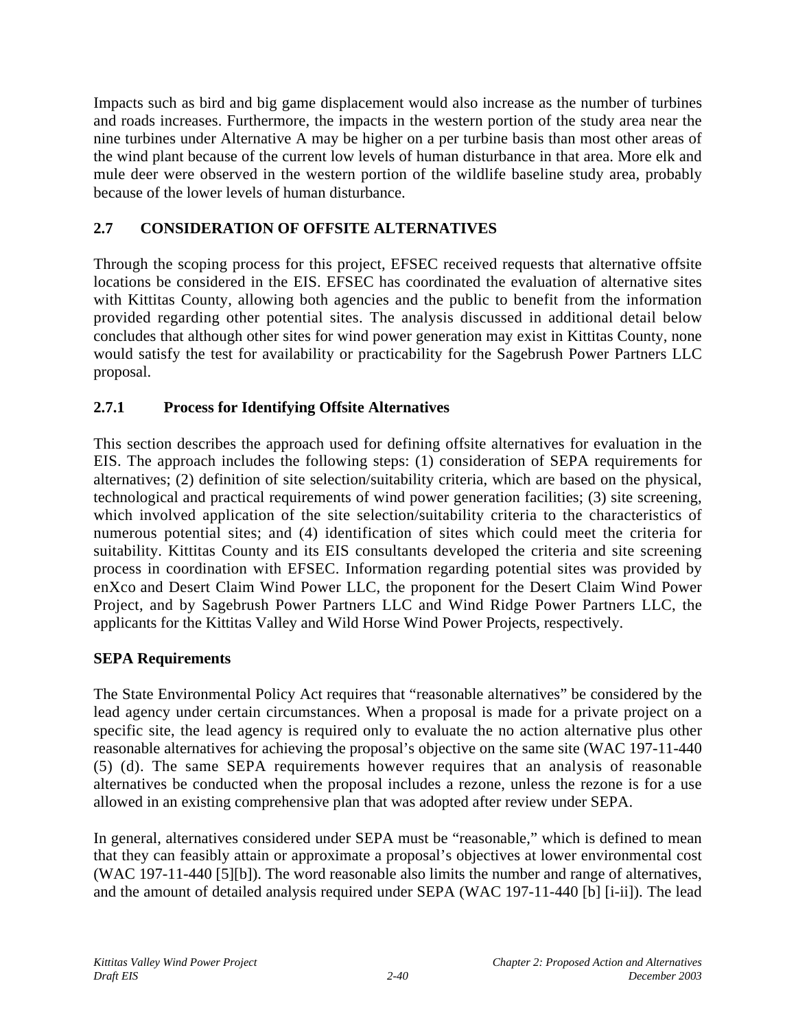Impacts such as bird and big game displacement would also increase as the number of turbines and roads increases. Furthermore, the impacts in the western portion of the study area near the nine turbines under Alternative A may be higher on a per turbine basis than most other areas of the wind plant because of the current low levels of human disturbance in that area. More elk and mule deer were observed in the western portion of the wildlife baseline study area, probably because of the lower levels of human disturbance.

## 2.7 CONSIDERATION OF OFFSITE ALTERNATIVES

Through the scoping process for this project, EFSEC received requests that alternative offsite locations be considered in the EIS. EFSEC has coordinated the evaluation of alternative sites with Kittitas County, allowing both agencies and the public to benefit from the information provided regarding other potential sites. The analysis discussed in additional detail below concludes that although other sites for wind power generation may exist in Kittitas County, none would satisfy the test for availability or practicability for the Sagebrush Power Partners LLC proposal.

### 2.7.1 Process for Identifying Offsite Alternatives

This section describes the approach used for defining offsite alternatives for evaluation in the EIS. The approach includes the following steps: (1) consideration of SEPA requirements for alternatives; (2) definition of site selection/suitability criteria, which are based on the physical, technological and practical requirements of wind power generation facilities; (3) site screening, which involved application of the site selection/suitability criteria to the characteristics of numerous potential sites; and (4) identification of sites which could meet the criteria for suitability. Kittitas County and its EIS consultants developed the criteria and site screening process in coordination with EFSEC. Information regarding potential sites was provided by enXco and Desert Claim Wind Power LLC, the proponent for the Desert Claim Wind Power Project, and by Sagebrush Power Partners LLC and Wind Ridge Power Partners LLC, the applicants for the Kittitas Valley and Wild Horse Wind Power Projects, respectively.

**SEPA Requirements**

The State Environmental Policy Act requires that "reasonable alternatives" be considered by the lead agency under certain circumstances. When a proposal is made for a private project on a specific site, the lead agency is required only to evaluate the no action alternative plus other reasonable alternatives for achieving the proposal's objective on the same site (WAC 197-11-440 (5) (d). The same SEPA requirements however requires that an analysis of reasonable alternatives be conducted when the proposal includes a rezone, unless the rezone is for a use allowed in an existing comprehensive plan that was adopted after review under SEPA.

In general, alternatives considered under SEPA must be "reasonable," which is defined to mean that they can feasibly attain or approximate a proposal's objectives at lower environmental cost (WAC 197-11-440 [5][b]). The word reasonable also limits the number and range of alternatives, and the amount of detailed analysis required under SEPA (WAC 197-11-440 [b] [i-ii]). The lead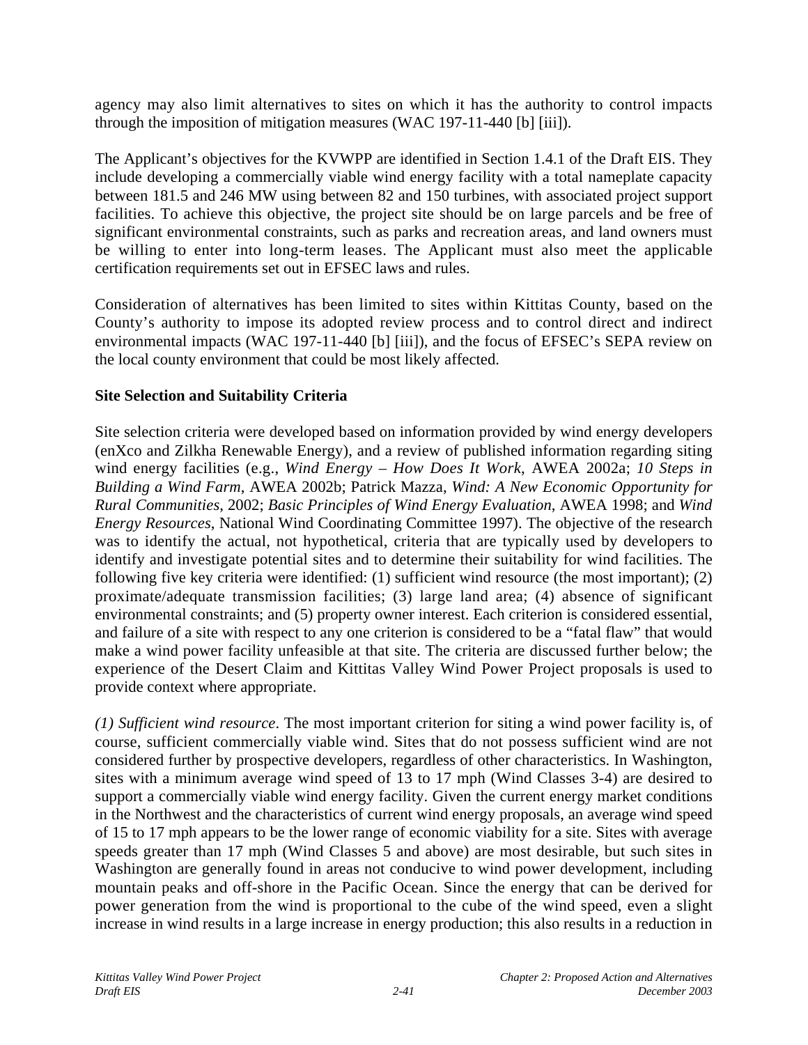agency may also limit alternatives to sites on which it has the authority to control impacts through the imposition of mitigation measures (WAC 197-11-440 [b] [iii]).

The Applicant's objectives for the KVWPP are identified in Section 1.4.1 of the Draft EIS. They include developing a commercially viable wind energy facility with a total nameplate capacity between 181.5 and 246 MW using between 82 and 150 turbines, with associated project support facilities. To achieve this objective, the project site should be on large parcels and be free of significant environmental constraints, such as parks and recreation areas, and land owners must be willing to enter into long-term leases. The Applicant must also meet the applicable certification requirements set out in EFSEC laws and rules.

Consideration of alternatives has been limited to sites within Kittitas County, based on the County's authority to impose its adopted review process and to control direct and indirect environmental impacts (WAC 197-11-440 [b] [iii]), and the focus of EFSEC's SEPA review on the local county environment that could be most likely affected.

**Site Selection and Suitability Criteria**

Site selection criteria were developed based on information provided by wind energy developers (enXco and Zilkha Renewable Energy), and a review of published information regarding siting wind energy facilities (e.g., *Wind Energy – How Does It Work*, AWEA 2002a; *10 Steps in Building a Wind Farm*, AWEA 2002b; Patrick Mazza, *Wind: A New Economic Opportunity for Rural Communities*, 2002; *Basic Principles of Wind Energy Evaluation*, AWEA 1998; and *Wind Energy Resources*, National Wind Coordinating Committee 1997). The objective of the research was to identify the actual, not hypothetical, criteria that are typically used by developers to identify and investigate potential sites and to determine their suitability for wind facilities. The following five key criteria were identified: (1) sufficient wind resource (the most important); (2) proximate/adequate transmission facilities; (3) large land area; (4) absence of significant environmental constraints; and (5) property owner interest. Each criterion is considered essential, and failure of a site with respect to any one criterion is considered to be a "fatal flaw" that would make a wind power facility unfeasible at that site. The criteria are discussed further below; the experience of the Desert Claim and Kittitas Valley Wind Power Project proposals is used to provide context where appropriate.

*(1) Sufficient wind resource*. The most important criterion for siting a wind power facility is, of course, sufficient commercially viable wind. Sites that do not possess sufficient wind are not considered further by prospective developers, regardless of other characteristics. In Washington, sites with a minimum average wind speed of 13 to 17 mph (Wind Classes 3-4) are desired to support a commercially viable wind energy facility. Given the current energy market conditions in the Northwest and the characteristics of current wind energy proposals, an average wind speed of 15 to 17 mph appears to be the lower range of economic viability for a site. Sites with average speeds greater than 17 mph (Wind Classes 5 and above) are most desirable, but such sites in Washington are generally found in areas not conducive to wind power development, including mountain peaks and off-shore in the Pacific Ocean. Since the energy that can be derived for power generation from the wind is proportional to the cube of the wind speed, even a slight increase in wind results in a large increase in energy production; this also results in a reduction in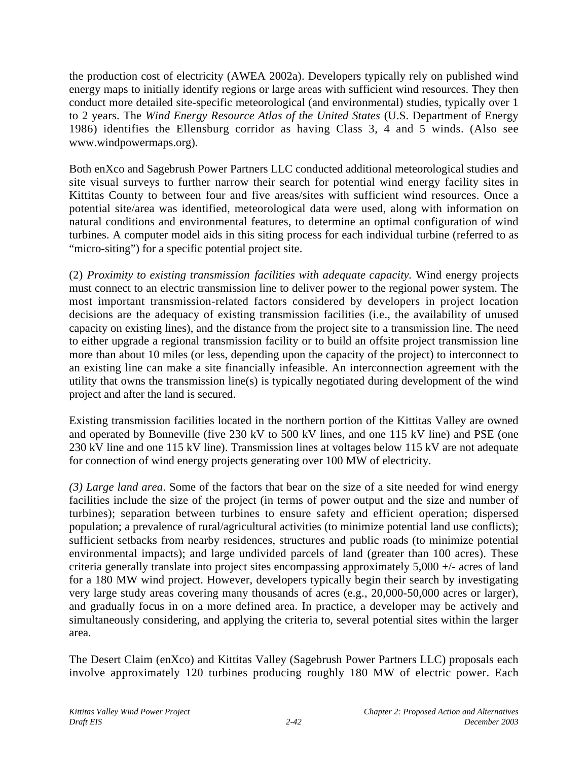the production cost of electricity (AWEA 2002a). Developers typically rely on published wind energy maps to initially identify regions or large areas with sufficient wind resources. They then conduct more detailed site-specific meteorological (and environmental) studies, typically over 1 to 2 years. The *Wind Energy Resource Atlas of the United States* (U.S. Department of Energy 1986) identifies the Ellensburg corridor as having Class 3, 4 and 5 winds. (Also see www.windpowermaps.org).

Both enXco and Sagebrush Power Partners LLC conducted additional meteorological studies and site visual surveys to further narrow their search for potential wind energy facility sites in Kittitas County to between four and five areas/sites with sufficient wind resources. Once a potential site/area was identified, meteorological data were used, along with information on natural conditions and environmental features, to determine an optimal configuration of wind turbines. A computer model aids in this siting process for each individual turbine (referred to as "micro-siting") for a specific potential project site.

(2) *Proximity to existing transmission facilities with adequate capacity.* Wind energy projects must connect to an electric transmission line to deliver power to the regional power system. The most important transmission-related factors considered by developers in project location decisions are the adequacy of existing transmission facilities (i.e., the availability of unused capacity on existing lines), and the distance from the project site to a transmission line. The need to either upgrade a regional transmission facility or to build an offsite project transmission line more than about 10 miles (or less, depending upon the capacity of the project) to interconnect to an existing line can make a site financially infeasible. An interconnection agreement with the utility that owns the transmission line(s) is typically negotiated during development of the wind project and after the land is secured.

Existing transmission facilities located in the northern portion of the Kittitas Valley are owned and operated by Bonneville (five 230 kV to 500 kV lines, and one 115 kV line) and PSE (one 230 kV line and one 115 kV line). Transmission lines at voltages below 115 kV are not adequate for connection of wind energy projects generating over 100 MW of electricity.

*(3) Large land area*. Some of the factors that bear on the size of a site needed for wind energy facilities include the size of the project (in terms of power output and the size and number of turbines); separation between turbines to ensure safety and efficient operation; dispersed population; a prevalence of rural/agricultural activities (to minimize potential land use conflicts); sufficient setbacks from nearby residences, structures and public roads (to minimize potential environmental impacts); and large undivided parcels of land (greater than 100 acres). These criteria generally translate into project sites encompassing approximately 5,000 +/- acres of land for a 180 MW wind project. However, developers typically begin their search by investigating very large study areas covering many thousands of acres (e.g., 20,000-50,000 acres or larger), and gradually focus in on a more defined area. In practice, a developer may be actively and simultaneously considering, and applying the criteria to, several potential sites within the larger area.

The Desert Claim (enXco) and Kittitas Valley (Sagebrush Power Partners LLC) proposals each involve approximately 120 turbines producing roughly 180 MW of electric power. Each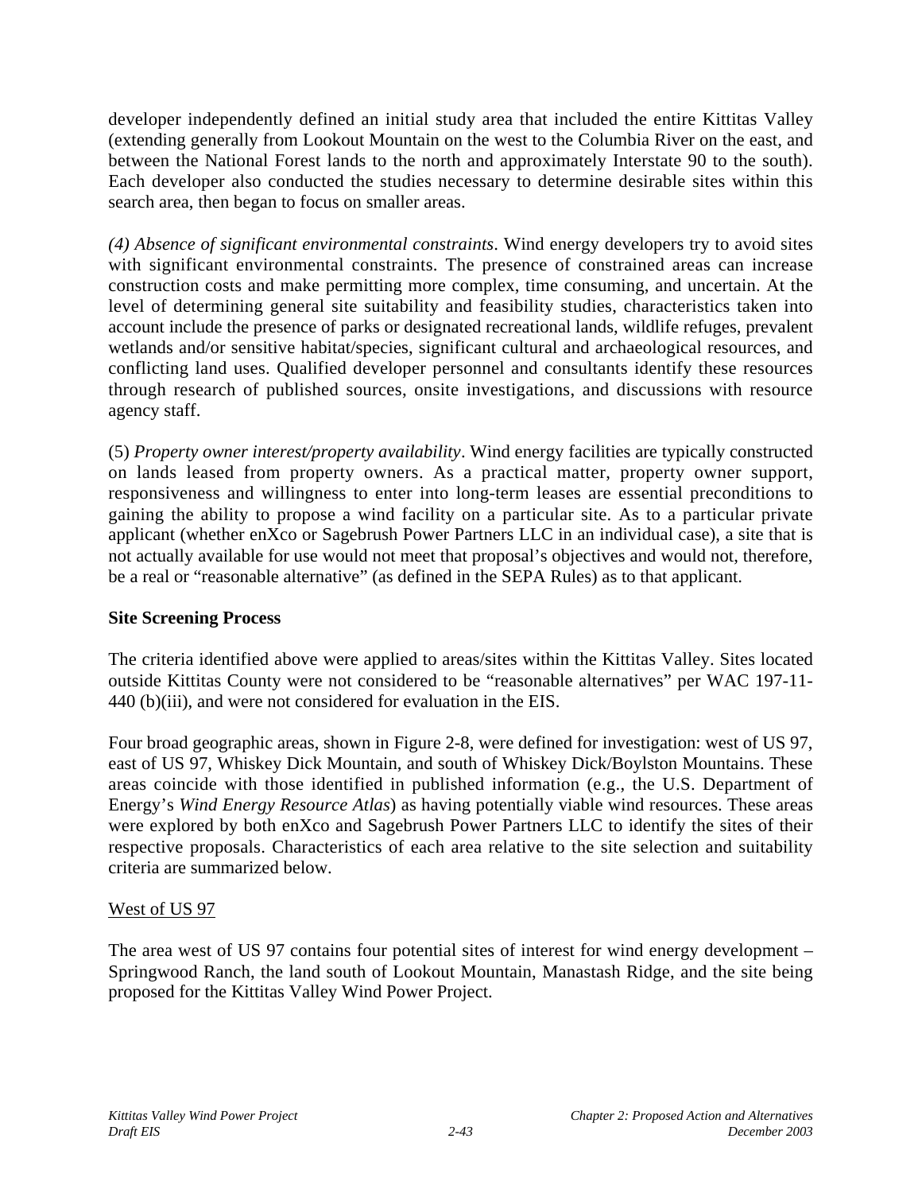developer independently defined an initial study area that included the entire Kittitas Valley (extending generally from Lookout Mountain on the west to the Columbia River on the east, and between the National Forest lands to the north and approximately Interstate 90 to the south). Each developer also conducted the studies necessary to determine desirable sites within this search area, then began to focus on smaller areas.

*(4) Absence of significant environmental constraints*. Wind energy developers try to avoid sites with significant environmental constraints. The presence of constrained areas can increase construction costs and make permitting more complex, time consuming, and uncertain. At the level of determining general site suitability and feasibility studies, characteristics taken into account include the presence of parks or designated recreational lands, wildlife refuges, prevalent wetlands and/or sensitive habitat/species, significant cultural and archaeological resources, and conflicting land uses. Qualified developer personnel and consultants identify these resources through research of published sources, onsite investigations, and discussions with resource agency staff.

(5) *Property owner interest/property availability*. Wind energy facilities are typically constructed on lands leased from property owners. As a practical matter, property owner support, responsiveness and willingness to enter into long-term leases are essential preconditions to gaining the ability to propose a wind facility on a particular site. As to a particular private applicant (whether enXco or Sagebrush Power Partners LLC in an individual case), a site that is not actually available for use would not meet that proposal's objectives and would not, therefore, be a real or "reasonable alternative" (as defined in the SEPA Rules) as to that applicant.

## Site Screening Process

The criteria identified above were applied to areas/sites within the Kittitas Valley. Sites located outside Kittitas County were not considered to be "reasonable alternatives" per WAC 197-11-440 (b)(iii), and were not considered for evaluation in the EIS.

Four broad geographic areas, shown in Figure 2-8, were defined for investigation: west of US 97, east of US 97, Whiskey Dick Mountain, and south of Whiskey Dick/Boylston Mountains. These areas coincide with those identified in published information (e.g., the U.S. Department of Energy's *Wind Energy Resource Atlas*) as having potentially viable wind resources. These areas were explored by both enXco and Sagebrush Power Partners LLC to identify the sites of their respective proposals. Characteristics of each area relative to the site selection and suitability criteria are summarized below.

### West of US 97

The area west of US 97 contains four potential sites of interest for wind energy development – Springwood Ranch, the land south of Lookout Mountain, Manastash Ridge, and the site being proposed for the Kittitas Valley Wind Power Project.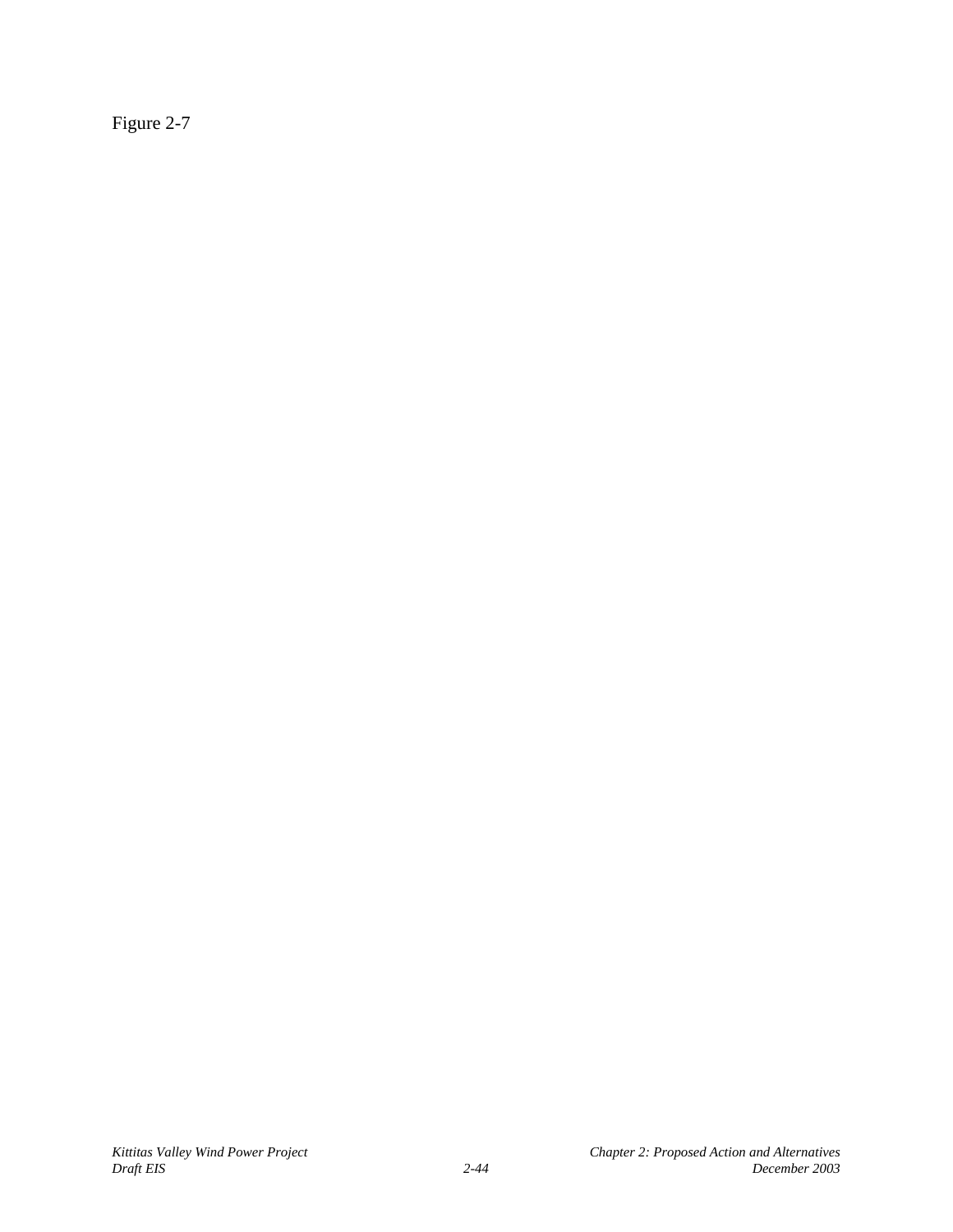Figure 2-7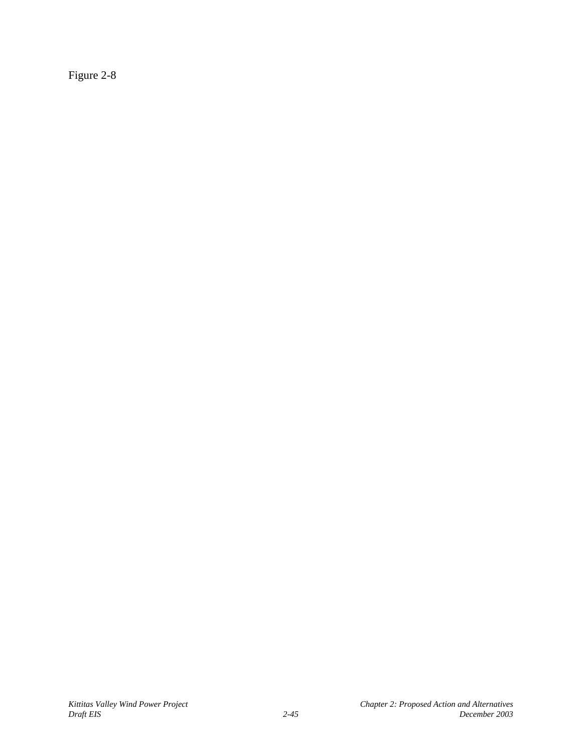Figure 2-8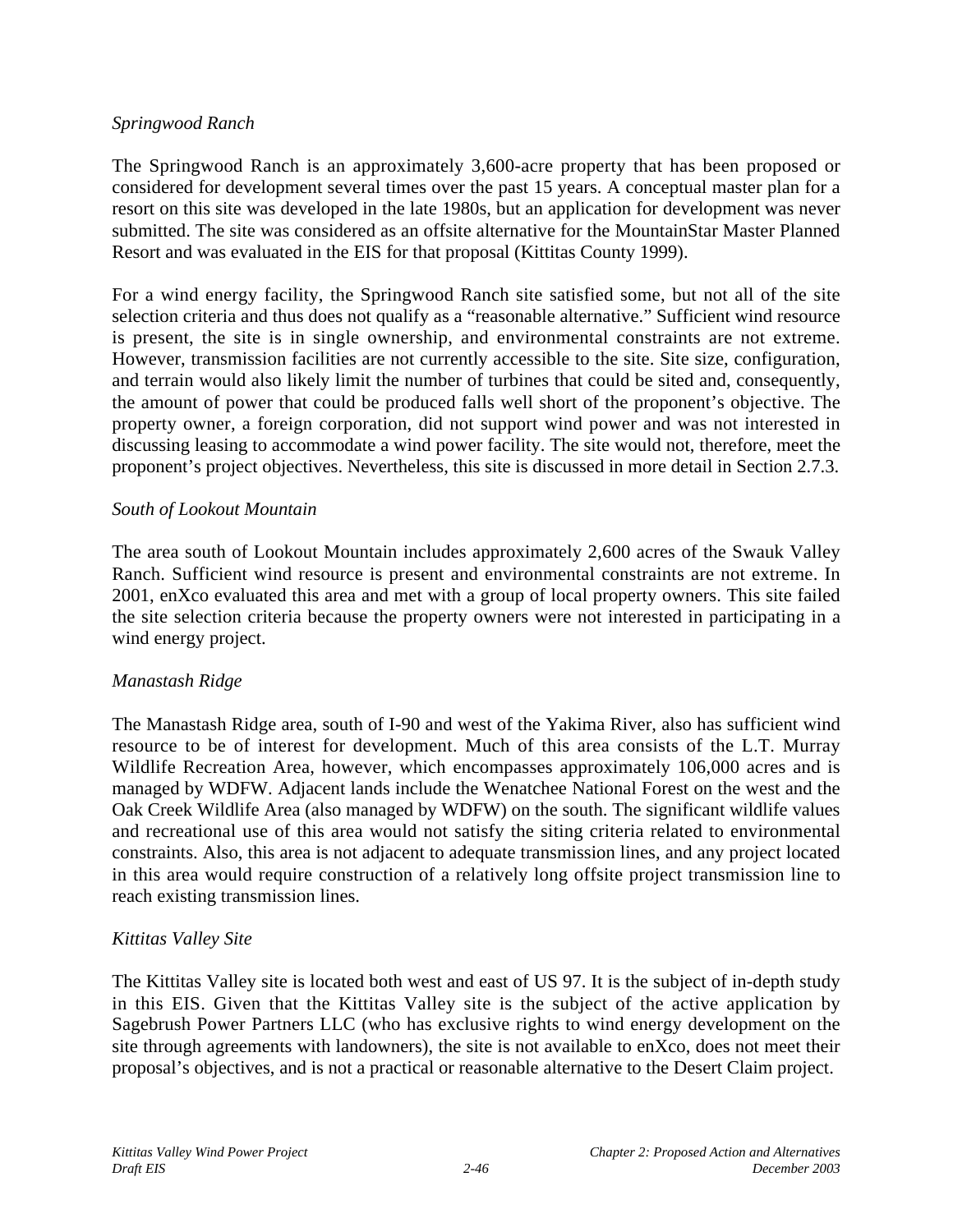*Springwood Ranch*

The Springwood Ranch is an approximately 3,600-acre property that has been proposed or considered for development several times over the past 15 years. A conceptual master plan for a resort on this site was developed in the late 1980s, but an application for development was never submitted. The site was considered as an offsite alternative for the MountainStar Master Planned Resort and was evaluated in the EIS for that proposal (Kittitas County 1999).

For a wind energy facility, the Springwood Ranch site satisfied some, but not all of the site selection criteria and thus does not qualify as a "reasonable alternative." Sufficient wind resource is present, the site is in single ownership, and environmental constraints are not extreme. However, transmission facilities are not currently accessible to the site. Site size, configuration, and terrain would also likely limit the number of turbines that could be sited and, consequently, the amount of power that could be produced falls well short of the proponent's objective. The property owner, a foreign corporation, did not support wind power and was not interested in discussing leasing to accommodate a wind power facility. The site would not, therefore, meet the proponent's project objectives. Nevertheless, this site is discussed in more detail in Section 2.7.3.

*South of Lookout Mountain*

The area south of Lookout Mountain includes approximately 2,600 acres of the Swauk Valley Ranch. Sufficient wind resource is present and environmental constraints are not extreme. In 2001, enXco evaluated this area and met with a group of local property owners. This site failed the site selection criteria because the property owners were not interested in participating in a wind energy project.

*Manastash Ridge*

The Manastash Ridge area, south of I-90 and west of the Yakima River, also has sufficient wind resource to be of interest for development. Much of this area consists of the L.T. Murray Wildlife Recreation Area, however, which encompasses approximately 106,000 acres and is managed by WDFW. Adjacent lands include the Wenatchee National Forest on the west and the Oak Creek Wildlife Area (also managed by WDFW) on the south. The significant wildlife values and recreational use of this area would not satisfy the siting criteria related to environmental constraints. Also, this area is not adjacent to adequate transmission lines, and any project located in this area would require construction of a relatively long offsite project transmission line to reach existing transmission lines.

*Kittitas Valley Site*

The Kittitas Valley site is located both west and east of US 97. It is the subject of in-depth study in this EIS. Given that the Kittitas Valley site is the subject of the active application by Sagebrush Power Partners LLC (who has exclusive rights to wind energy development on the site through agreements with landowners), the site is not available to enXco, does not meet their proposal's objectives, and is not a practical or reasonable alternative to the Desert Claim project.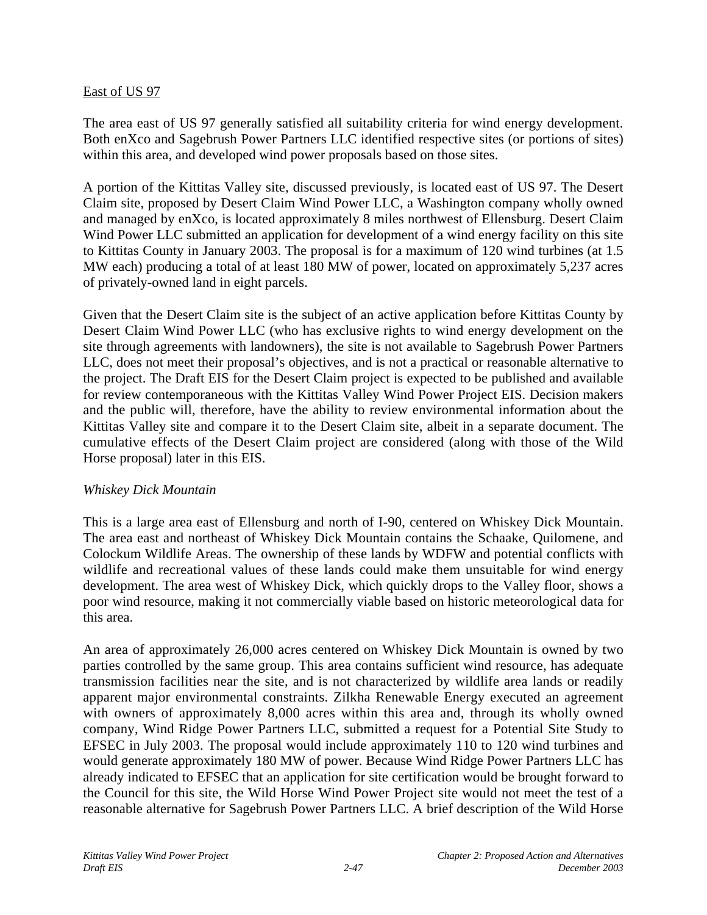East of US 97

The area east of US 97 generally satisfied all suitability criteria for wind energy development. Both enXco and Sagebrush Power Partners LLC identified respective sites (or portions of sites) within this area, and developed wind power proposals based on those sites.

A portion of the Kittitas Valley site, discussed previously, is located east of US 97. The Desert Claim site, proposed by Desert Claim Wind Power LLC, a Washington company wholly owned and managed by enXco, is located approximately 8 miles northwest of Ellensburg. Desert Claim Wind Power LLC submitted an application for development of a wind energy facility on this site to Kittitas County in January 2003. The proposal is for a maximum of 120 wind turbines (at 1.5 MW each) producing a total of at least 180 MW of power, located on approximately 5,237 acres of privately-owned land in eight parcels.

Given that the Desert Claim site is the subject of an active application before Kittitas County by Desert Claim Wind Power LLC (who has exclusive rights to wind energy development on the site through agreements with landowners), the site is not available to Sagebrush Power Partners LLC, does not meet their proposal's objectives, and is not a practical or reasonable alternative to the project. The Draft EIS for the Desert Claim project is expected to be published and available for review contemporaneous with the Kittitas Valley Wind Power Project EIS. Decision makers and the public will, therefore, have the ability to review environmental information about the Kittitas Valley site and compare it to the Desert Claim site, albeit in a separate document. The cumulative effects of the Desert Claim project are considered (along with those of the Wild Horse proposal) later in this EIS.

*Whiskey Dick Mountain*

This is a large area east of Ellensburg and north of I-90, centered on Whiskey Dick Mountain. The area east and northeast of Whiskey Dick Mountain contains the Schaake, Quilomene, and Colockum Wildlife Areas. The ownership of these lands by WDFW and potential conflicts with wildlife and recreational values of these lands could make them unsuitable for wind energy development. The area west of Whiskey Dick, which quickly drops to the Valley floor, shows a poor wind resource, making it not commercially viable based on historic meteorological data for this area.

An area of approximately 26,000 acres centered on Whiskey Dick Mountain is owned by two parties controlled by the same group. This area contains sufficient wind resource, has adequate transmission facilities near the site, and is not characterized by wildlife area lands or readily apparent major environmental constraints. Zilkha Renewable Energy executed an agreement with owners of approximately 8,000 acres within this area and, through its wholly owned company, Wind Ridge Power Partners LLC, submitted a request for a Potential Site Study to EFSEC in July 2003. The proposal would include approximately 110 to 120 wind turbines and would generate approximately 180 MW of power. Because Wind Ridge Power Partners LLC has already indicated to EFSEC that an application for site certification would be brought forward to the Council for this site, the Wild Horse Wind Power Project site would not meet the test of a reasonable alternative for Sagebrush Power Partners LLC. A brief description of the Wild Horse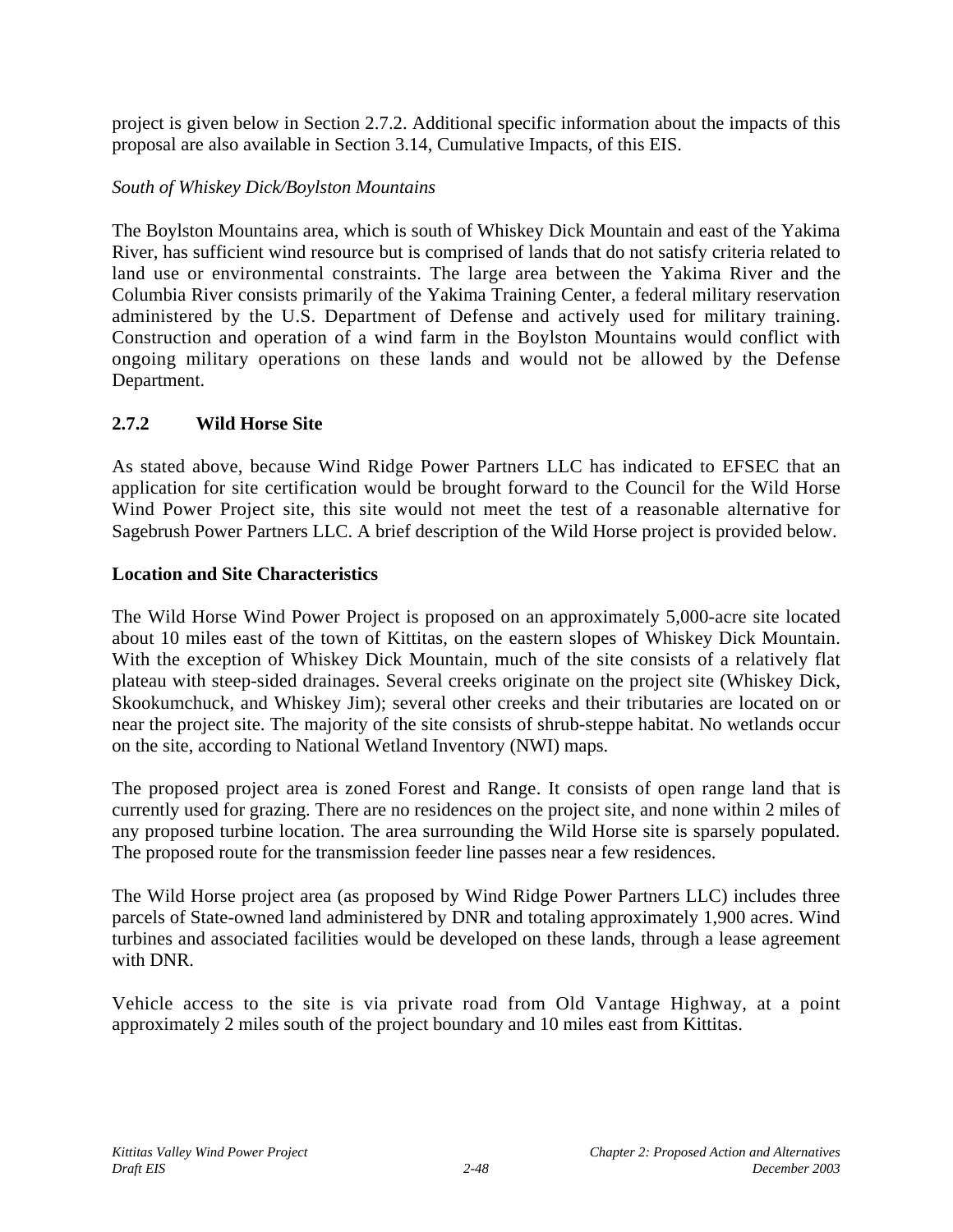project is given below in Section 2.7.2. Additional specific information about the impacts of this proposal are also available in Section 3.14, Cumulative Impacts, of this EIS.

*South of Whiskey Dick/Boylston Mountains*

The Boylston Mountains area, which is south of Whiskey Dick Mountain and east of the Yakima River, has sufficient wind resource but is comprised of lands that do not satisfy criteria related to land use or environmental constraints. The large area between the Yakima River and the Columbia River consists primarily of the Yakima Training Center, a federal military reservation administered by the U.S. Department of Defense and actively used for military training. Construction and operation of a wind farm in the Boylston Mountains would conflict with ongoing military operations on these lands and would not be allowed by the Defense Department.

### 2.7.2 Wild Horse Site

As stated above, because Wind Ridge Power Partners LLC has indicated to EFSEC that an application for site certification would be brought forward to the Council for the Wild Horse Wind Power Project site, this site would not meet the test of a reasonable alternative for Sagebrush Power Partners LLC. A brief description of the Wild Horse project is provided below.

**Location and Site Characteristics**

The Wild Horse Wind Power Project is proposed on an approximately 5,000-acre site located about 10 miles east of the town of Kittitas, on the eastern slopes of Whiskey Dick Mountain. With the exception of Whiskey Dick Mountain, much of the site consists of a relatively flat plateau with steep-sided drainages. Several creeks originate on the project site (Whiskey Dick, Skookumchuck, and Whiskey Jim); several other creeks and their tributaries are located on or near the project site. The majority of the site consists of shrub-steppe habitat. No wetlands occur on the site, according to National Wetland Inventory (NWI) maps.

The proposed project area is zoned Forest and Range. It consists of open range land that is currently used for grazing. There are no residences on the project site, and none within 2 miles of any proposed turbine location. The area surrounding the Wild Horse site is sparsely populated. The proposed route for the transmission feeder line passes near a few residences.

The Wild Horse project area (as proposed by Wind Ridge Power Partners LLC) includes three parcels of State-owned land administered by DNR and totaling approximately 1,900 acres. Wind turbines and associated facilities would be developed on these lands, through a lease agreement with DNR.

Vehicle access to the site is via private road from Old Vantage Highway, at a point approximately 2 miles south of the project boundary and 10 miles east from Kittitas.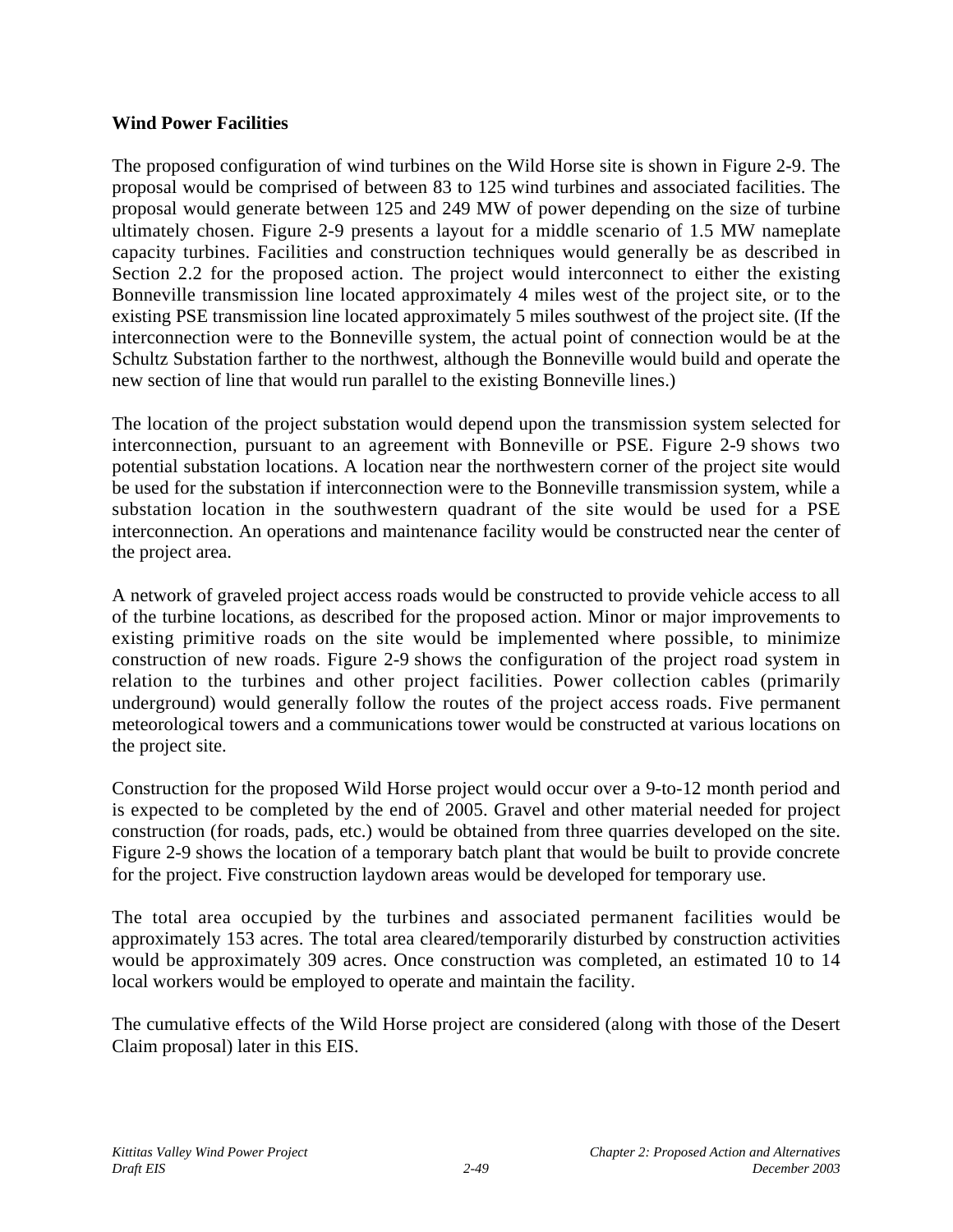**Wind Power Facilities**

The proposed configuration of wind turbines on the Wild Horse site is shown in Figure 2-9. The proposal would be comprised of between 83 to 125 wind turbines and associated facilities. The proposal would generate between 125 and 249 MW of power depending on the size of turbine ultimately chosen. Figure 2-9 presents a layout for a middle scenario of 1.5 MW nameplate capacity turbines. Facilities and construction techniques would generally be as described in Section 2.2 for the proposed action. The project would interconnect to either the existing Bonneville transmission line located approximately 4 miles west of the project site, or to the existing PSE transmission line located approximately 5 miles southwest of the project site. (If the interconnection were to the Bonneville system, the actual point of connection would be at the Schultz Substation farther to the northwest, although the Bonneville would build and operate the new section of line that would run parallel to the existing Bonneville lines.)

The location of the project substation would depend upon the transmission system selected for interconnection, pursuant to an agreement with Bonneville or PSE. Figure 2-9 shows two potential substation locations. A location near the northwestern corner of the project site would be used for the substation if interconnection were to the Bonneville transmission system, while a substation location in the southwestern quadrant of the site would be used for a PSE interconnection. An operations and maintenance facility would be constructed near the center of the project area.

A network of graveled project access roads would be constructed to provide vehicle access to all of the turbine locations, as described for the proposed action. Minor or major improvements to existing primitive roads on the site would be implemented where possible, to minimize construction of new roads. Figure 2-9 shows the configuration of the project road system in relation to the turbines and other project facilities. Power collection cables (primarily underground) would generally follow the routes of the project access roads. Five permanent meteorological towers and a communications tower would be constructed at various locations on the project site.

Construction for the proposed Wild Horse project would occur over a 9-to-12 month period and is expected to be completed by the end of 2005. Gravel and other material needed for project construction (for roads, pads, etc.) would be obtained from three quarries developed on the site. Figure 2-9 shows the location of a temporary batch plant that would be built to provide concrete for the project. Five construction laydown areas would be developed for temporary use.

The total area occupied by the turbines and associated permanent facilities would be approximately 153 acres. The total area cleared/temporarily disturbed by construction activities would be approximately 309 acres. Once construction was completed, an estimated 10 to 14 local workers would be employed to operate and maintain the facility.

The cumulative effects of the Wild Horse project are considered (along with those of the Desert Claim proposal) later in this EIS.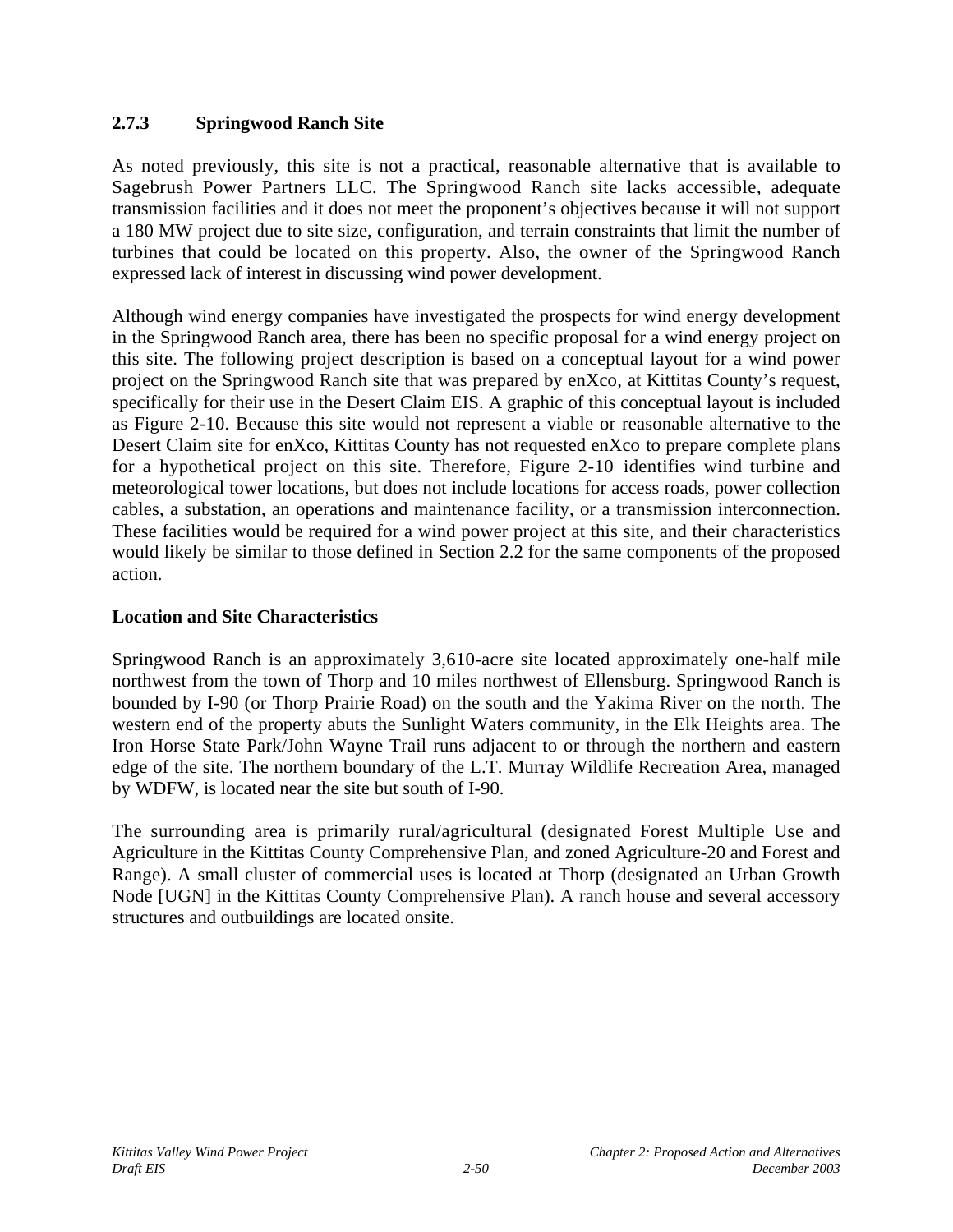### 2.7.3 Springwood Ranch Site

As noted previously, this site is not a practical, reasonable alternative that is available to Sagebrush Power Partners LLC. The Springwood Ranch site lacks accessible, adequate transmission facilities and it does not meet the proponent's objectives because it will not support a 180 MW project due to site size, configuration, and terrain constraints that limit the number of turbines that could be located on this property. Also, the owner of the Springwood Ranch expressed lack of interest in discussing wind power development.

Although wind energy companies have investigated the prospects for wind energy development in the Springwood Ranch area, there has been no specific proposal for a wind energy project on this site. The following project description is based on a conceptual layout for a wind power project on the Springwood Ranch site that was prepared by enXco, at Kittitas County's request, specifically for their use in the Desert Claim EIS. A graphic of this conceptual layout is included as Figure 2-10. Because this site would not represent a viable or reasonable alternative to the Desert Claim site for enXco, Kittitas County has not requested enXco to prepare complete plans for a hypothetical project on this site. Therefore, Figure 2-10 identifies wind turbine and meteorological tower locations, but does not include locations for access roads, power collection cables, a substation, an operations and maintenance facility, or a transmission interconnection. These facilities would be required for a wind power project at this site, and their characteristics would likely be similar to those defined in Section 2.2 for the same components of the proposed action.

**Location and Site Characteristics**

Springwood Ranch is an approximately 3,610-acre site located approximately one-half mile northwest from the town of Thorp and 10 miles northwest of Ellensburg. Springwood Ranch is bounded by I-90 (or Thorp Prairie Road) on the south and the Yakima River on the north. The western end of the property abuts the Sunlight Waters community, in the Elk Heights area. The Iron Horse State Park/John Wayne Trail runs adjacent to or through the northern and eastern edge of the site. The northern boundary of the L.T. Murray Wildlife Recreation Area, managed by WDFW, is located near the site but south of I-90.

The surrounding area is primarily rural/agricultural (designated Forest Multiple Use and Agriculture in the Kittitas County Comprehensive Plan, and zoned Agriculture-20 and Forest and Range). A small cluster of commercial uses is located at Thorp (designated an Urban Growth Node [UGN] in the Kittitas County Comprehensive Plan). A ranch house and several accessory structures and outbuildings are located onsite.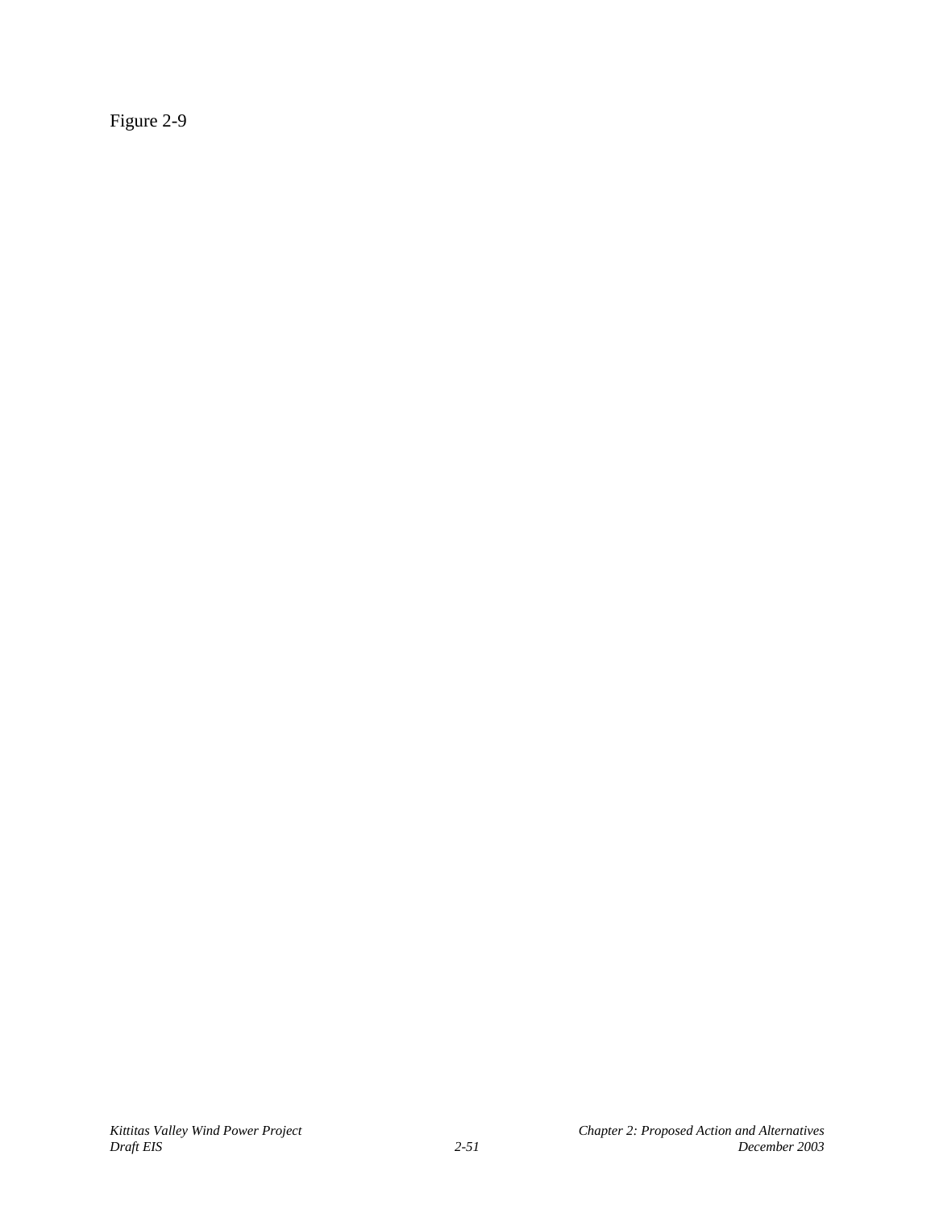Figure 2-9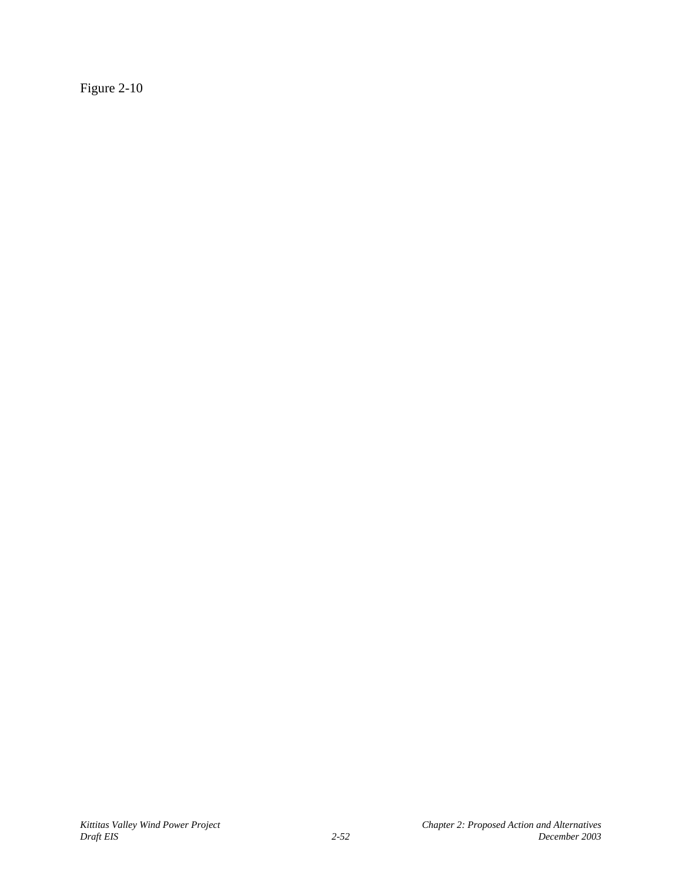Figure 2-10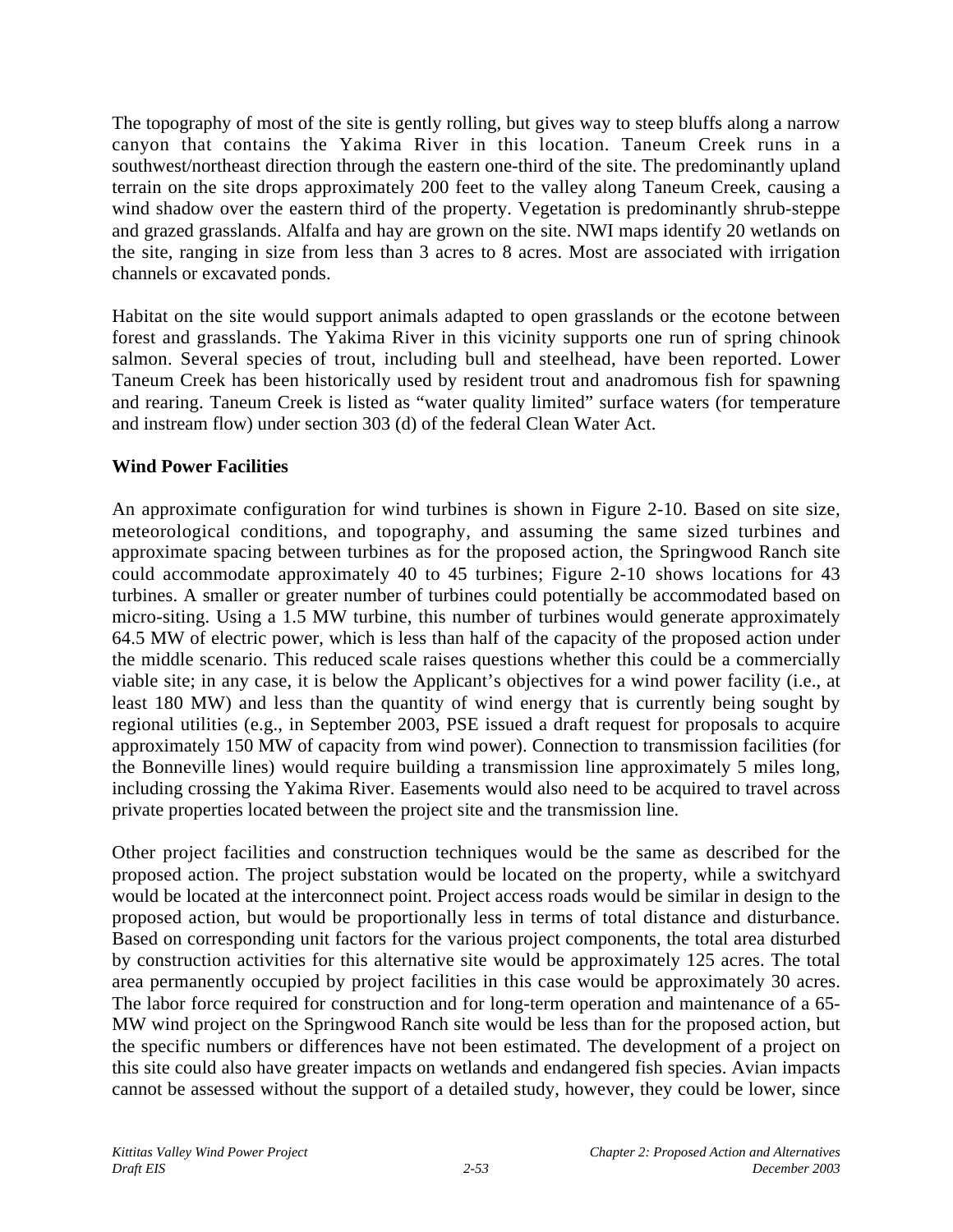The topography of most of the site is gently rolling, but gives way to steep bluffs along a narrow canyon that contains the Yakima River in this location. Taneum Creek runs in a southwest/northeast direction through the eastern one-third of the site. The predominantly upland terrain on the site drops approximately 200 feet to the valley along Taneum Creek, causing a wind shadow over the eastern third of the property. Vegetation is predominantly shrub-steppe and grazed grasslands. Alfalfa and hay are grown on the site. NWI maps identify 20 wetlands on the site, ranging in size from less than 3 acres to 8 acres. Most are associated with irrigation channels or excavated ponds.

Habitat on the site would support animals adapted to open grasslands or the ecotone between forest and grasslands. The Yakima River in this vicinity supports one run of spring chinook salmon. Several species of trout, including bull and steelhead, have been reported. Lower Taneum Creek has been historically used by resident trout and anadromous fish for spawning and rearing. Taneum Creek is listed as "water quality limited" surface waters (for temperature and instream flow) under section 303 (d) of the federal Clean Water Act.

**Wind Power Facilities**

An approximate configuration for wind turbines is shown in Figure 2-10. Based on site size, meteorological conditions, and topography, and assuming the same sized turbines and approximate spacing between turbines as for the proposed action, the Springwood Ranch site could accommodate approximately 40 to 45 turbines; Figure 2-10 shows locations for 43 turbines. A smaller or greater number of turbines could potentially be accommodated based on micro-siting. Using a 1.5 MW turbine, this number of turbines would generate approximately 64.5 MW of electric power, which is less than half of the capacity of the proposed action under the middle scenario. This reduced scale raises questions whether this could be a commercially viable site; in any case, it is below the Applicant's objectives for a wind power facility (i.e., at least 180 MW) and less than the quantity of wind energy that is currently being sought by regional utilities (e.g., in September 2003, PSE issued a draft request for proposals to acquire approximately 150 MW of capacity from wind power). Connection to transmission facilities (for the Bonneville lines) would require building a transmission line approximately 5 miles long, including crossing the Yakima River. Easements would also need to be acquired to travel across private properties located between the project site and the transmission line.

Other project facilities and construction techniques would be the same as described for the proposed action. The project substation would be located on the property, while a switchyard would be located at the interconnect point. Project access roads would be similar in design to the proposed action, but would be proportionally less in terms of total distance and disturbance. Based on corresponding unit factors for the various project components, the total area disturbed by construction activities for this alternative site would be approximately 125 acres. The total area permanently occupied by project facilities in this case would be approximately 30 acres. The labor force required for construction and for long-term operation and maintenance of a 65-MW wind project on the Springwood Ranch site would be less than for the proposed action, but the specific numbers or differences have not been estimated. The development of a project on this site could also have greater impacts on wetlands and endangered fish species. Avian impacts cannot be assessed without the support of a detailed study, however, they could be lower, since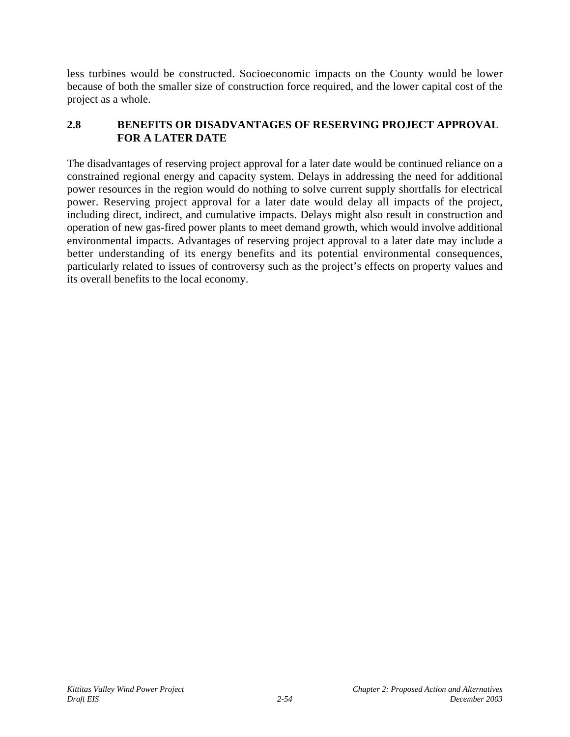less turbines would be constructed. Socioeconomic impacts on the County would be lower because of both the smaller size of construction force required, and the lower capital cost of the project as a whole.

## 2.8 BENEFITS OR DISADVANTAGES OF RESERVING PROJECT APPROVAL FOR A LATER DATE

The disadvantages of reserving project approval for a later date would be continued reliance on a constrained regional energy and capacity system. Delays in addressing the need for additional power resources in the region would do nothing to solve current supply shortfalls for electrical power. Reserving project approval for a later date would delay all impacts of the project, including direct, indirect, and cumulative impacts. Delays might also result in construction and operation of new gas-fired power plants to meet demand growth, which would involve additional environmental impacts. Advantages of reserving project approval to a later date may include a better understanding of its energy benefits and its potential environmental consequences, particularly related to issues of controversy such as the project's effects on property values and its overall benefits to the local economy.